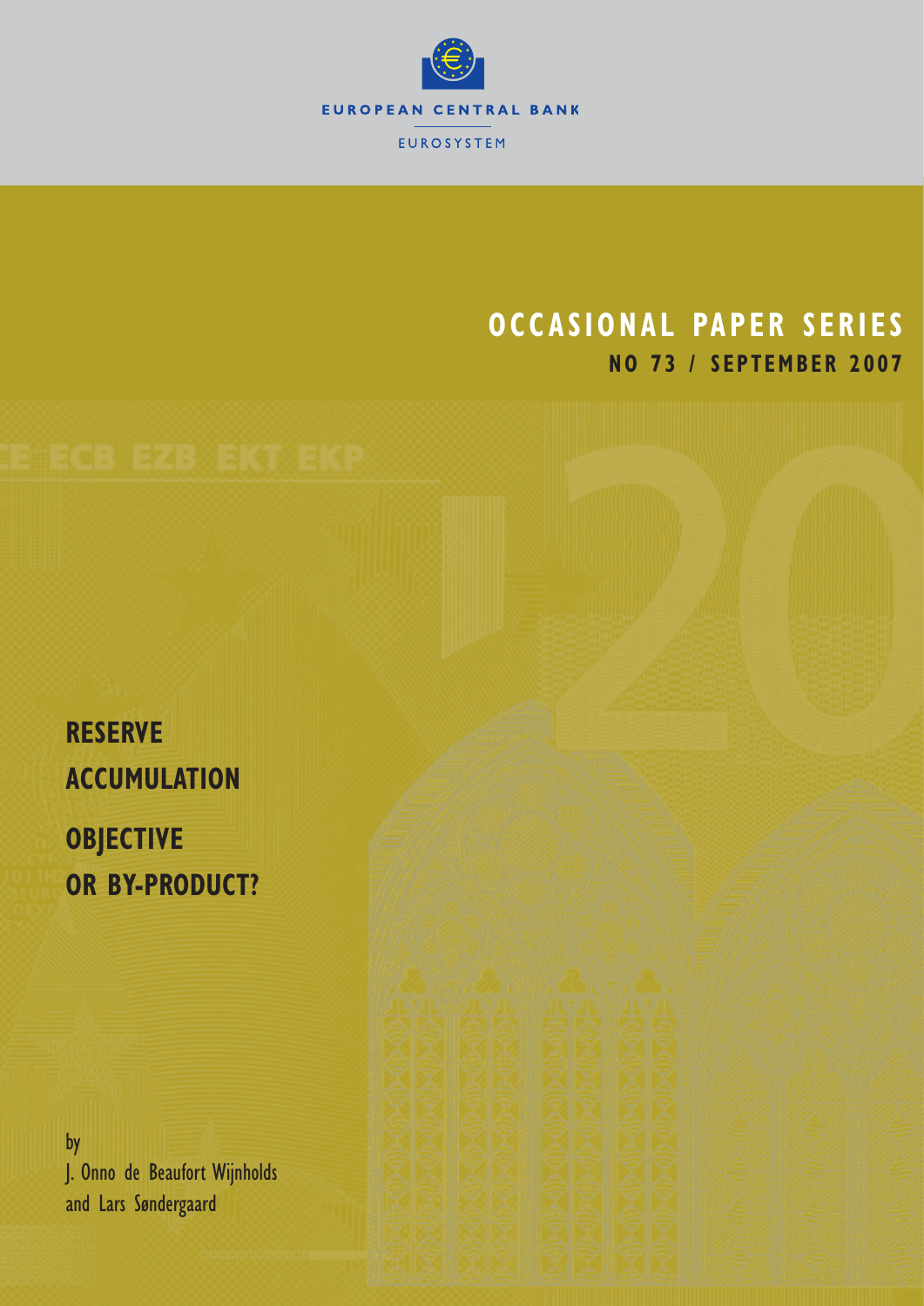EUROPEAN CENTRAL BANK

EUROSYSTEM

# OCCASIONAL PAPER SERIES

## NO 73 / SEPTEMBER 2007

# RESERVE ACCUMULATION

# OBJECTIVE OR BY-PRODUCT?

by
J. Onno de Beaufort Wijnholds
and Lars Søndergaard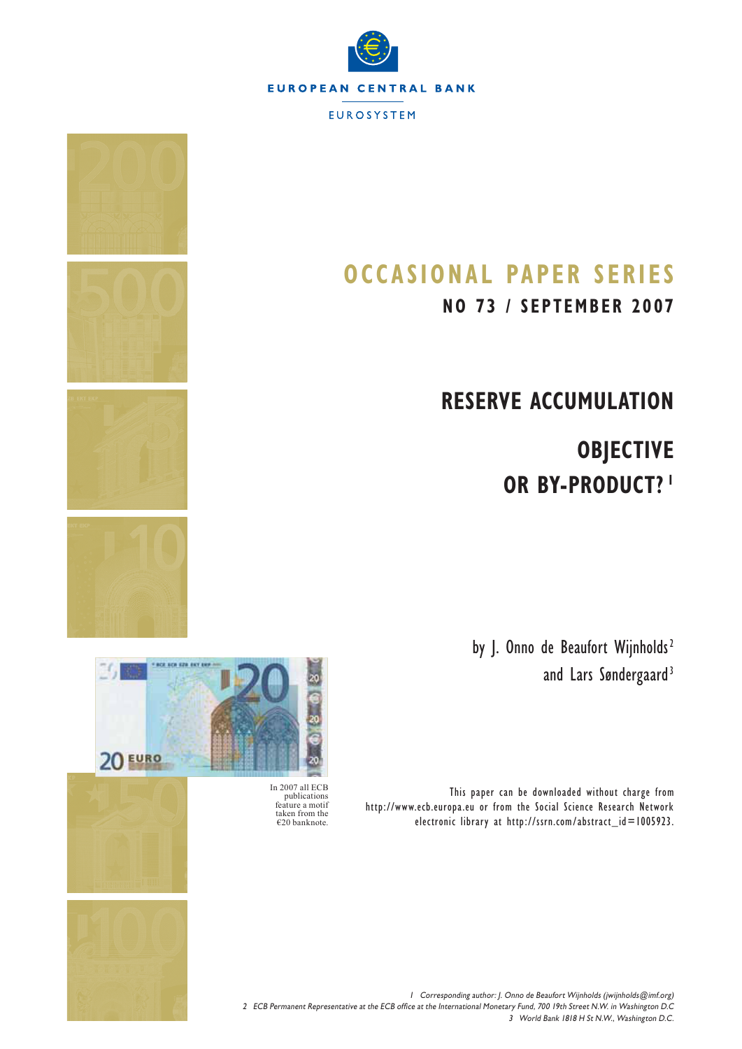EUROPEAN CENTRAL BANK

EUROSYSTEM

# OCCASIONAL PAPER SERIES

## NO 73 / SEPTEMBER 2007

# RESERVE ACCUMULATION

# OBJECTIVE OR BY-PRODUCT? [1]

by J. Onno de Beaufort Wijnholds [2] and Lars Søndergaard [3]

In 2007 all ECB publications feature a motif taken from the €20 banknote.

This paper can be downloaded without charge from http://www.ecb.europa.eu or from the Social Science Research Network electronic library at http://ssrn.com/abstract_id=1005923.

1 Corresponding author: J. Onno de Beaufort Wijnholds (jwijnholds@imf.org)

2 ECB Permanent Representative at the ECB office at the International Monetary Fund, 700 19th Street N.W. in Washington D.C

3 World Bank 1818 H St N.W., Washington D.C.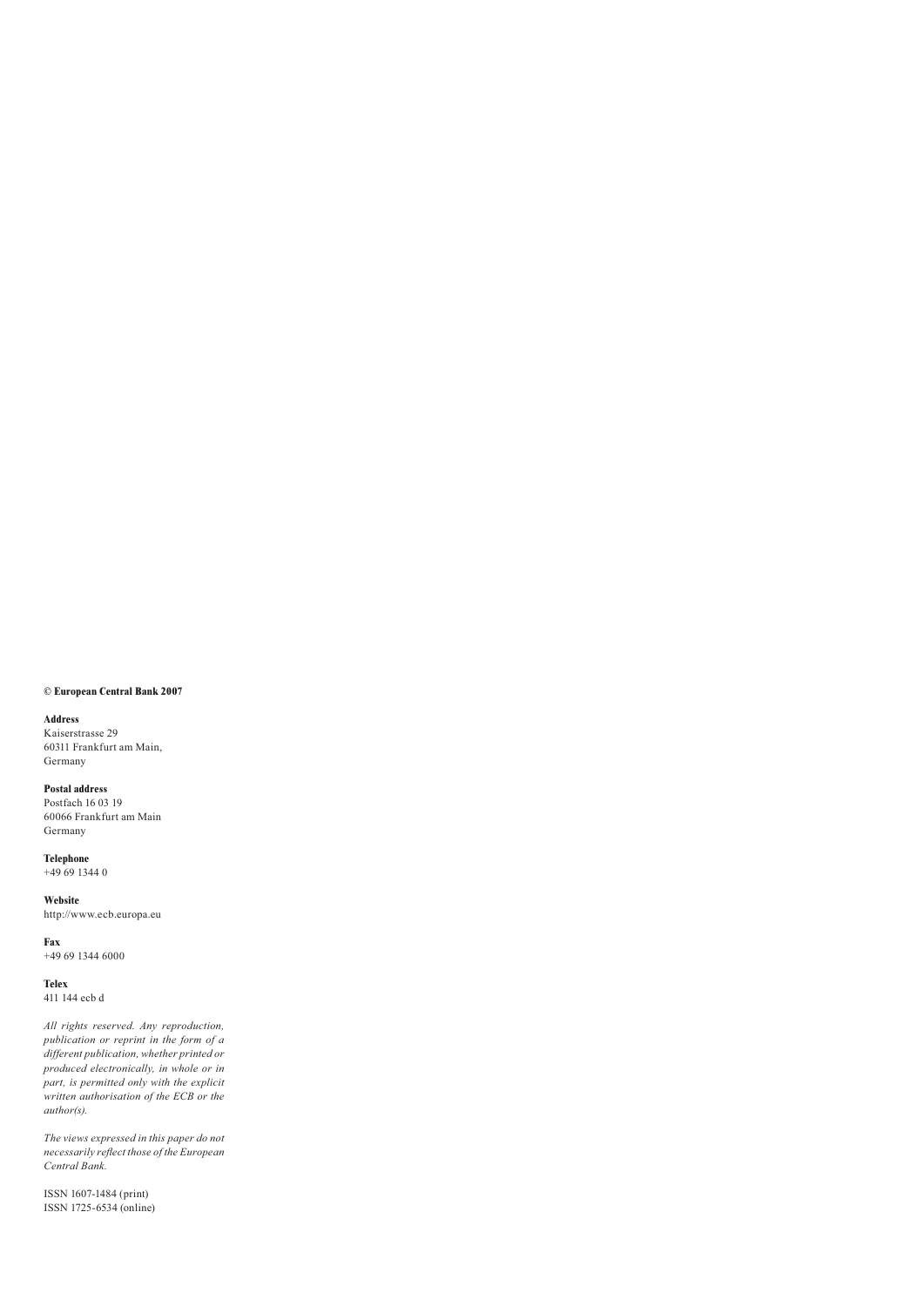**© European Central Bank 2007**

**Address**
Kaiserstrasse 29
60311 Frankfurt am Main,
Germany

**Postal address**
Postfach 16 03 19
60066 Frankfurt am Main
Germany

**Telephone**
+49 69 1344 0

**Website**
http://www.ecb.europa.eu

**Fax**
+49 69 1344 6000

**Telex**
411 144 ecb d

*All rights reserved. Any reproduction, publication or reprint in the form of a different publication, whether printed or produced electronically, in whole or in part, is permitted only with the explicit written authorisation of the ECB or the author(s).*

*The views expressed in this paper do not necessarily reflect those of the European Central Bank.*

ISSN 1607-1484 (print)
ISSN 1725-6534 (online)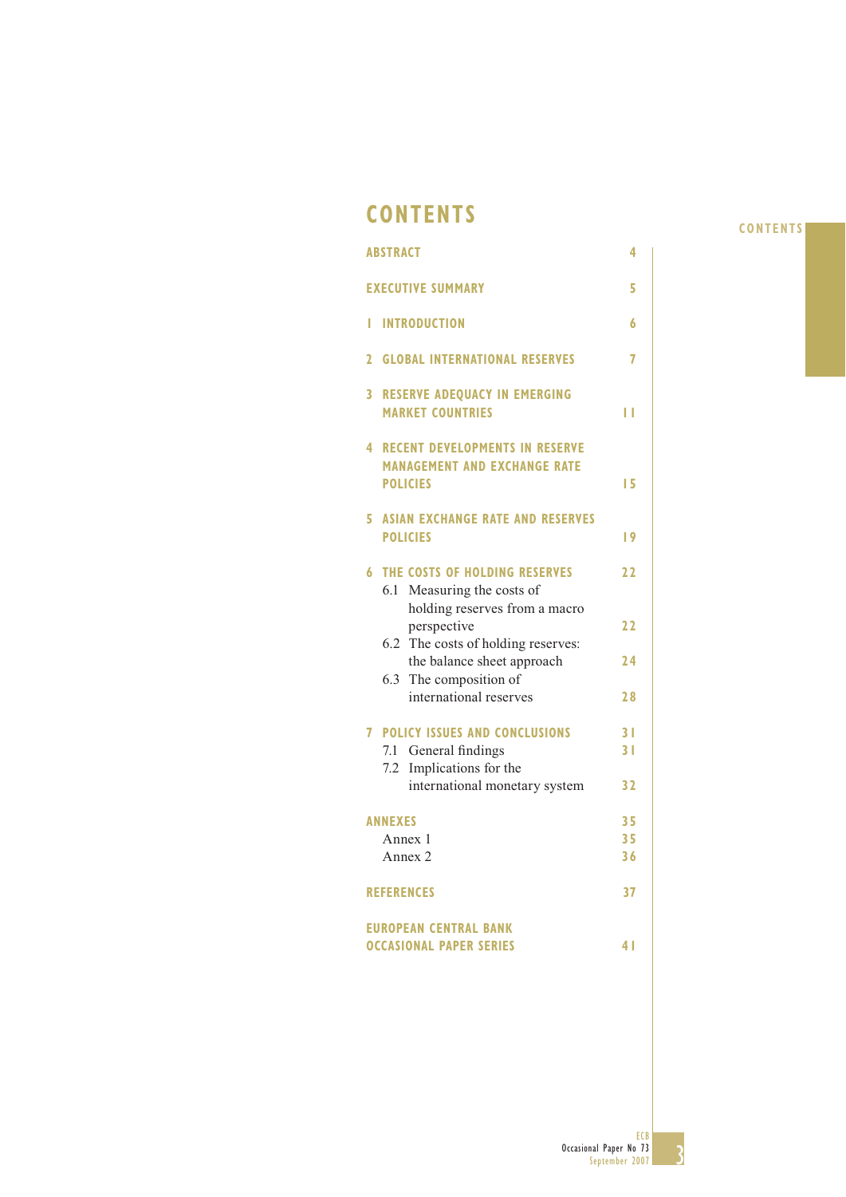# CONTENTS

| | |
|---|---|
| **ABSTRACT** | 4 |
| **EXECUTIVE SUMMARY** | 5 |
| **1 INTRODUCTION** | 6 |
| **2 GLOBAL INTERNATIONAL RESERVES** | 7 |
| **3 RESERVE ADEQUACY IN EMERGING MARKET COUNTRIES** | 11 |
| **4 RECENT DEVELOPMENTS IN RESERVE MANAGEMENT AND EXCHANGE RATE POLICIES** | 15 |
| **5 ASIAN EXCHANGE RATE AND RESERVES POLICIES** | 19 |
| **6 THE COSTS OF HOLDING RESERVES** | 22 |
| 6.1 Measuring the costs of holding reserves from a macro perspective | 22 |
| 6.2 The costs of holding reserves: the balance sheet approach | 24 |
| 6.3 The composition of international reserves | 28 |
| **7 POLICY ISSUES AND CONCLUSIONS** | 31 |
| 7.1 General findings | 31 |
| 7.2 Implications for the international monetary system | 32 |
| **ANNEXES** | 35 |
| Annex 1 | 35 |
| Annex 2 | 36 |
| **REFERENCES** | 37 |
| **EUROPEAN CENTRAL BANK OCCASIONAL PAPER SERIES** | 41 |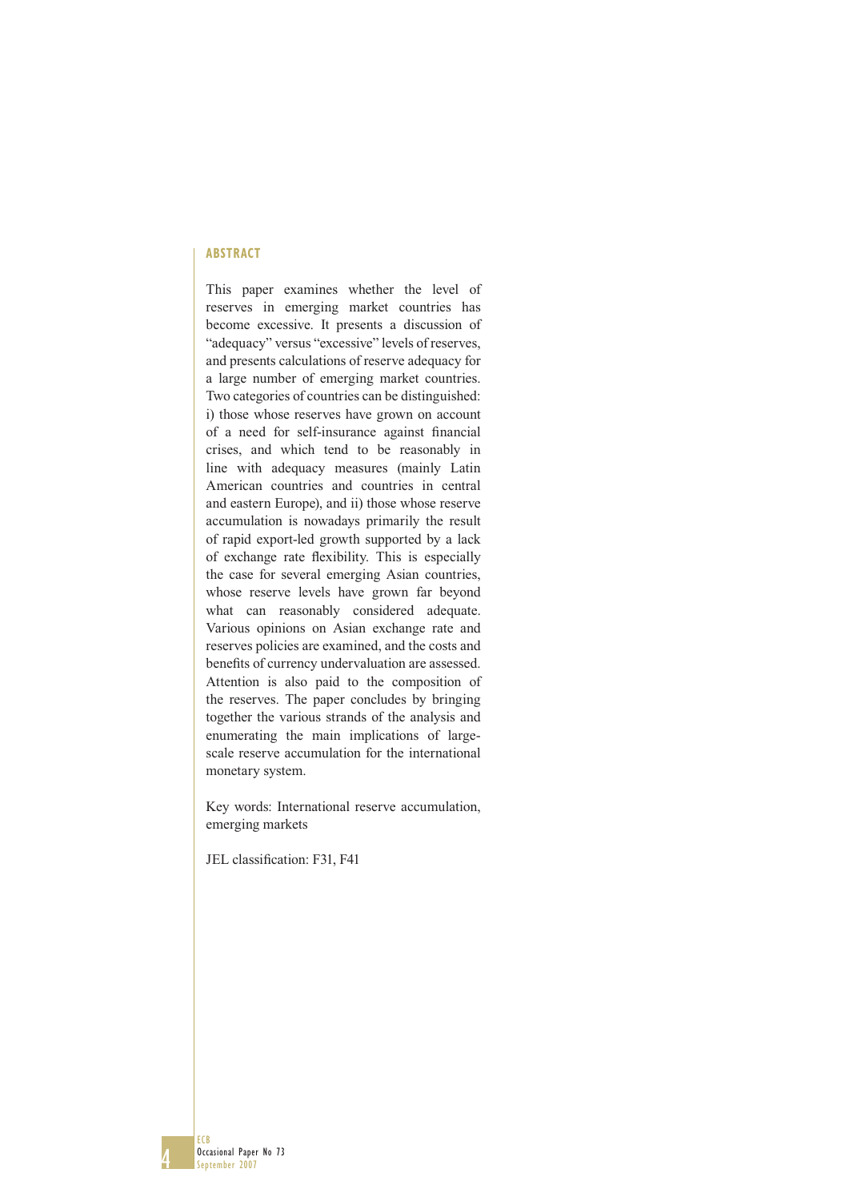## ABSTRACT

This paper examines whether the level of reserves in emerging market countries has become excessive. It presents a discussion of "adequacy" versus "excessive" levels of reserves, and presents calculations of reserve adequacy for a large number of emerging market countries. Two categories of countries can be distinguished: i) those whose reserves have grown on account of a need for self-insurance against financial crises, and which tend to be reasonably in line with adequacy measures (mainly Latin American countries and countries in central and eastern Europe), and ii) those whose reserve accumulation is nowadays primarily the result of rapid export-led growth supported by a lack of exchange rate flexibility. This is especially the case for several emerging Asian countries, whose reserve levels have grown far beyond what can reasonably considered adequate. Various opinions on Asian exchange rate and reserves policies are examined, and the costs and benefits of currency undervaluation are assessed. Attention is also paid to the composition of the reserves. The paper concludes by bringing together the various strands of the analysis and enumerating the main implications of large-scale reserve accumulation for the international monetary system.

Key words: International reserve accumulation, emerging markets

JEL classification: F31, F41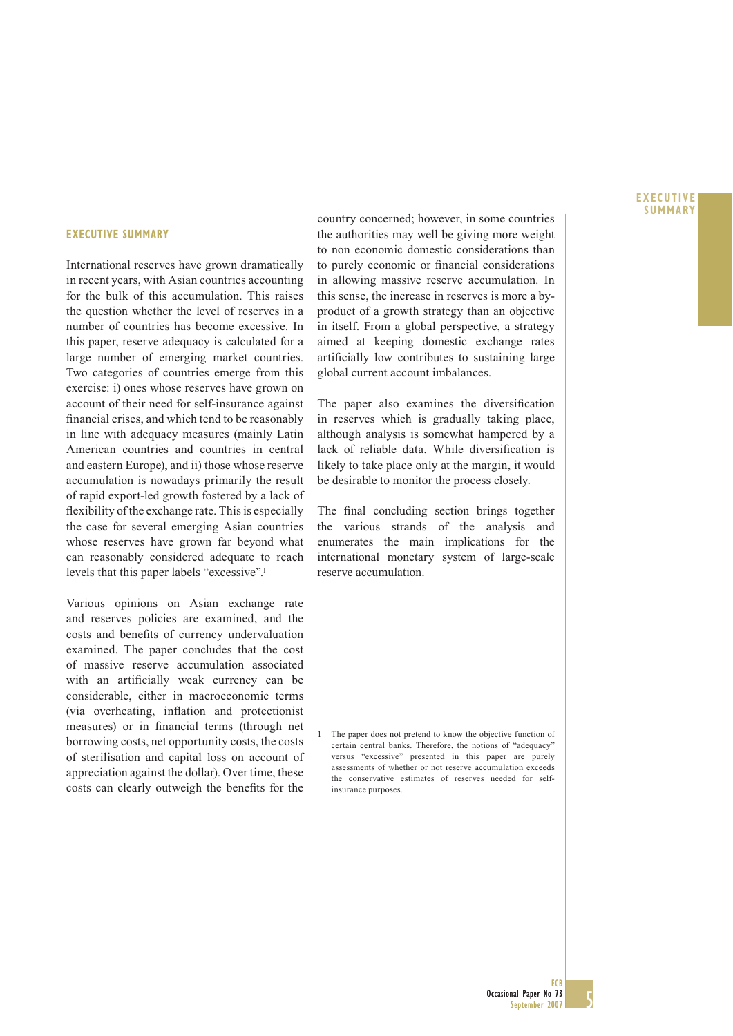## EXECUTIVE SUMMARY

International reserves have grown dramatically in recent years, with Asian countries accounting for the bulk of this accumulation. This raises the question whether the level of reserves in a number of countries has become excessive. In this paper, reserve adequacy is calculated for a large number of emerging market countries. Two categories of countries emerge from this exercise: i) ones whose reserves have grown on account of their need for self-insurance against financial crises, and which tend to be reasonably in line with adequacy measures (mainly Latin American countries and countries in central and eastern Europe), and ii) those whose reserve accumulation is nowadays primarily the result of rapid export-led growth fostered by a lack of flexibility of the exchange rate. This is especially the case for several emerging Asian countries whose reserves have grown far beyond what can reasonably considered adequate to reach levels that this paper labels "excessive".[1]

Various opinions on Asian exchange rate and reserves policies are examined, and the costs and benefits of currency undervaluation examined. The paper concludes that the cost of massive reserve accumulation associated with an artificially weak currency can be considerable, either in macroeconomic terms (via overheating, inflation and protectionist measures) or in financial terms (through net borrowing costs, net opportunity costs, the costs of sterilisation and capital loss on account of appreciation against the dollar). Over time, these costs can clearly outweigh the benefits for the country concerned; however, in some countries the authorities may well be giving more weight to non economic domestic considerations than to purely economic or financial considerations in allowing massive reserve accumulation. In this sense, the increase in reserves is more a by-product of a growth strategy than an objective in itself. From a global perspective, a strategy aimed at keeping domestic exchange rates artificially low contributes to sustaining large global current account imbalances.

The paper also examines the diversification in reserves which is gradually taking place, although analysis is somewhat hampered by a lack of reliable data. While diversification is likely to take place only at the margin, it would be desirable to monitor the process closely.

The final concluding section brings together the various strands of the analysis and enumerates the main implications for the international monetary system of large-scale reserve accumulation.

1 The paper does not pretend to know the objective function of certain central banks. Therefore, the notions of "adequacy" versus "excessive" presented in this paper are purely assessments of whether or not reserve accumulation exceeds the conservative estimates of reserves needed for self-insurance purposes.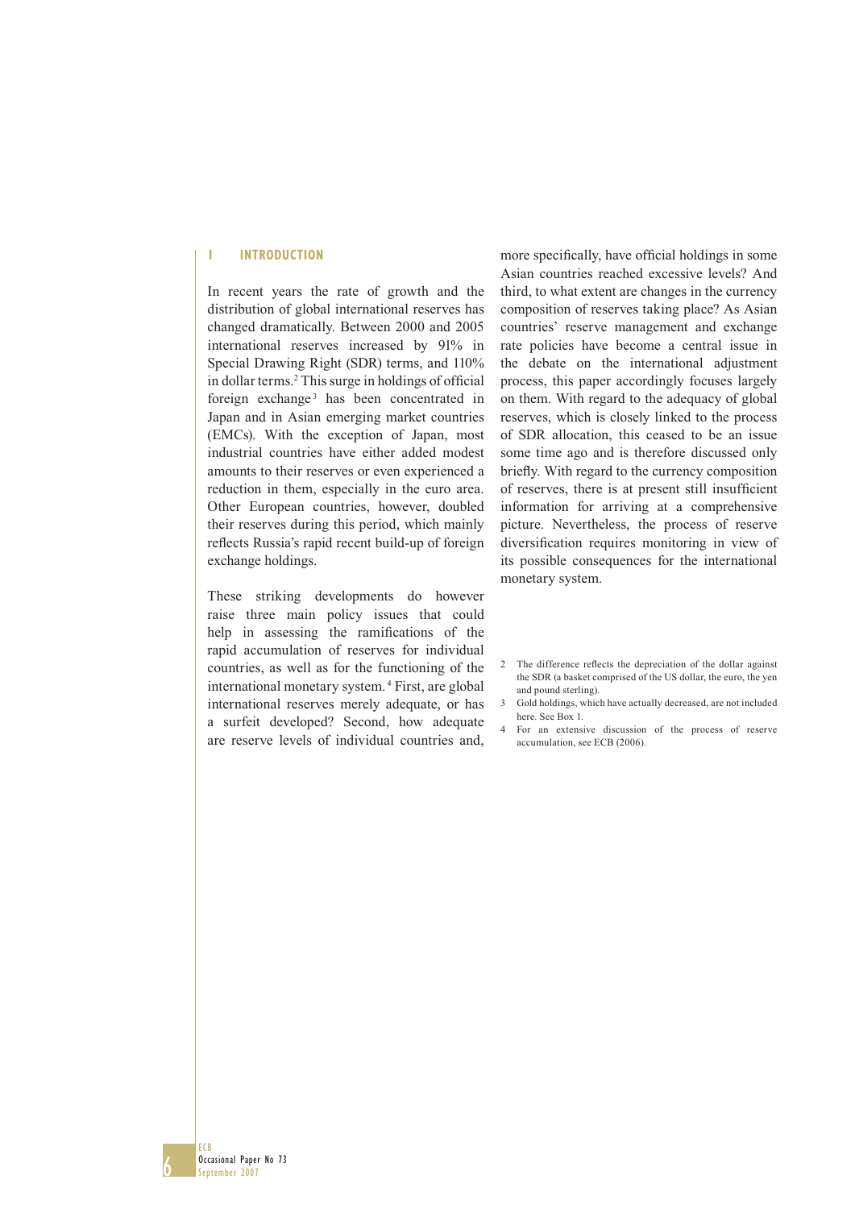# 1 INTRODUCTION

In recent years the rate of growth and the distribution of global international reserves has changed dramatically. Between 2000 and 2005 international reserves increased by 91% in Special Drawing Right (SDR) terms, and 110% in dollar terms.[2] This surge in holdings of official foreign exchange[3] has been concentrated in Japan and in Asian emerging market countries (EMCs). With the exception of Japan, most industrial countries have either added modest amounts to their reserves or even experienced a reduction in them, especially in the euro area. Other European countries, however, doubled their reserves during this period, which mainly reflects Russia's rapid recent build-up of foreign exchange holdings.

These striking developments do however raise three main policy issues that could help in assessing the ramifications of the rapid accumulation of reserves for individual countries, as well as for the functioning of the international monetary system.[4] First, are global international reserves merely adequate, or has a surfeit developed? Second, how adequate are reserve levels of individual countries and, more specifically, have official holdings in some Asian countries reached excessive levels? And third, to what extent are changes in the currency composition of reserves taking place? As Asian countries' reserve management and exchange rate policies have become a central issue in the debate on the international adjustment process, this paper accordingly focuses largely on them. With regard to the adequacy of global reserves, which is closely linked to the process of SDR allocation, this ceased to be an issue some time ago and is therefore discussed only briefly. With regard to the currency composition of reserves, there is at present still insufficient information for arriving at a comprehensive picture. Nevertheless, the process of reserve diversification requires monitoring in view of its possible consequences for the international monetary system.

2 The difference reflects the depreciation of the dollar against the SDR (a basket comprised of the US dollar, the euro, the yen and pound sterling).

3 Gold holdings, which have actually decreased, are not included here. See Box 1.

4 For an extensive discussion of the process of reserve accumulation, see ECB (2006).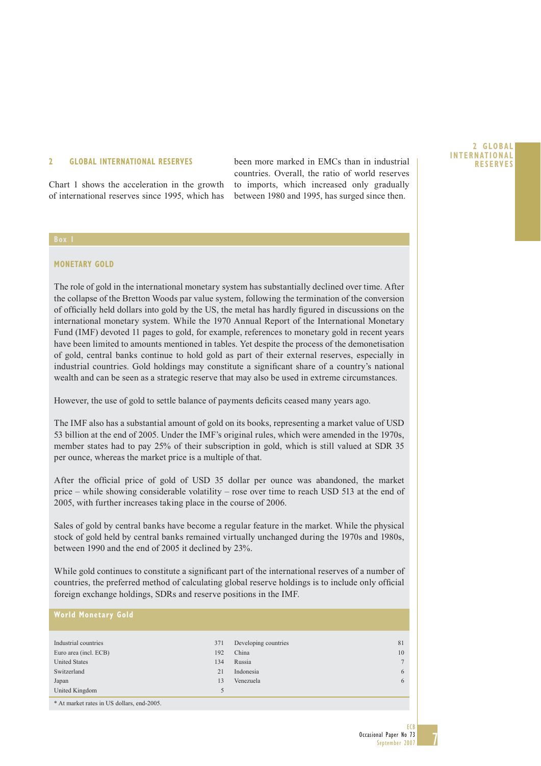## 2 GLOBAL INTERNATIONAL RESERVES

Chart 1 shows the acceleration in the growth of international reserves since 1995, which has been more marked in EMCs than in industrial countries. Overall, the ratio of world reserves to imports, which increased only gradually between 1980 and 1995, has surged since then.

### Box 1

### MONETARY GOLD

The role of gold in the international monetary system has substantially declined over time. After the collapse of the Bretton Woods par value system, following the termination of the conversion of officially held dollars into gold by the US, the metal has hardly figured in discussions on the international monetary system. While the 1970 Annual Report of the International Monetary Fund (IMF) devoted 11 pages to gold, for example, references to monetary gold in recent years have been limited to amounts mentioned in tables. Yet despite the process of the demonetisation of gold, central banks continue to hold gold as part of their external reserves, especially in industrial countries. Gold holdings may constitute a significant share of a country's national wealth and can be seen as a strategic reserve that may also be used in extreme circumstances.

However, the use of gold to settle balance of payments deficits ceased many years ago.

The IMF also has a substantial amount of gold on its books, representing a market value of USD 53 billion at the end of 2005. Under the IMF's original rules, which were amended in the 1970s, member states had to pay 25% of their subscription in gold, which is still valued at SDR 35 per ounce, whereas the market price is a multiple of that.

After the official price of gold of USD 35 dollar per ounce was abandoned, the market price – while showing considerable volatility – rose over time to reach USD 513 at the end of 2005, with further increases taking place in the course of 2006.

Sales of gold by central banks have become a regular feature in the market. While the physical stock of gold held by central banks remained virtually unchanged during the 1970s and 1980s, between 1990 and the end of 2005 it declined by 23%.

While gold continues to constitute a significant part of the international reserves of a number of countries, the preferred method of calculating global reserve holdings is to include only official foreign exchange holdings, SDRs and reserve positions in the IMF.

**World Monetary Gold**

| | | | |
|---|---|---|---|
| Industrial countries | 371 | Developing countries | 81 |
| Euro area (incl. ECB) | 192 | China | 10 |
| United States | 134 | Russia | 7 |
| Switzerland | 21 | Indonesia | 6 |
| Japan | 13 | Venezuela | 6 |
| United Kingdom | 5 | | |

\* At market rates in US dollars, end-2005.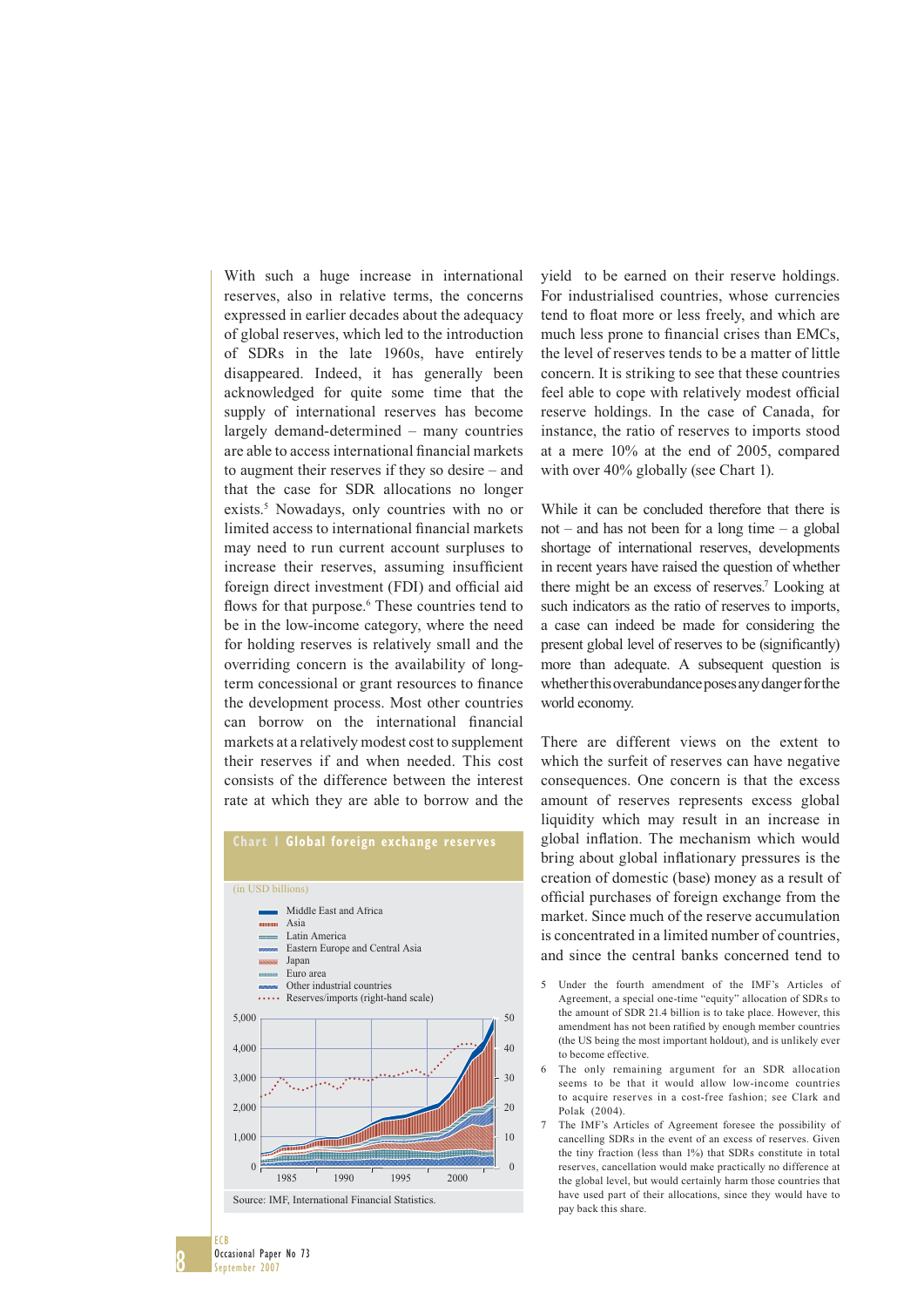With such a huge increase in international reserves, also in relative terms, the concerns expressed in earlier decades about the adequacy of global reserves, which led to the introduction of SDRs in the late 1960s, have entirely disappeared. Indeed, it has generally been acknowledged for quite some time that the supply of international reserves has become largely demand-determined – many countries are able to access international financial markets to augment their reserves if they so desire – and that the case for SDR allocations no longer exists.[5] Nowadays, only countries with no or limited access to international financial markets may need to run current account surpluses to increase their reserves, assuming insufficient foreign direct investment (FDI) and official aid flows for that purpose.[6] These countries tend to be in the low-income category, where the need for holding reserves is relatively small and the overriding concern is the availability of long-term concessional or grant resources to finance the development process. Most other countries can borrow on the international financial markets at a relatively modest cost to supplement their reserves if and when needed. This cost consists of the difference between the interest rate at which they are able to borrow and the yield to be earned on their reserve holdings. For industrialised countries, whose currencies tend to float more or less freely, and which are much less prone to financial crises than EMCs, the level of reserves tends to be a matter of little concern. It is striking to see that these countries feel able to cope with relatively modest official reserve holdings. In the case of Canada, for instance, the ratio of reserves to imports stood at a mere 10% at the end of 2005, compared with over 40% globally (see Chart 1).

**Chart 1 Global foreign exchange reserves**

(in USD billions)

Legend: Middle East and Africa; Asia; Latin America; Eastern Europe and Central Asia; Japan; Euro area; Other industrial countries; Reserves/imports (right-hand scale)

Source: IMF, International Financial Statistics.

While it can be concluded therefore that there is not – and has not been for a long time – a global shortage of international reserves, developments in recent years have raised the question of whether there might be an excess of reserves.[7] Looking at such indicators as the ratio of reserves to imports, a case can indeed be made for considering the present global level of reserves to be (significantly) more than adequate. A subsequent question is whether this overabundance poses any danger for the world economy.

There are different views on the extent to which the surfeit of reserves can have negative consequences. One concern is that the excess amount of reserves represents excess global liquidity which may result in an increase in global inflation. The mechanism which would bring about global inflationary pressures is the creation of domestic (base) money as a result of official purchases of foreign exchange from the market. Since much of the reserve accumulation is concentrated in a limited number of countries, and since the central banks concerned tend to

5 Under the fourth amendment of the IMF's Articles of Agreement, a special one-time "equity" allocation of SDRs to the amount of SDR 21.4 billion is to take place. However, this amendment has not been ratified by enough member countries (the US being the most important holdout), and is unlikely ever to become effective.

6 The only remaining argument for an SDR allocation seems to be that it would allow low-income countries to acquire reserves in a cost-free fashion; see Clark and Polak (2004).

7 The IMF's Articles of Agreement foresee the possibility of cancelling SDRs in the event of an excess of reserves. Given the tiny fraction (less than 1%) that SDRs constitute in total reserves, cancellation would make practically no difference at the global level, but would certainly harm those countries that have used part of their allocations, since they would have to pay back this share.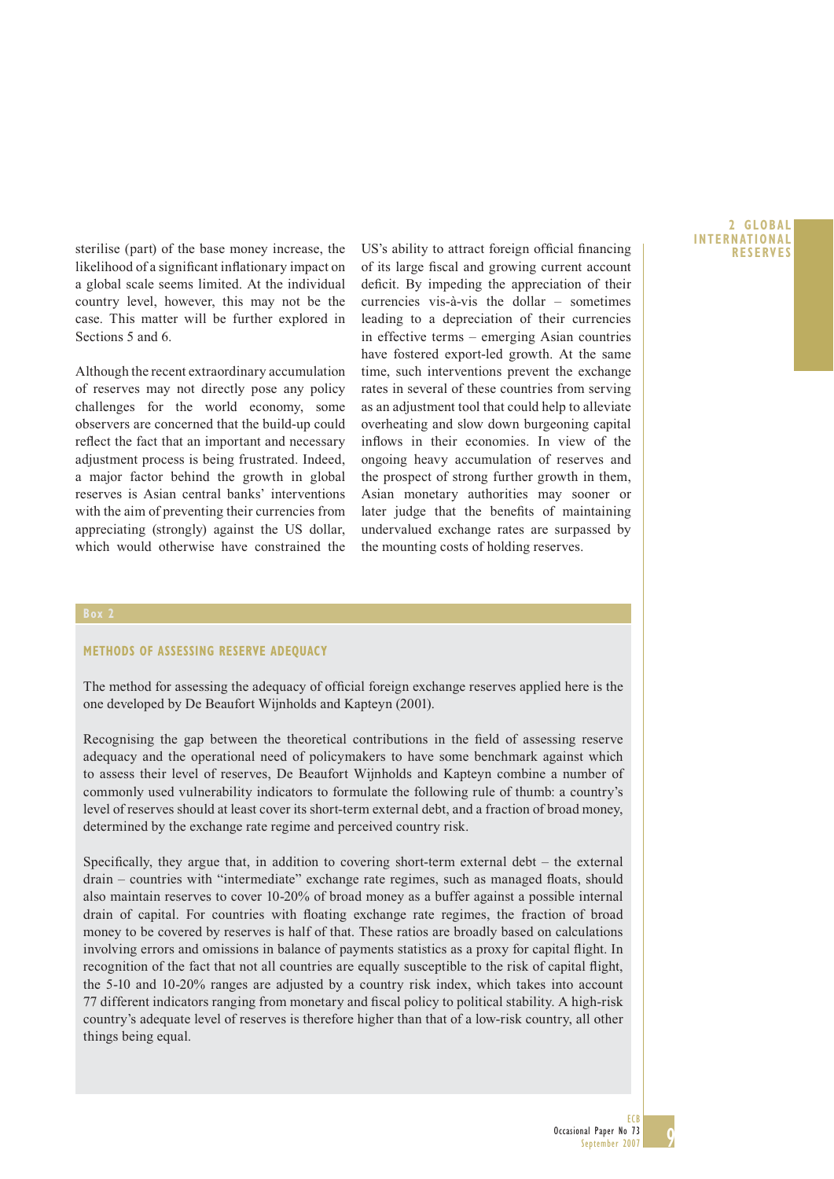sterilise (part) of the base money increase, the likelihood of a significant inflationary impact on a global scale seems limited. At the individual country level, however, this may not be the case. This matter will be further explored in Sections 5 and 6.

Although the recent extraordinary accumulation of reserves may not directly pose any policy challenges for the world economy, some observers are concerned that the build-up could reflect the fact that an important and necessary adjustment process is being frustrated. Indeed, a major factor behind the growth in global reserves is Asian central banks' interventions with the aim of preventing their currencies from appreciating (strongly) against the US dollar, which would otherwise have constrained the US's ability to attract foreign official financing of its large fiscal and growing current account deficit. By impeding the appreciation of their currencies vis-à-vis the dollar – sometimes leading to a depreciation of their currencies in effective terms – emerging Asian countries have fostered export-led growth. At the same time, such interventions prevent the exchange rates in several of these countries from serving as an adjustment tool that could help to alleviate overheating and slow down burgeoning capital inflows in their economies. In view of the ongoing heavy accumulation of reserves and the prospect of strong further growth in them, Asian monetary authorities may sooner or later judge that the benefits of maintaining undervalued exchange rates are surpassed by the mounting costs of holding reserves.

**Box 2**

### METHODS OF ASSESSING RESERVE ADEQUACY

The method for assessing the adequacy of official foreign exchange reserves applied here is the one developed by De Beaufort Wijnholds and Kapteyn (2001).

Recognising the gap between the theoretical contributions in the field of assessing reserve adequacy and the operational need of policymakers to have some benchmark against which to assess their level of reserves, De Beaufort Wijnholds and Kapteyn combine a number of commonly used vulnerability indicators to formulate the following rule of thumb: a country's level of reserves should at least cover its short-term external debt, and a fraction of broad money, determined by the exchange rate regime and perceived country risk.

Specifically, they argue that, in addition to covering short-term external debt – the external drain – countries with "intermediate" exchange rate regimes, such as managed floats, should also maintain reserves to cover 10-20% of broad money as a buffer against a possible internal drain of capital. For countries with floating exchange rate regimes, the fraction of broad money to be covered by reserves is half of that. These ratios are broadly based on calculations involving errors and omissions in balance of payments statistics as a proxy for capital flight. In recognition of the fact that not all countries are equally susceptible to the risk of capital flight, the 5-10 and 10-20% ranges are adjusted by a country risk index, which takes into account 77 different indicators ranging from monetary and fiscal policy to political stability. A high-risk country's adequate level of reserves is therefore higher than that of a low-risk country, all other things being equal.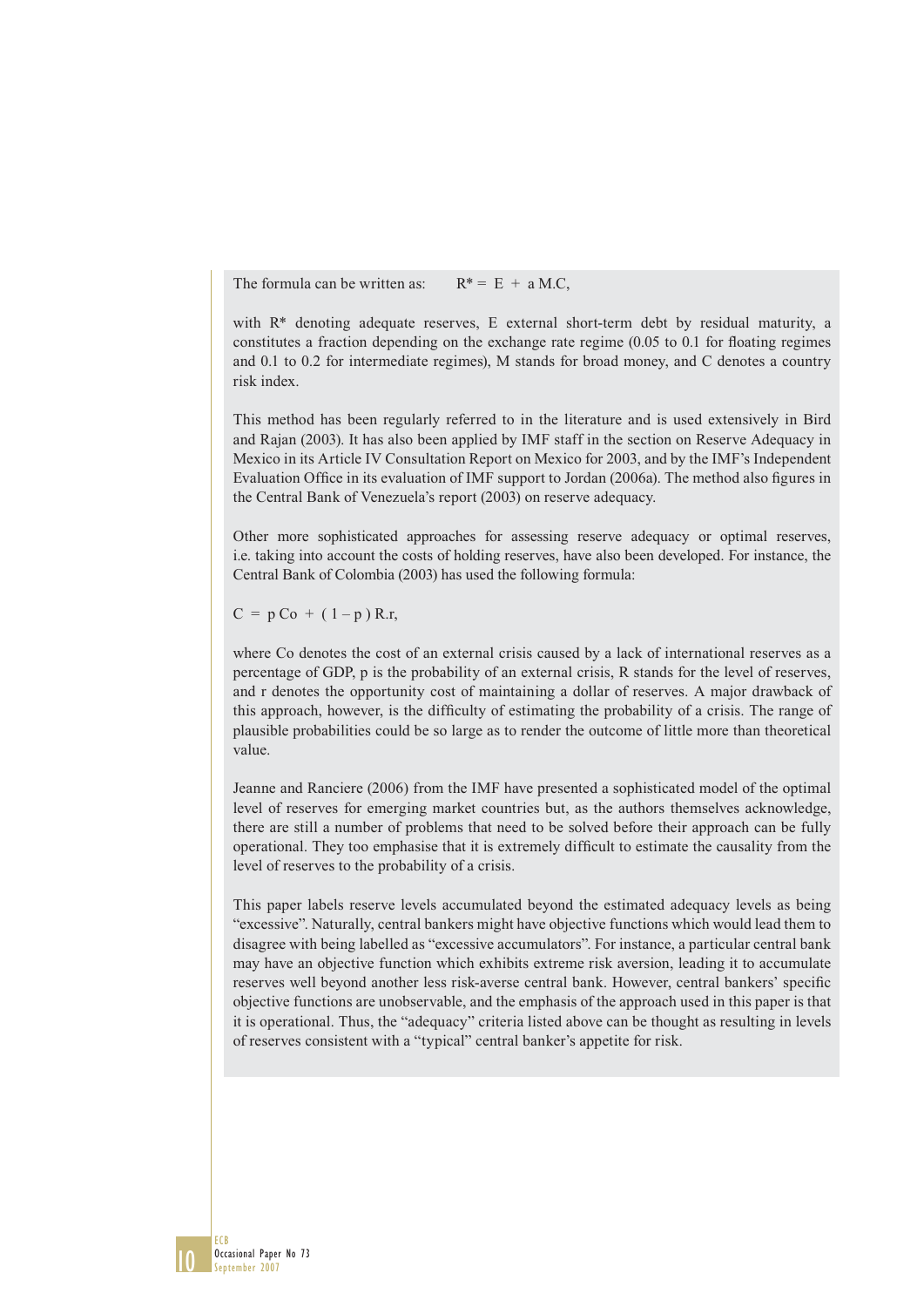The formula can be written as: $R^* = E + a\,M.C,$

with $R^*$ denoting adequate reserves, E external short-term debt by residual maturity, a constitutes a fraction depending on the exchange rate regime (0.05 to 0.1 for floating regimes and 0.1 to 0.2 for intermediate regimes), M stands for broad money, and C denotes a country risk index.

This method has been regularly referred to in the literature and is used extensively in Bird and Rajan (2003). It has also been applied by IMF staff in the section on Reserve Adequacy in Mexico in its Article IV Consultation Report on Mexico for 2003, and by the IMF's Independent Evaluation Office in its evaluation of IMF support to Jordan (2006a). The method also figures in the Central Bank of Venezuela's report (2003) on reserve adequacy.

Other more sophisticated approaches for assessing reserve adequacy or optimal reserves, i.e. taking into account the costs of holding reserves, have also been developed. For instance, the Central Bank of Colombia (2003) has used the following formula:

$$C = p\,Co + (1 - p)\,R.r,$$

where Co denotes the cost of an external crisis caused by a lack of international reserves as a percentage of GDP, p is the probability of an external crisis, R stands for the level of reserves, and r denotes the opportunity cost of maintaining a dollar of reserves. A major drawback of this approach, however, is the difficulty of estimating the probability of a crisis. The range of plausible probabilities could be so large as to render the outcome of little more than theoretical value.

Jeanne and Ranciere (2006) from the IMF have presented a sophisticated model of the optimal level of reserves for emerging market countries but, as the authors themselves acknowledge, there are still a number of problems that need to be solved before their approach can be fully operational. They too emphasise that it is extremely difficult to estimate the causality from the level of reserves to the probability of a crisis.

This paper labels reserve levels accumulated beyond the estimated adequacy levels as being "excessive". Naturally, central bankers might have objective functions which would lead them to disagree with being labelled as "excessive accumulators". For instance, a particular central bank may have an objective function which exhibits extreme risk aversion, leading it to accumulate reserves well beyond another less risk-averse central bank. However, central bankers' specific objective functions are unobservable, and the emphasis of the approach used in this paper is that it is operational. Thus, the "adequacy" criteria listed above can be thought as resulting in levels of reserves consistent with a "typical" central banker's appetite for risk.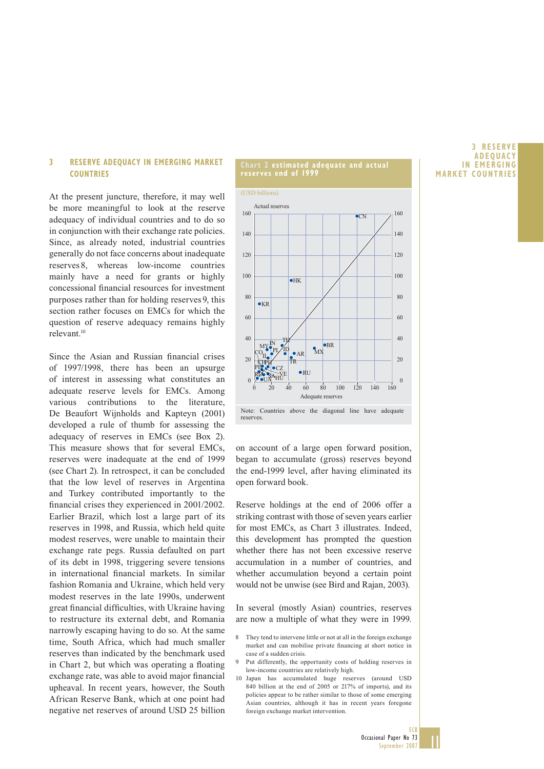## 3 RESERVE ADEQUACY IN EMERGING MARKET COUNTRIES

At the present juncture, therefore, it may well be more meaningful to look at the reserve adequacy of individual countries and to do so in conjunction with their exchange rate policies. Since, as already noted, industrial countries generally do not face concerns about inadequate reserves[8], whereas low-income countries mainly have a need for grants or highly concessional financial resources for investment purposes rather than for holding reserves[9], this section rather focuses on EMCs for which the question of reserve adequacy remains highly relevant.[10]

Since the Asian and Russian financial crises of 1997/1998, there has been an upsurge of interest in assessing what constitutes an adequate reserve levels for EMCs. Among various contributions to the literature, De Beaufort Wijnholds and Kapteyn (2001) developed a rule of thumb for assessing the adequacy of reserves in EMCs (see Box 2). This measure shows that for several EMCs, reserves were inadequate at the end of 1999 (see Chart 2). In retrospect, it can be concluded that the low level of reserves in Argentina and Turkey contributed importantly to the financial crises they experienced in 2001/2002. Earlier Brazil, which lost a large part of its reserves in 1998, and Russia, which held quite modest reserves, were unable to maintain their exchange rate pegs. Russia defaulted on part of its debt in 1998, triggering severe tensions in international financial markets. In similar fashion Romania and Ukraine, which held very modest reserves in the late 1990s, underwent great financial difficulties, with Ukraine having to restructure its external debt, and Romania narrowly escaping having to do so. At the same time, South Africa, which had much smaller reserves than indicated by the benchmark used in Chart 2, but which was operating a floating exchange rate, was able to avoid major financial upheaval. In recent years, however, the South African Reserve Bank, which at one point had negative net reserves of around USD 25 billion

**Chart 2 estimated adequate and actual reserves end of 1999**

(USD billions)

Note: Countries above the diagonal line have adequate reserves.

on account of a large open forward position, began to accumulate (gross) reserves beyond the end-1999 level, after having eliminated its open forward book.

Reserve holdings at the end of 2006 offer a striking contrast with those of seven years earlier for most EMCs, as Chart 3 illustrates. Indeed, this development has prompted the question whether there has not been excessive reserve accumulation in a number of countries, and whether accumulation beyond a certain point would not be unwise (see Bird and Rajan, 2003).

In several (mostly Asian) countries, reserves are now a multiple of what they were in 1999.

8 They tend to intervene little or not at all in the foreign exchange market and can mobilise private financing at short notice in case of a sudden crisis.

9 Put differently, the opportunity costs of holding reserves in low-income countries are relatively high.

10 Japan has accumulated huge reserves (around USD 840 billion at the end of 2005 or 217% of imports), and its policies appear to be rather similar to those of some emerging Asian countries, although it has in recent years foregone foreign exchange market intervention.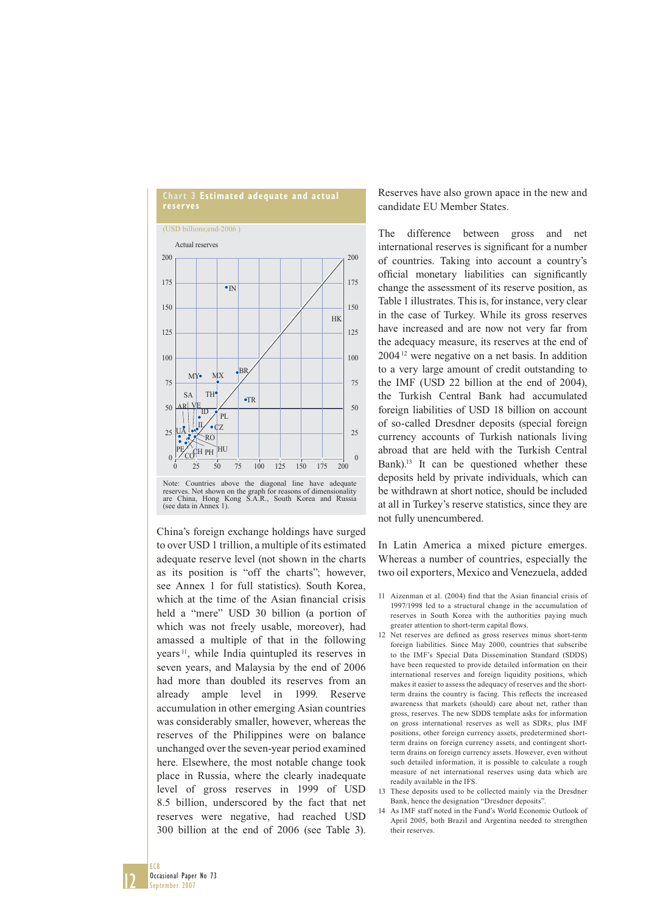**Chart 3 Estimated adequate and actual reserves**

(USD billions;end-2006 )

Note: Countries above the diagonal line have adequate reserves. Not shown on the graph for reasons of dimensionality are China, Hong Kong S.A.R., South Korea and Russia (see data in Annex 1).

China's foreign exchange holdings have surged to over USD 1 trillion, a multiple of its estimated adequate reserve level (not shown in the charts as its position is "off the charts"; however, see Annex 1 for full statistics). South Korea, which at the time of the Asian financial crisis held a "mere" USD 30 billion (a portion of which was not freely usable, moreover), had amassed a multiple of that in the following years [11], while India quintupled its reserves in seven years, and Malaysia by the end of 2006 had more than doubled its reserves from an already ample level in 1999. Reserve accumulation in other emerging Asian countries was considerably smaller, however, whereas the reserves of the Philippines were on balance unchanged over the seven-year period examined here. Elsewhere, the most notable change took place in Russia, where the clearly inadequate level of gross reserves in 1999 of USD 8.5 billion, underscored by the fact that net reserves were negative, had reached USD 300 billion at the end of 2006 (see Table 3).

Reserves have also grown apace in the new and candidate EU Member States.

The difference between gross and net international reserves is significant for a number of countries. Taking into account a country's official monetary liabilities can significantly change the assessment of its reserve position, as Table 1 illustrates. This is, for instance, very clear in the case of Turkey. While its gross reserves have increased and are now not very far from the adequacy measure, its reserves at the end of 2004 [12] were negative on a net basis. In addition to a very large amount of credit outstanding to the IMF (USD 22 billion at the end of 2004), the Turkish Central Bank had accumulated foreign liabilities of USD 18 billion on account of so-called Dresdner deposits (special foreign currency accounts of Turkish nationals living abroad that are held with the Turkish Central Bank).[13] It can be questioned whether these deposits held by private individuals, which can be withdrawn at short notice, should be included at all in Turkey's reserve statistics, since they are not fully unencumbered.

In Latin America a mixed picture emerges. Whereas a number of countries, especially the two oil exporters, Mexico and Venezuela, added

11 Aizenman et al. (2004) find that the Asian financial crisis of 1997/1998 led to a structural change in the accumulation of reserves in South Korea with the authorities paying much greater attention to short-term capital flows.

12 Net reserves are defined as gross reserves minus short-term foreign liabilities. Since May 2000, countries that subscribe to the IMF's Special Data Dissemination Standard (SDDS) have been requested to provide detailed information on their international reserves and foreign liquidity positions, which makes it easier to assess the adequacy of reserves and the short-term drains the country is facing. This reflects the increased awareness that markets (should) care about net, rather than gross, reserves. The new SDDS template asks for information on gross international reserves as well as SDRs, plus IMF positions, other foreign currency assets, predetermined short-term drains on foreign currency assets, and contingent short-term drains on foreign currency assets. However, even without such detailed information, it is possible to calculate a rough measure of net international reserves using data which are readily available in the IFS.

13 These deposits used to be collected mainly via the Dresdner Bank, hence the designation "Dresdner deposits".

14 As IMF staff noted in the Fund's World Economic Outlook of April 2005, both Brazil and Argentina needed to strengthen their reserves.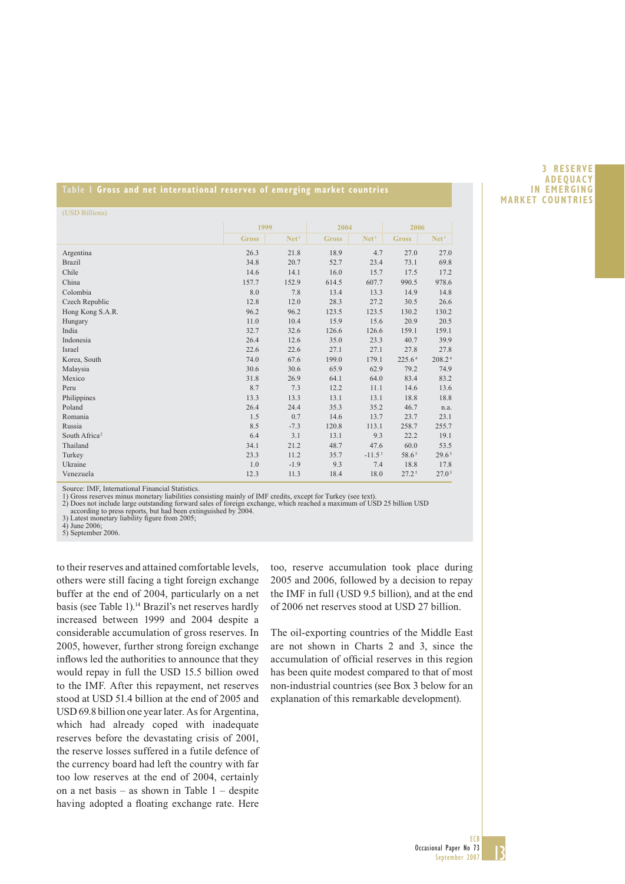**Table 1 Gross and net international reserves of emerging market countries**

(USD Billions)

| | 1999 | | 2004 | | 2006 | |
|---|---|---|---|---|---|---|
| | Gross | Net[1] | Gross | Net[1] | Gross | Net[1] |
| Argentina | 26.3 | 21.8 | 18.9 | 4.7 | 27.0 | 27.0 |
| Brazil | 34.8 | 20.7 | 52.7 | 23.4 | 73.1 | 69.8 |
| Chile | 14.6 | 14.1 | 16.0 | 15.7 | 17.5 | 17.2 |
| China | 157.7 | 152.9 | 614.5 | 607.7 | 990.5 | 978.6 |
| Colombia | 8.0 | 7.8 | 13.4 | 13.3 | 14.9 | 14.8 |
| Czech Republic | 12.8 | 12.0 | 28.3 | 27.2 | 30.5 | 26.6 |
| Hong Kong S.A.R. | 96.2 | 96.2 | 123.5 | 123.5 | 130.2 | 130.2 |
| Hungary | 11.0 | 10.4 | 15.9 | 15.6 | 20.9 | 20.5 |
| India | 32.7 | 32.6 | 126.6 | 126.6 | 159.1 | 159.1 |
| Indonesia | 26.4 | 12.6 | 35.0 | 23.3 | 40.7 | 39.9 |
| Israel | 22.6 | 22.6 | 27.1 | 27.1 | 27.8 | 27.8 |
| Korea, South | 74.0 | 67.6 | 199.0 | 179.1 | 225.6[4] | 208.2[4] |
| Malaysia | 30.6 | 30.6 | 65.9 | 62.9 | 79.2 | 74.9 |
| Mexico | 31.8 | 26.9 | 64.1 | 64.0 | 83.4 | 83.2 |
| Peru | 8.7 | 7.3 | 12.2 | 11.1 | 14.6 | 13.6 |
| Philippines | 13.3 | 13.3 | 13.1 | 13.1 | 18.8 | 18.8 |
| Poland | 26.4 | 24.4 | 35.3 | 35.2 | 46.7 | n.a. |
| Romania | 1.5 | 0.7 | 14.6 | 13.7 | 23.7 | 23.1 |
| Russia | 8.5 | -7.3 | 120.8 | 113.1 | 258.7 | 255.7 |
| South Africa[2] | 6.4 | 3.1 | 13.1 | 9.3 | 22.2 | 19.1 |
| Thailand | 34.1 | 21.2 | 48.7 | 47.6 | 60.0 | 53.5 |
| Turkey | 23.3 | 11.2 | 35.7 | -11.5[3] | 58.6[5] | 29.6[5] |
| Ukraine | 1.0 | -1.9 | 9.3 | 7.4 | 18.8 | 17.8 |
| Venezuela | 12.3 | 11.3 | 18.4 | 18.0 | 27.2[5] | 27.0[5] |

Source: IMF, International Financial Statistics.
1) Gross reserves minus monetary liabilities consisting mainly of IMF credits, except for Turkey (see text).
2) Does not include large outstanding forward sales of foreign exchange, which reached a maximum of USD 25 billion USD according to press reports, but had been extinguished by 2004.
3) Latest monetary liability figure from 2005;
4) June 2006;
5) September 2006.

to their reserves and attained comfortable levels, others were still facing a tight foreign exchange buffer at the end of 2004, particularly on a net basis (see Table 1).[14] Brazil's net reserves hardly increased between 1999 and 2004 despite a considerable accumulation of gross reserves. In 2005, however, further strong foreign exchange inflows led the authorities to announce that they would repay in full the USD 15.5 billion owed to the IMF. After this repayment, net reserves stood at USD 51.4 billion at the end of 2005 and USD 69.8 billion one year later. As for Argentina, which had already coped with inadequate reserves before the devastating crisis of 2001, the reserve losses suffered in a futile defence of the currency board had left the country with far too low reserves at the end of 2004, certainly on a net basis – as shown in Table 1 – despite having adopted a floating exchange rate. Here too, reserve accumulation took place during 2005 and 2006, followed by a decision to repay the IMF in full (USD 9.5 billion), and at the end of 2006 net reserves stood at USD 27 billion.

The oil-exporting countries of the Middle East are not shown in Charts 2 and 3, since the accumulation of official reserves in this region has been quite modest compared to that of most non-industrial countries (see Box 3 below for an explanation of this remarkable development).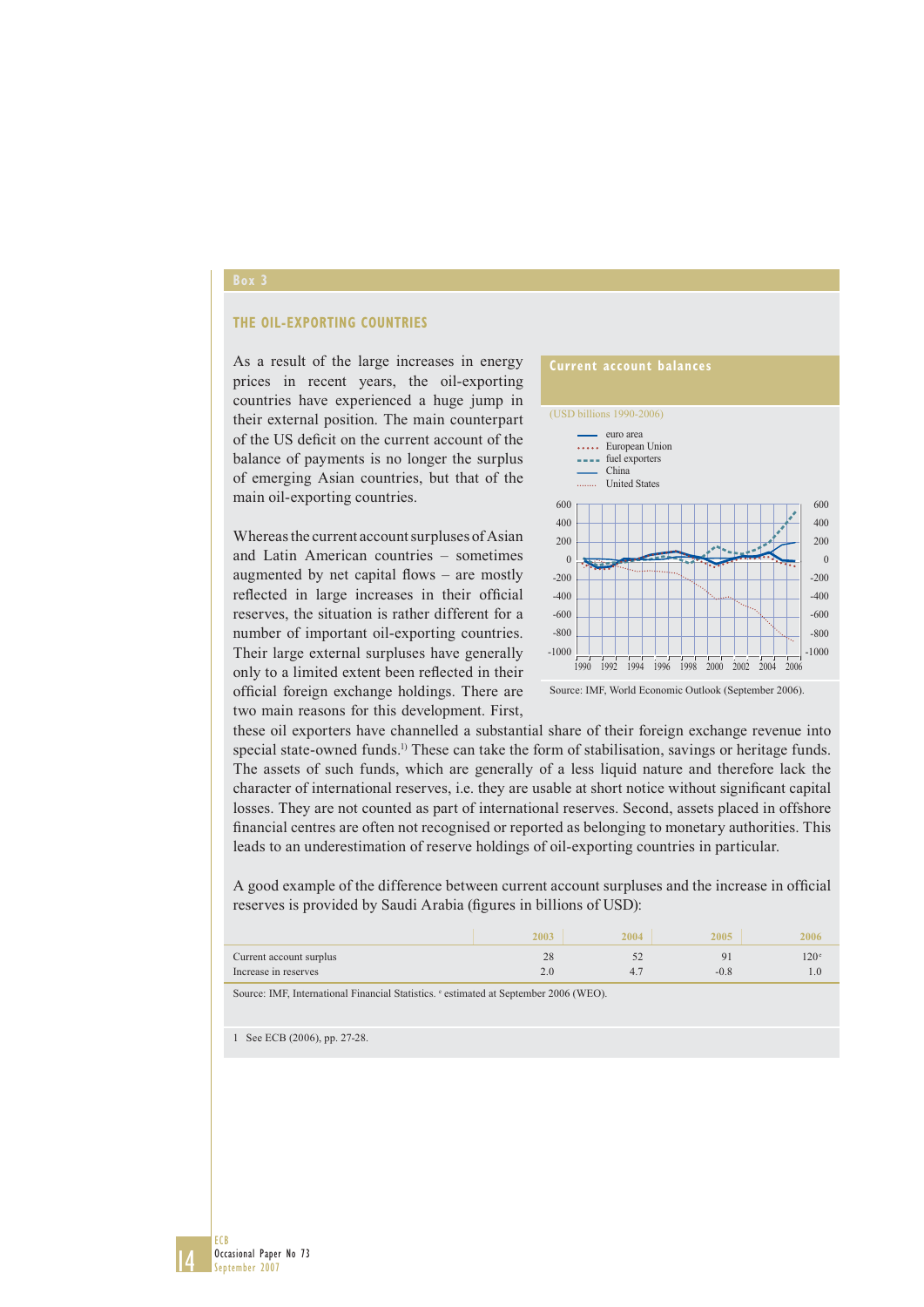## Box 3

### THE OIL-EXPORTING COUNTRIES

As a result of the large increases in energy prices in recent years, the oil-exporting countries have experienced a huge jump in their external position. The main counterpart of the US deficit on the current account of the balance of payments is no longer the surplus of emerging Asian countries, but that of the main oil-exporting countries.

Whereas the current account surpluses of Asian and Latin American countries – sometimes augmented by net capital flows – are mostly reflected in large increases in their official reserves, the situation is rather different for a number of important oil-exporting countries. Their large external surpluses have generally only to a limited extent been reflected in their official foreign exchange holdings. There are two main reasons for this development. First, these oil exporters have channelled a substantial share of their foreign exchange revenue into special state-owned funds.[1] These can take the form of stabilisation, savings or heritage funds. The assets of such funds, which are generally of a less liquid nature and therefore lack the character of international reserves, i.e. they are usable at short notice without significant capital losses. They are not counted as part of international reserves. Second, assets placed in offshore financial centres are often not recognised or reported as belonging to monetary authorities. This leads to an underestimation of reserve holdings of oil-exporting countries in particular.

**Current account balances**

(USD billions 1990-2006)

Legend: euro area; European Union; fuel exporters; China; United States

Source: IMF, World Economic Outlook (September 2006).

A good example of the difference between current account surpluses and the increase in official reserves is provided by Saudi Arabia (figures in billions of USD):

| | 2003 | 2004 | 2005 | 2006 |
|---|---|---|---|---|
| Current account surplus | 28 | 52 | 91 | 120[e] |
| Increase in reserves | 2.0 | 4.7 | -0.8 | 1.0 |

Source: IMF, International Financial Statistics. [e] estimated at September 2006 (WEO).

1 See ECB (2006), pp. 27-28.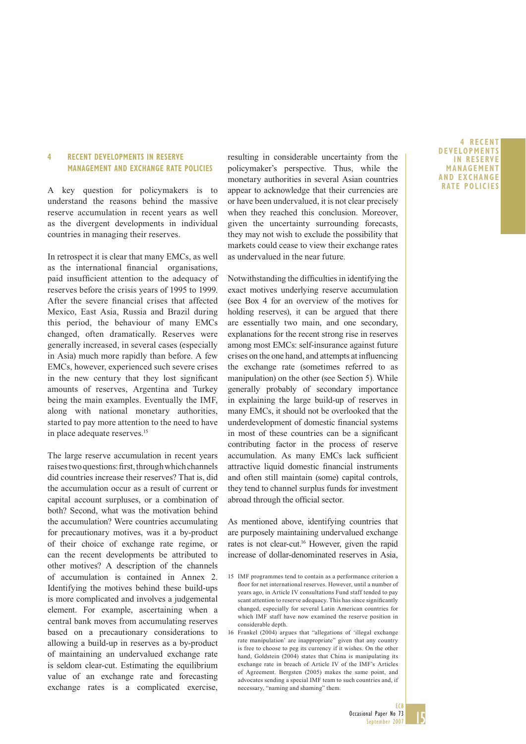## 4 RECENT DEVELOPMENTS IN RESERVE MANAGEMENT AND EXCHANGE RATE POLICIES

A key question for policymakers is to understand the reasons behind the massive reserve accumulation in recent years as well as the divergent developments in individual countries in managing their reserves.

In retrospect it is clear that many EMCs, as well as the international financial organisations, paid insufficient attention to the adequacy of reserves before the crisis years of 1995 to 1999. After the severe financial crises that affected Mexico, East Asia, Russia and Brazil during this period, the behaviour of many EMCs changed, often dramatically. Reserves were generally increased, in several cases (especially in Asia) much more rapidly than before. A few EMCs, however, experienced such severe crises in the new century that they lost significant amounts of reserves, Argentina and Turkey being the main examples. Eventually the IMF, along with national monetary authorities, started to pay more attention to the need to have in place adequate reserves.[15]

The large reserve accumulation in recent years raises two questions: first, through which channels did countries increase their reserves? That is, did the accumulation occur as a result of current or capital account surpluses, or a combination of both? Second, what was the motivation behind the accumulation? Were countries accumulating for precautionary motives, was it a by-product of their choice of exchange rate regime, or can the recent developments be attributed to other motives? A description of the channels of accumulation is contained in Annex 2. Identifying the motives behind these build-ups is more complicated and involves a judgemental element. For example, ascertaining when a central bank moves from accumulating reserves based on a precautionary considerations to allowing a build-up in reserves as a by-product of maintaining an undervalued exchange rate is seldom clear-cut. Estimating the equilibrium value of an exchange rate and forecasting exchange rates is a complicated exercise, resulting in considerable uncertainty from the policymaker's perspective. Thus, while the monetary authorities in several Asian countries appear to acknowledge that their currencies are or have been undervalued, it is not clear precisely when they reached this conclusion. Moreover, given the uncertainty surrounding forecasts, they may not wish to exclude the possibility that markets could cease to view their exchange rates as undervalued in the near future.

Notwithstanding the difficulties in identifying the exact motives underlying reserve accumulation (see Box 4 for an overview of the motives for holding reserves), it can be argued that there are essentially two main, and one secondary, explanations for the recent strong rise in reserves among most EMCs: self-insurance against future crises on the one hand, and attempts at influencing the exchange rate (sometimes referred to as manipulation) on the other (see Section 5). While generally probably of secondary importance in explaining the large build-up of reserves in many EMCs, it should not be overlooked that the underdevelopment of domestic financial systems in most of these countries can be a significant contributing factor in the process of reserve accumulation. As many EMCs lack sufficient attractive liquid domestic financial instruments and often still maintain (some) capital controls, they tend to channel surplus funds for investment abroad through the official sector.

As mentioned above, identifying countries that are purposely maintaining undervalued exchange rates is not clear-cut.[16] However, given the rapid increase of dollar-denominated reserves in Asia,

15 IMF programmes tend to contain as a performance criterion a floor for net international reserves. However, until a number of years ago, in Article IV consultations Fund staff tended to pay scant attention to reserve adequacy. This has since significantly changed, especially for several Latin American countries for which IMF staff have now examined the reserve position in considerable depth.

16 Frankel (2004) argues that "allegations of 'illegal exchange rate manipulation' are inappropriate" given that any country is free to choose to peg its currency if it wishes. On the other hand, Goldstein (2004) states that China is manipulating its exchange rate in breach of Article IV of the IMF's Articles of Agreement. Bergsten (2005) makes the same point, and advocates sending a special IMF team to such countries and, if necessary, "naming and shaming" them.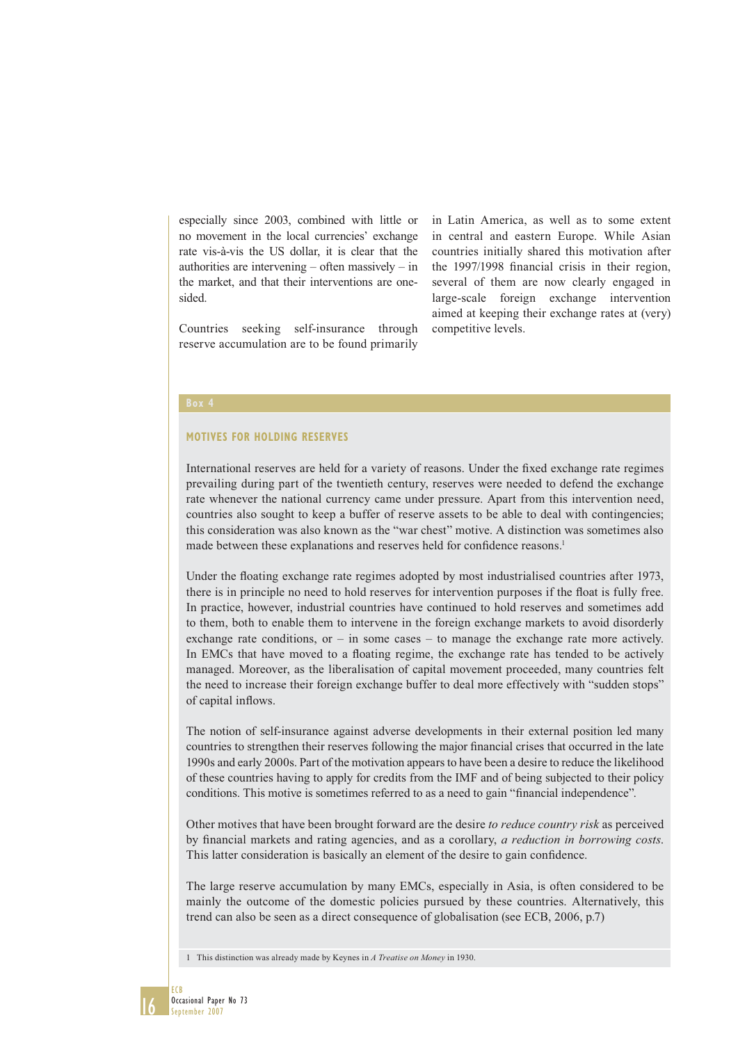especially since 2003, combined with little or no movement in the local currencies' exchange rate vis-à-vis the US dollar, it is clear that the authorities are intervening – often massively – in the market, and that their interventions are one-sided.

Countries seeking self-insurance through reserve accumulation are to be found primarily in Latin America, as well as to some extent in central and eastern Europe. While Asian countries initially shared this motivation after the 1997/1998 financial crisis in their region, several of them are now clearly engaged in large-scale foreign exchange intervention aimed at keeping their exchange rates at (very) competitive levels.

**Box 4**

### MOTIVES FOR HOLDING RESERVES

International reserves are held for a variety of reasons. Under the fixed exchange rate regimes prevailing during part of the twentieth century, reserves were needed to defend the exchange rate whenever the national currency came under pressure. Apart from this intervention need, countries also sought to keep a buffer of reserve assets to be able to deal with contingencies; this consideration was also known as the "war chest" motive. A distinction was sometimes also made between these explanations and reserves held for confidence reasons.[1]

Under the floating exchange rate regimes adopted by most industrialised countries after 1973, there is in principle no need to hold reserves for intervention purposes if the float is fully free. In practice, however, industrial countries have continued to hold reserves and sometimes add to them, both to enable them to intervene in the foreign exchange markets to avoid disorderly exchange rate conditions, or – in some cases – to manage the exchange rate more actively. In EMCs that have moved to a floating regime, the exchange rate has tended to be actively managed. Moreover, as the liberalisation of capital movement proceeded, many countries felt the need to increase their foreign exchange buffer to deal more effectively with "sudden stops" of capital inflows.

The notion of self-insurance against adverse developments in their external position led many countries to strengthen their reserves following the major financial crises that occurred in the late 1990s and early 2000s. Part of the motivation appears to have been a desire to reduce the likelihood of these countries having to apply for credits from the IMF and of being subjected to their policy conditions. This motive is sometimes referred to as a need to gain "financial independence".

Other motives that have been brought forward are the desire *to reduce country risk* as perceived by financial markets and rating agencies, and as a corollary, *a reduction in borrowing costs*. This latter consideration is basically an element of the desire to gain confidence.

The large reserve accumulation by many EMCs, especially in Asia, is often considered to be mainly the outcome of the domestic policies pursued by these countries. Alternatively, this trend can also be seen as a direct consequence of globalisation (see ECB, 2006, p.7)

1 This distinction was already made by Keynes in *A Treatise on Money* in 1930.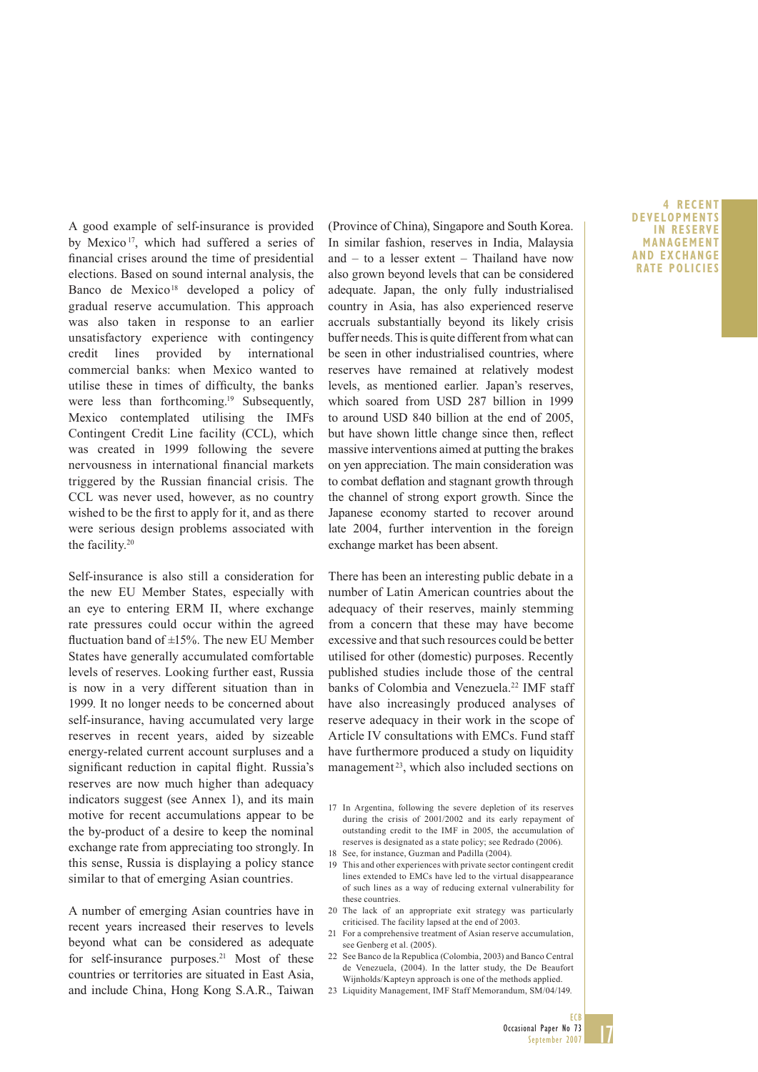A good example of self-insurance is provided by Mexico[17], which had suffered a series of financial crises around the time of presidential elections. Based on sound internal analysis, the Banco de Mexico[18] developed a policy of gradual reserve accumulation. This approach was also taken in response to an earlier unsatisfactory experience with contingency credit lines provided by international commercial banks: when Mexico wanted to utilise these in times of difficulty, the banks were less than forthcoming.[19] Subsequently, Mexico contemplated utilising the IMFs Contingent Credit Line facility (CCL), which was created in 1999 following the severe nervousness in international financial markets triggered by the Russian financial crisis. The CCL was never used, however, as no country wished to be the first to apply for it, and as there were serious design problems associated with the facility.[20]

Self-insurance is also still a consideration for the new EU Member States, especially with an eye to entering ERM II, where exchange rate pressures could occur within the agreed fluctuation band of ±15%. The new EU Member States have generally accumulated comfortable levels of reserves. Looking further east, Russia is now in a very different situation than in 1999. It no longer needs to be concerned about self-insurance, having accumulated very large reserves in recent years, aided by sizeable energy-related current account surpluses and a significant reduction in capital flight. Russia's reserves are now much higher than adequacy indicators suggest (see Annex 1), and its main motive for recent accumulations appear to be the by-product of a desire to keep the nominal exchange rate from appreciating too strongly. In this sense, Russia is displaying a policy stance similar to that of emerging Asian countries.

A number of emerging Asian countries have in recent years increased their reserves to levels beyond what can be considered as adequate for self-insurance purposes.[21] Most of these countries or territories are situated in East Asia, and include China, Hong Kong S.A.R., Taiwan (Province of China), Singapore and South Korea. In similar fashion, reserves in India, Malaysia and – to a lesser extent – Thailand have now also grown beyond levels that can be considered adequate. Japan, the only fully industrialised country in Asia, has also experienced reserve accruals substantially beyond its likely crisis buffer needs. This is quite different from what can be seen in other industrialised countries, where reserves have remained at relatively modest levels, as mentioned earlier. Japan's reserves, which soared from USD 287 billion in 1999 to around USD 840 billion at the end of 2005, but have shown little change since then, reflect massive interventions aimed at putting the brakes on yen appreciation. The main consideration was to combat deflation and stagnant growth through the channel of strong export growth. Since the Japanese economy started to recover around late 2004, further intervention in the foreign exchange market has been absent.

There has been an interesting public debate in a number of Latin American countries about the adequacy of their reserves, mainly stemming from a concern that these may have become excessive and that such resources could be better utilised for other (domestic) purposes. Recently published studies include those of the central banks of Colombia and Venezuela.[22] IMF staff have also increasingly produced analyses of reserve adequacy in their work in the scope of Article IV consultations with EMCs. Fund staff have furthermore produced a study on liquidity management[23], which also included sections on

17 In Argentina, following the severe depletion of its reserves during the crisis of 2001/2002 and its early repayment of outstanding credit to the IMF in 2005, the accumulation of reserves is designated as a state policy; see Redrado (2006).

18 See, for instance, Guzman and Padilla (2004).

19 This and other experiences with private sector contingent credit lines extended to EMCs have led to the virtual disappearance of such lines as a way of reducing external vulnerability for these countries.

20 The lack of an appropriate exit strategy was particularly criticised. The facility lapsed at the end of 2003.

21 For a comprehensive treatment of Asian reserve accumulation, see Genberg et al. (2005).

22 See Banco de la Republica (Colombia, 2003) and Banco Central de Venezuela, (2004). In the latter study, the De Beaufort Wijnholds/Kapteyn approach is one of the methods applied.

23 Liquidity Management, IMF Staff Memorandum, SM/04/149.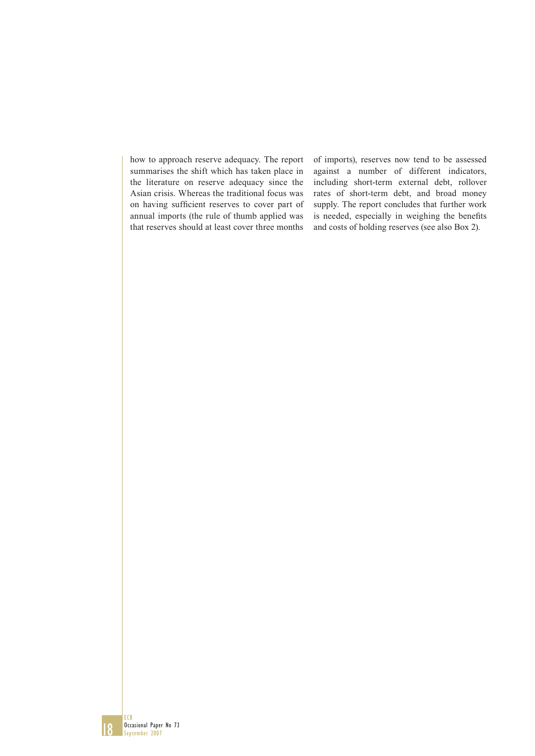how to approach reserve adequacy. The report summarises the shift which has taken place in the literature on reserve adequacy since the Asian crisis. Whereas the traditional focus was on having sufficient reserves to cover part of annual imports (the rule of thumb applied was that reserves should at least cover three months of imports), reserves now tend to be assessed against a number of different indicators, including short-term external debt, rollover rates of short-term debt, and broad money supply. The report concludes that further work is needed, especially in weighing the benefits and costs of holding reserves (see also Box 2).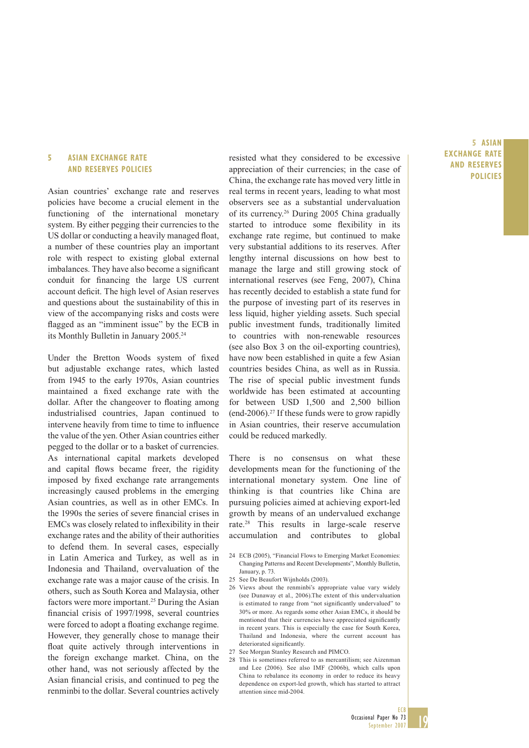## 5 ASIAN EXCHANGE RATE AND RESERVES POLICIES

Asian countries' exchange rate and reserves policies have become a crucial element in the functioning of the international monetary system. By either pegging their currencies to the US dollar or conducting a heavily managed float, a number of these countries play an important role with respect to existing global external imbalances. They have also become a significant conduit for financing the large US current account deficit. The high level of Asian reserves and questions about the sustainability of this in view of the accompanying risks and costs were flagged as an "imminent issue" by the ECB in its Monthly Bulletin in January 2005.[24]

Under the Bretton Woods system of fixed but adjustable exchange rates, which lasted from 1945 to the early 1970s, Asian countries maintained a fixed exchange rate with the dollar. After the changeover to floating among industrialised countries, Japan continued to intervene heavily from time to time to influence the value of the yen. Other Asian countries either pegged to the dollar or to a basket of currencies. As international capital markets developed and capital flows became freer, the rigidity imposed by fixed exchange rate arrangements increasingly caused problems in the emerging Asian countries, as well as in other EMCs. In the 1990s the series of severe financial crises in EMCs was closely related to inflexibility in their exchange rates and the ability of their authorities to defend them. In several cases, especially in Latin America and Turkey, as well as in Indonesia and Thailand, overvaluation of the exchange rate was a major cause of the crisis. In others, such as South Korea and Malaysia, other factors were more important.[25] During the Asian financial crisis of 1997/1998, several countries were forced to adopt a floating exchange regime. However, they generally chose to manage their float quite actively through interventions in the foreign exchange market. China, on the other hand, was not seriously affected by the Asian financial crisis, and continued to peg the renminbi to the dollar. Several countries actively resisted what they considered to be excessive appreciation of their currencies; in the case of China, the exchange rate has moved very little in real terms in recent years, leading to what most observers see as a substantial undervaluation of its currency.[26] During 2005 China gradually started to introduce some flexibility in its exchange rate regime, but continued to make very substantial additions to its reserves. After lengthy internal discussions on how best to manage the large and still growing stock of international reserves (see Feng, 2007), China has recently decided to establish a state fund for the purpose of investing part of its reserves in less liquid, higher yielding assets. Such special public investment funds, traditionally limited to countries with non-renewable resources (see also Box 3 on the oil-exporting countries), have now been established in quite a few Asian countries besides China, as well as in Russia. The rise of special public investment funds worldwide has been estimated at accounting for between USD 1,500 and 2,500 billion (end-2006).[27] If these funds were to grow rapidly in Asian countries, their reserve accumulation could be reduced markedly.

There is no consensus on what these developments mean for the functioning of the international monetary system. One line of thinking is that countries like China are pursuing policies aimed at achieving export-led growth by means of an undervalued exchange rate.[28] This results in large-scale reserve accumulation and contributes to global

24 ECB (2005), "Financial Flows to Emerging Market Economies: Changing Patterns and Recent Developments", Monthly Bulletin, January, p. 73.

25 See De Beaufort Wijnholds (2003).

26 Views about the renminbi's appropriate value vary widely (see Dunaway et al., 2006).The extent of this undervaluation is estimated to range from "not significantly undervalued" to 30% or more. As regards some other Asian EMCs, it should be mentioned that their currencies have appreciated significantly in recent years. This is especially the case for South Korea, Thailand and Indonesia, where the current account has deteriorated significantly.

27 See Morgan Stanley Research and PIMCO.

28 This is sometimes referred to as mercantilism; see Aizenman and Lee (2006). See also IMF (2006b), which calls upon China to rebalance its economy in order to reduce its heavy dependence on export-led growth, which has started to attract attention since mid-2004.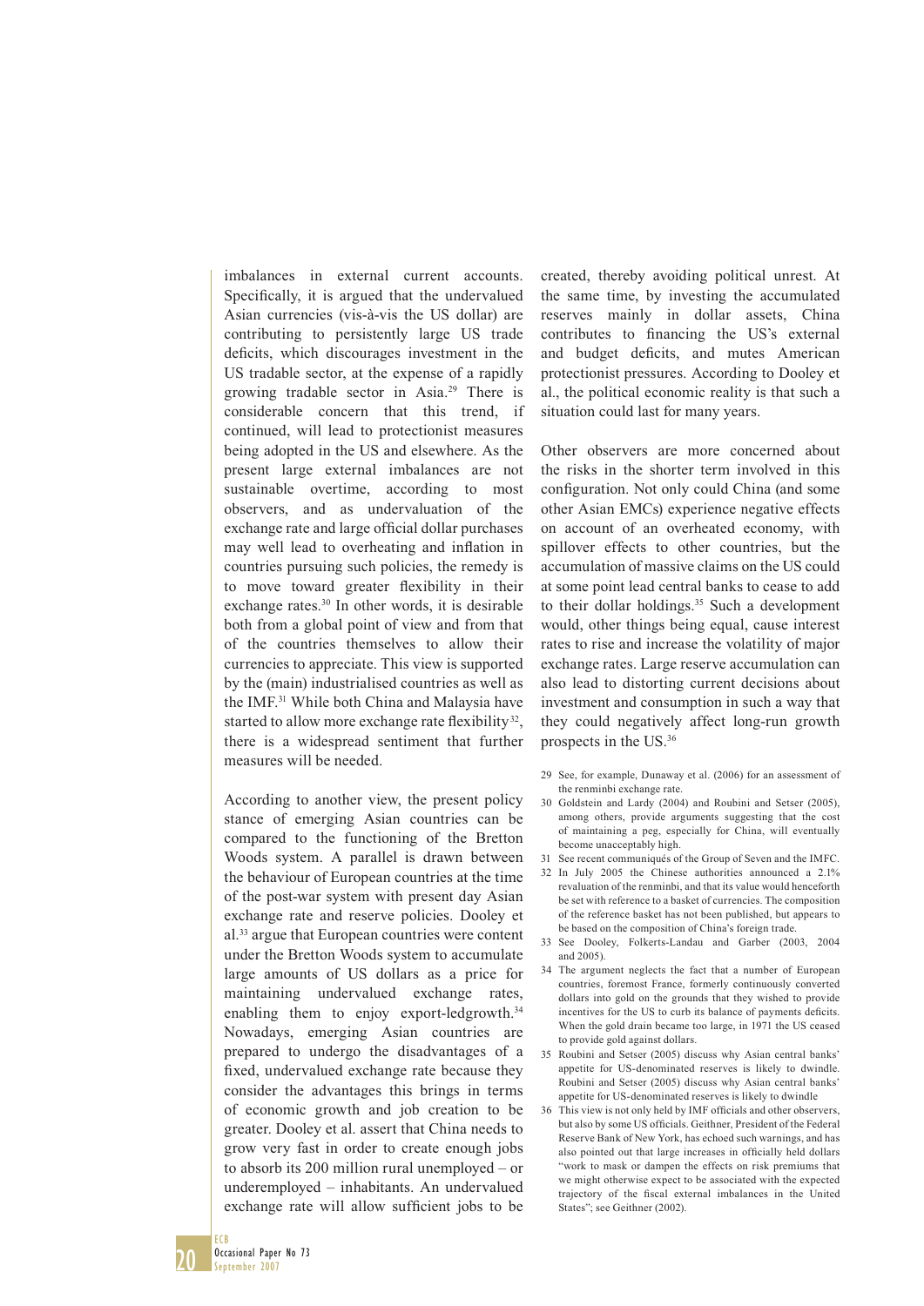imbalances in external current accounts. Specifically, it is argued that the undervalued Asian currencies (vis-à-vis the US dollar) are contributing to persistently large US trade deficits, which discourages investment in the US tradable sector, at the expense of a rapidly growing tradable sector in Asia.[29] There is considerable concern that this trend, if continued, will lead to protectionist measures being adopted in the US and elsewhere. As the present large external imbalances are not sustainable overtime, according to most observers, and as undervaluation of the exchange rate and large official dollar purchases may well lead to overheating and inflation in countries pursuing such policies, the remedy is to move toward greater flexibility in their exchange rates.[30] In other words, it is desirable both from a global point of view and from that of the countries themselves to allow their currencies to appreciate. This view is supported by the (main) industrialised countries as well as the IMF.[31] While both China and Malaysia have started to allow more exchange rate flexibility[32], there is a widespread sentiment that further measures will be needed.

According to another view, the present policy stance of emerging Asian countries can be compared to the functioning of the Bretton Woods system. A parallel is drawn between the behaviour of European countries at the time of the post-war system with present day Asian exchange rate and reserve policies. Dooley et al.[33] argue that European countries were content under the Bretton Woods system to accumulate large amounts of US dollars as a price for maintaining undervalued exchange rates, enabling them to enjoy export-ledgrowth.[34] Nowadays, emerging Asian countries are prepared to undergo the disadvantages of a fixed, undervalued exchange rate because they consider the advantages this brings in terms of economic growth and job creation to be greater. Dooley et al. assert that China needs to grow very fast in order to create enough jobs to absorb its 200 million rural unemployed – or underemployed – inhabitants. An undervalued exchange rate will allow sufficient jobs to be created, thereby avoiding political unrest. At the same time, by investing the accumulated reserves mainly in dollar assets, China contributes to financing the US's external and budget deficits, and mutes American protectionist pressures. According to Dooley et al., the political economic reality is that such a situation could last for many years.

Other observers are more concerned about the risks in the shorter term involved in this configuration. Not only could China (and some other Asian EMCs) experience negative effects on account of an overheated economy, with spillover effects to other countries, but the accumulation of massive claims on the US could at some point lead central banks to cease to add to their dollar holdings.[35] Such a development would, other things being equal, cause interest rates to rise and increase the volatility of major exchange rates. Large reserve accumulation can also lead to distorting current decisions about investment and consumption in such a way that they could negatively affect long-run growth prospects in the US.[36]

29 See, for example, Dunaway et al. (2006) for an assessment of the renminbi exchange rate.

30 Goldstein and Lardy (2004) and Roubini and Setser (2005), among others, provide arguments suggesting that the cost of maintaining a peg, especially for China, will eventually become unacceptably high.

31 See recent communiqués of the Group of Seven and the IMFC.

32 In July 2005 the Chinese authorities announced a 2.1% revaluation of the renminbi, and that its value would henceforth be set with reference to a basket of currencies. The composition of the reference basket has not been published, but appears to be based on the composition of China's foreign trade.

33 See Dooley, Folkerts-Landau and Garber (2003, 2004 and 2005).

34 The argument neglects the fact that a number of European countries, foremost France, formerly continuously converted dollars into gold on the grounds that they wished to provide incentives for the US to curb its balance of payments deficits. When the gold drain became too large, in 1971 the US ceased to provide gold against dollars.

35 Roubini and Setser (2005) discuss why Asian central banks' appetite for US-denominated reserves is likely to dwindle. Roubini and Setser (2005) discuss why Asian central banks' appetite for US-denominated reserves is likely to dwindle

36 This view is not only held by IMF officials and other observers, but also by some US officials. Geithner, President of the Federal Reserve Bank of New York, has echoed such warnings, and has also pointed out that large increases in officially held dollars "work to mask or dampen the effects on risk premiums that we might otherwise expect to be associated with the expected trajectory of the fiscal external imbalances in the United States"; see Geithner (2002).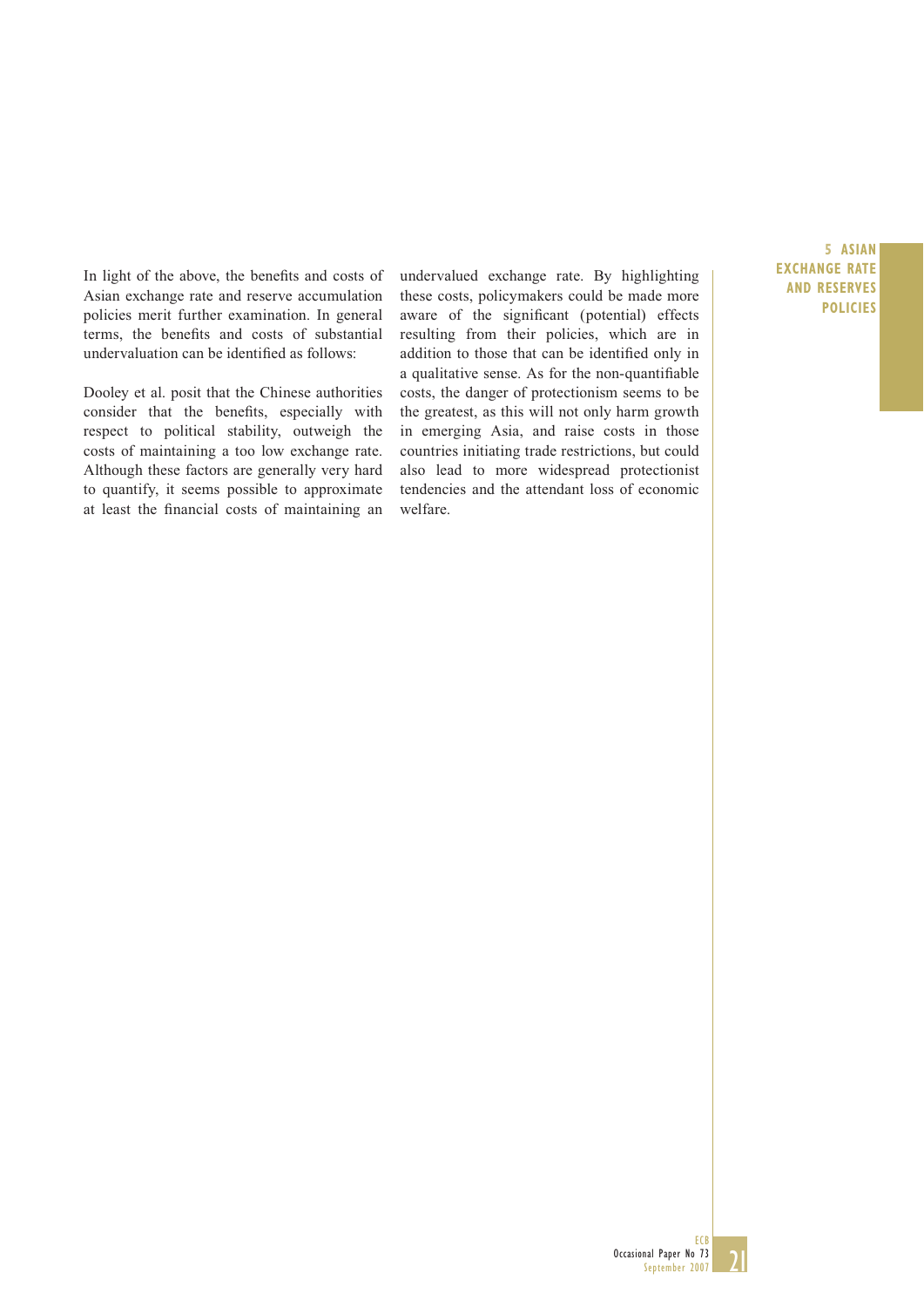In light of the above, the benefits and costs of Asian exchange rate and reserve accumulation policies merit further examination. In general terms, the benefits and costs of substantial undervaluation can be identified as follows:

Dooley et al. posit that the Chinese authorities consider that the benefits, especially with respect to political stability, outweigh the costs of maintaining a too low exchange rate. Although these factors are generally very hard to quantify, it seems possible to approximate at least the financial costs of maintaining an undervalued exchange rate. By highlighting these costs, policymakers could be made more aware of the significant (potential) effects resulting from their policies, which are in addition to those that can be identified only in a qualitative sense. As for the non-quantifiable costs, the danger of protectionism seems to be the greatest, as this will not only harm growth in emerging Asia, and raise costs in those countries initiating trade restrictions, but could also lead to more widespread protectionist tendencies and the attendant loss of economic welfare.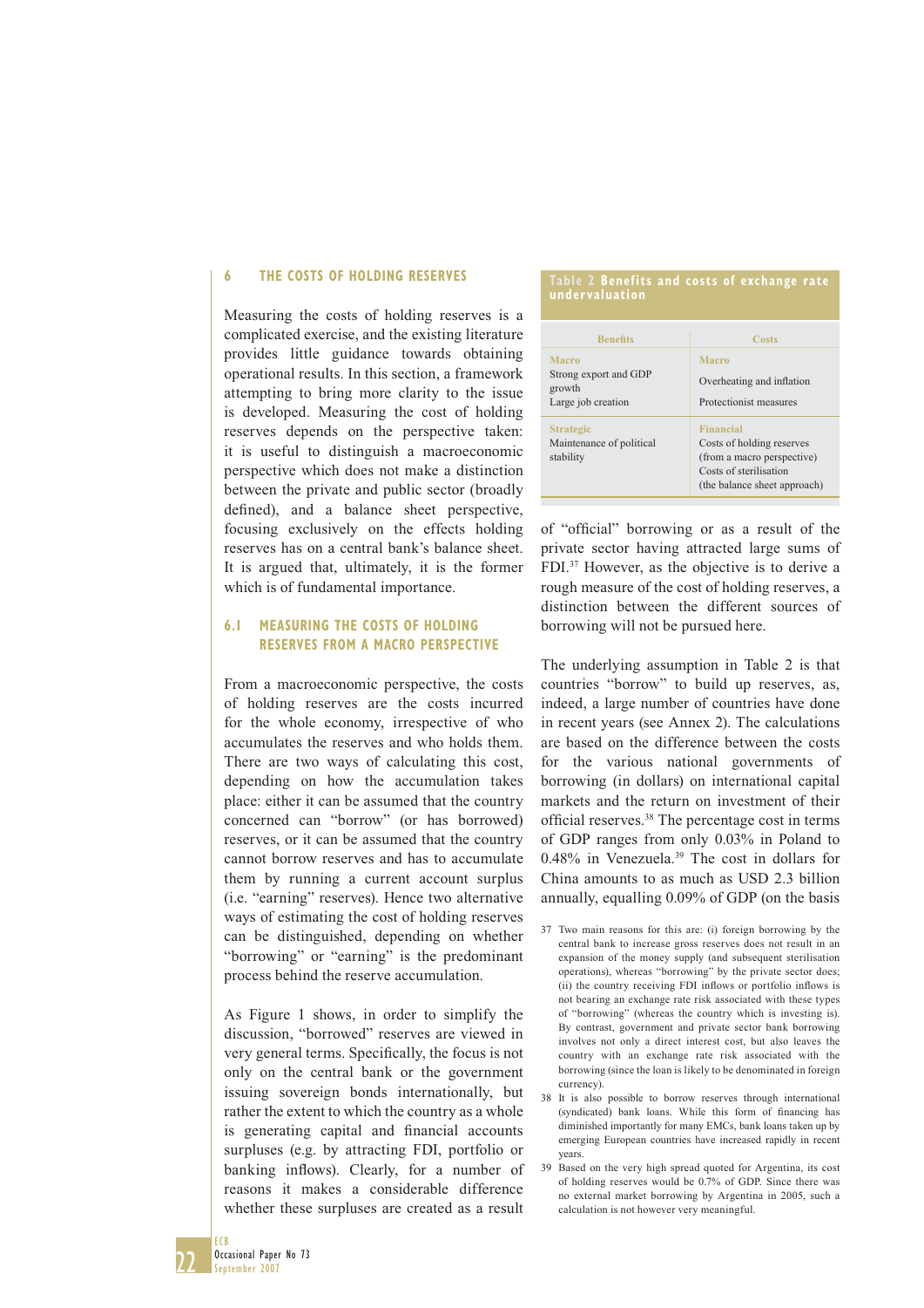## 6 THE COSTS OF HOLDING RESERVES

Measuring the costs of holding reserves is a complicated exercise, and the existing literature provides little guidance towards obtaining operational results. In this section, a framework attempting to bring more clarity to the issue is developed. Measuring the cost of holding reserves depends on the perspective taken: it is useful to distinguish a macroeconomic perspective which does not make a distinction between the private and public sector (broadly defined), and a balance sheet perspective, focusing exclusively on the effects holding reserves has on a central bank's balance sheet. It is argued that, ultimately, it is the former which is of fundamental importance.

### 6.1 MEASURING THE COSTS OF HOLDING RESERVES FROM A MACRO PERSPECTIVE

From a macroeconomic perspective, the costs of holding reserves are the costs incurred for the whole economy, irrespective of who accumulates the reserves and who holds them. There are two ways of calculating this cost, depending on how the accumulation takes place: either it can be assumed that the country concerned can "borrow" (or has borrowed) reserves, or it can be assumed that the country cannot borrow reserves and has to accumulate them by running a current account surplus (i.e. "earning" reserves). Hence two alternative ways of estimating the cost of holding reserves can be distinguished, depending on whether "borrowing" or "earning" is the predominant process behind the reserve accumulation.

As Figure 1 shows, in order to simplify the discussion, "borrowed" reserves are viewed in very general terms. Specifically, the focus is not only on the central bank or the government issuing sovereign bonds internationally, but rather the extent to which the country as a whole is generating capital and financial accounts surpluses (e.g. by attracting FDI, portfolio or banking inflows). Clearly, for a number of reasons it makes a considerable difference whether these surpluses are created as a result of "official" borrowing or as a result of the private sector having attracted large sums of FDI.[37] However, as the objective is to derive a rough measure of the cost of holding reserves, a distinction between the different sources of borrowing will not be pursued here.

**Table 2 Benefits and costs of exchange rate undervaluation**

| Benefits | Costs |
|---|---|
| **Macro**<br>Strong export and GDP growth<br>Large job creation | **Macro**<br>Overheating and inflation<br>Protectionist measures |
| **Strategic**<br>Maintenance of political stability | **Financial**<br>Costs of holding reserves (from a macro perspective)<br>Costs of sterilisation (the balance sheet approach) |

The underlying assumption in Table 2 is that countries "borrow" to build up reserves, as, indeed, a large number of countries have done in recent years (see Annex 2). The calculations are based on the difference between the costs for the various national governments of borrowing (in dollars) on international capital markets and the return on investment of their official reserves.[38] The percentage cost in terms of GDP ranges from only 0.03% in Poland to 0.48% in Venezuela.[39] The cost in dollars for China amounts to as much as USD 2.3 billion annually, equalling 0.09% of GDP (on the basis

37 Two main reasons for this are: (i) foreign borrowing by the central bank to increase gross reserves does not result in an expansion of the money supply (and subsequent sterilisation operations), whereas "borrowing" by the private sector does; (ii) the country receiving FDI inflows or portfolio inflows is not bearing an exchange rate risk associated with these types of "borrowing" (whereas the country which is investing is). By contrast, government and private sector bank borrowing involves not only a direct interest cost, but also leaves the country with an exchange rate risk associated with the borrowing (since the loan is likely to be denominated in foreign currency).

38 It is also possible to borrow reserves through international (syndicated) bank loans. While this form of financing has diminished importantly for many EMCs, bank loans taken up by emerging European countries have increased rapidly in recent years.

39 Based on the very high spread quoted for Argentina, its cost of holding reserves would be 0.7% of GDP. Since there was no external market borrowing by Argentina in 2005, such a calculation is not however very meaningful.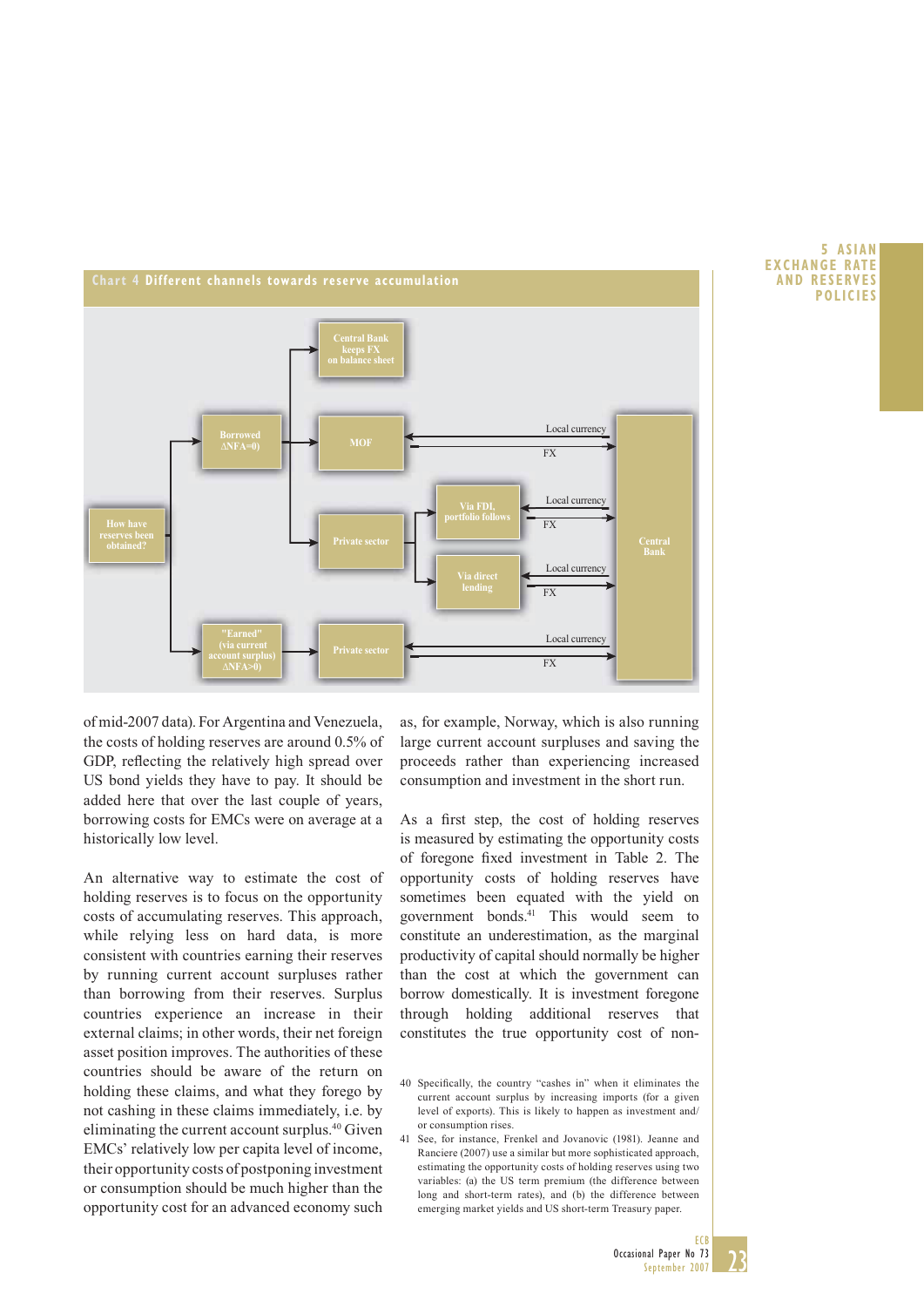**Chart 4 Different channels towards reserve accumulation**

How have reserves been obtained?

- Borrowed (ΔNFA=0)
  - Central Bank keeps FX on balance sheet
  - MOF — Local currency / FX — Central Bank
  - Private sector
    - Via FDI, portfolio follows — Local currency / FX — Central Bank
    - Via direct lending — Local currency / FX — Central Bank
- "Earned" (via current account surplus) ΔNFA>0)
  - Private sector — Local currency / FX — Central Bank

of mid-2007 data). For Argentina and Venezuela, the costs of holding reserves are around 0.5% of GDP, reflecting the relatively high spread over US bond yields they have to pay. It should be added here that over the last couple of years, borrowing costs for EMCs were on average at a historically low level.

An alternative way to estimate the cost of holding reserves is to focus on the opportunity costs of accumulating reserves. This approach, while relying less on hard data, is more consistent with countries earning their reserves by running current account surpluses rather than borrowing from their reserves. Surplus countries experience an increase in their external claims; in other words, their net foreign asset position improves. The authorities of these countries should be aware of the return on holding these claims, and what they forego by not cashing in these claims immediately, i.e. by eliminating the current account surplus.[40] Given EMCs' relatively low per capita level of income, their opportunity costs of postponing investment or consumption should be much higher than the opportunity cost for an advanced economy such as, for example, Norway, which is also running large current account surpluses and saving the proceeds rather than experiencing increased consumption and investment in the short run.

As a first step, the cost of holding reserves is measured by estimating the opportunity costs of foregone fixed investment in Table 2. The opportunity costs of holding reserves have sometimes been equated with the yield on government bonds.[41] This would seem to constitute an underestimation, as the marginal productivity of capital should normally be higher than the cost at which the government can borrow domestically. It is investment foregone through holding additional reserves that constitutes the true opportunity cost of non-

40 Specifically, the country "cashes in" when it eliminates the current account surplus by increasing imports (for a given level of exports). This is likely to happen as investment and/or consumption rises.

41 See, for instance, Frenkel and Jovanovic (1981). Jeanne and Ranciere (2007) use a similar but more sophisticated approach, estimating the opportunity costs of holding reserves using two variables: (a) the US term premium (the difference between long and short-term rates), and (b) the difference between emerging market yields and US short-term Treasury paper.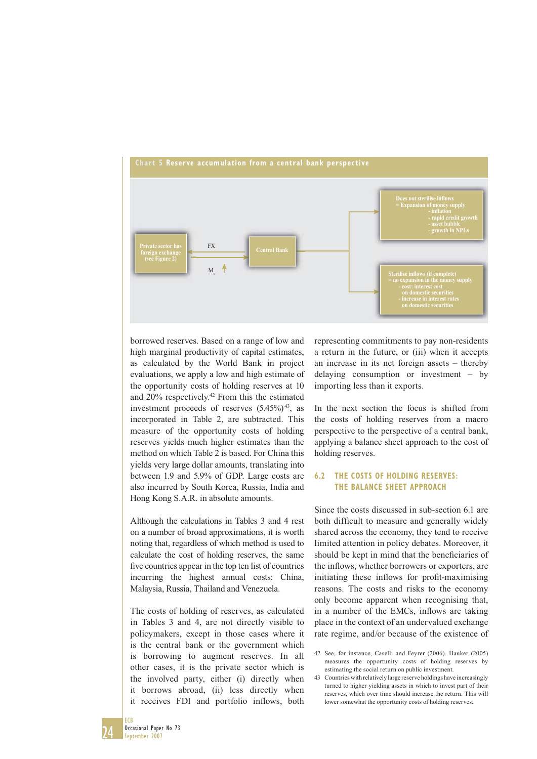**Chart 5 Reserve accumulation from a central bank perspective**

Private sector has foreign exchange (see Figure 2)

FX

$M_s$ ↑

Central Bank

Does not sterilise inflows
= Expansion of money supply
- inflation
- rapid credit growth
- asset bubble
- growth in NPLs

Sterilise inflows (if complete)
= no expansion in the money supply
- cost: interest cost on domestic securities
- increase in interest rates on domestic securities

borrowed reserves. Based on a range of low and high marginal productivity of capital estimates, as calculated by the World Bank in project evaluations, we apply a low and high estimate of the opportunity costs of holding reserves at 10 and 20% respectively.[42] From this the estimated investment proceeds of reserves (5.45%)[43], as incorporated in Table 2, are subtracted. This measure of the opportunity costs of holding reserves yields much higher estimates than the method on which Table 2 is based. For China this yields very large dollar amounts, translating into between 1.9 and 5.9% of GDP. Large costs are also incurred by South Korea, Russia, India and Hong Kong S.A.R. in absolute amounts.

Although the calculations in Tables 3 and 4 rest on a number of broad approximations, it is worth noting that, regardless of which method is used to calculate the cost of holding reserves, the same five countries appear in the top ten list of countries incurring the highest annual costs: China, Malaysia, Russia, Thailand and Venezuela.

The costs of holding of reserves, as calculated in Tables 3 and 4, are not directly visible to policymakers, except in those cases where it is the central bank or the government which is borrowing to augment reserves. In all other cases, it is the private sector which is the involved party, either (i) directly when it borrows abroad, (ii) less directly when it receives FDI and portfolio inflows, both representing commitments to pay non-residents a return in the future, or (iii) when it accepts an increase in its net foreign assets – thereby delaying consumption or investment – by importing less than it exports.

In the next section the focus is shifted from the costs of holding reserves from a macro perspective to the perspective of a central bank, applying a balance sheet approach to the cost of holding reserves.

### 6.2 THE COSTS OF HOLDING RESERVES: THE BALANCE SHEET APPROACH

Since the costs discussed in sub-section 6.1 are both difficult to measure and generally widely shared across the economy, they tend to receive limited attention in policy debates. Moreover, it should be kept in mind that the beneficiaries of the inflows, whether borrowers or exporters, are initiating these inflows for profit-maximising reasons. The costs and risks to the economy only become apparent when recognising that, in a number of the EMCs, inflows are taking place in the context of an undervalued exchange rate regime, and/or because of the existence of

42 See, for instance, Caselli and Feyrer (2006). Hauker (2005) measures the opportunity costs of holding reserves by estimating the social return on public investment.

43 Countries with relatively large reserve holdings have increasingly turned to higher yielding assets in which to invest part of their reserves, which over time should increase the return. This will lower somewhat the opportunity costs of holding reserves.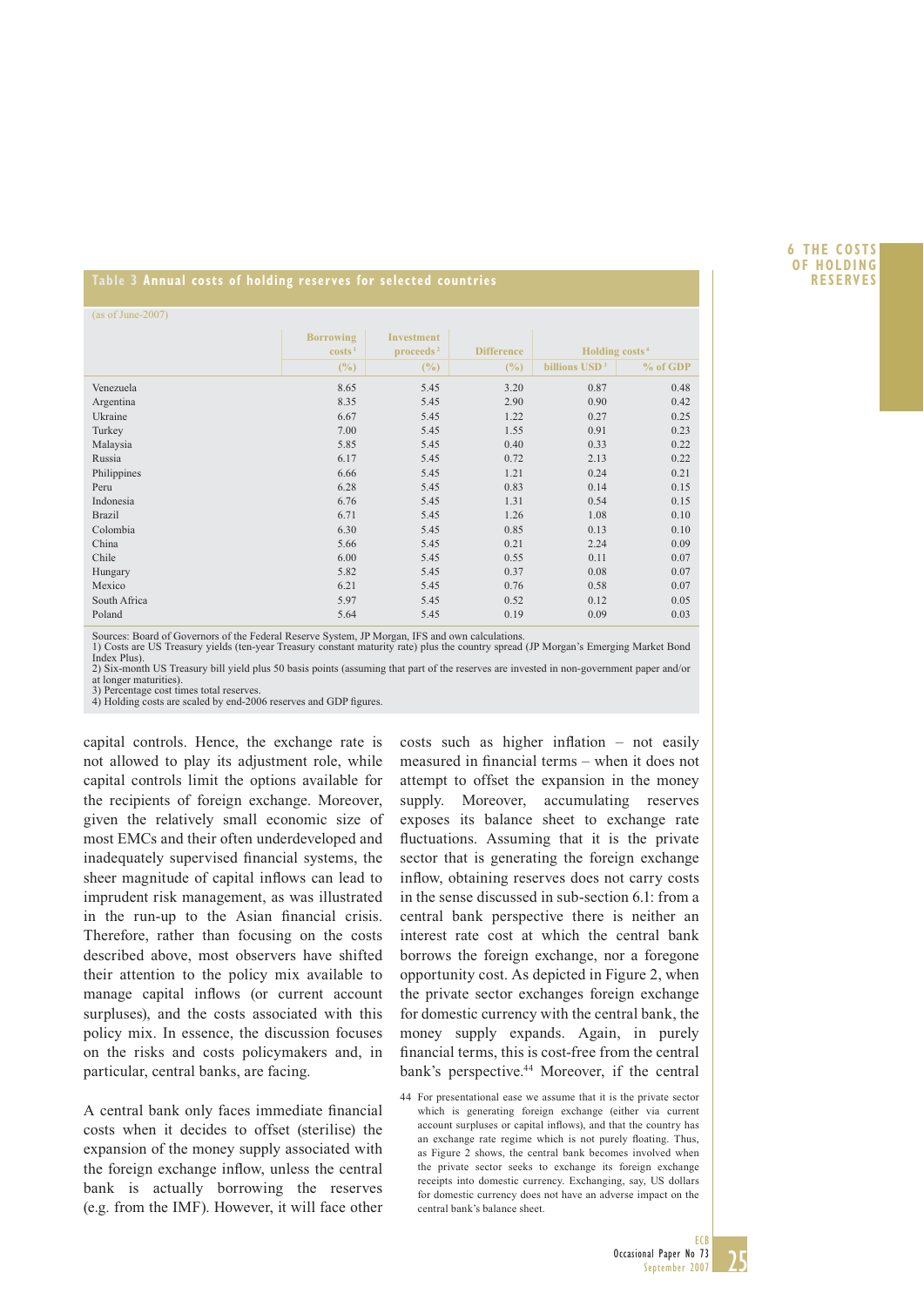**Table 3 Annual costs of holding reserves for selected countries**

(as of June-2007)

| | Borrowing costs[1] (%) | Investment proceeds[2] (%) | Difference (%) | Holding costs[4] billions USD[3] | Holding costs[4] % of GDP |
|---|---|---|---|---|---|
| Venezuela | 8.65 | 5.45 | 3.20 | 0.87 | 0.48 |
| Argentina | 8.35 | 5.45 | 2.90 | 0.90 | 0.42 |
| Ukraine | 6.67 | 5.45 | 1.22 | 0.27 | 0.25 |
| Turkey | 7.00 | 5.45 | 1.55 | 0.91 | 0.23 |
| Malaysia | 5.85 | 5.45 | 0.40 | 0.33 | 0.22 |
| Russia | 6.17 | 5.45 | 0.72 | 2.13 | 0.22 |
| Philippines | 6.66 | 5.45 | 1.21 | 0.24 | 0.21 |
| Peru | 6.28 | 5.45 | 0.83 | 0.14 | 0.15 |
| Indonesia | 6.76 | 5.45 | 1.31 | 0.54 | 0.15 |
| Brazil | 6.71 | 5.45 | 1.26 | 1.08 | 0.10 |
| Colombia | 6.30 | 5.45 | 0.85 | 0.13 | 0.10 |
| China | 5.66 | 5.45 | 0.21 | 2.24 | 0.09 |
| Chile | 6.00 | 5.45 | 0.55 | 0.11 | 0.07 |
| Hungary | 5.82 | 5.45 | 0.37 | 0.08 | 0.07 |
| Mexico | 6.21 | 5.45 | 0.76 | 0.58 | 0.07 |
| South Africa | 5.97 | 5.45 | 0.52 | 0.12 | 0.05 |
| Poland | 5.64 | 5.45 | 0.19 | 0.09 | 0.03 |

Sources: Board of Governors of the Federal Reserve System, JP Morgan, IFS and own calculations.
1) Costs are US Treasury yields (ten-year Treasury constant maturity rate) plus the country spread (JP Morgan's Emerging Market Bond Index Plus).
2) Six-month US Treasury bill yield plus 50 basis points (assuming that part of the reserves are invested in non-government paper and/or at longer maturities).
3) Percentage cost times total reserves.
4) Holding costs are scaled by end-2006 reserves and GDP figures.

capital controls. Hence, the exchange rate is not allowed to play its adjustment role, while capital controls limit the options available for the recipients of foreign exchange. Moreover, given the relatively small economic size of most EMCs and their often underdeveloped and inadequately supervised financial systems, the sheer magnitude of capital inflows can lead to imprudent risk management, as was illustrated in the run-up to the Asian financial crisis. Therefore, rather than focusing on the costs described above, most observers have shifted their attention to the policy mix available to manage capital inflows (or current account surpluses), and the costs associated with this policy mix. In essence, the discussion focuses on the risks and costs policymakers and, in particular, central banks, are facing.

A central bank only faces immediate financial costs when it decides to offset (sterilise) the expansion of the money supply associated with the foreign exchange inflow, unless the central bank is actually borrowing the reserves (e.g. from the IMF). However, it will face other costs such as higher inflation – not easily measured in financial terms – when it does not attempt to offset the expansion in the money supply. Moreover, accumulating reserves exposes its balance sheet to exchange rate fluctuations. Assuming that it is the private sector that is generating the foreign exchange inflow, obtaining reserves does not carry costs in the sense discussed in sub-section 6.1: from a central bank perspective there is neither an interest rate cost at which the central bank borrows the foreign exchange, nor a foregone opportunity cost. As depicted in Figure 2, when the private sector exchanges foreign exchange for domestic currency with the central bank, the money supply expands. Again, in purely financial terms, this is cost-free from the central bank's perspective.[44] Moreover, if the central

44 For presentational ease we assume that it is the private sector which is generating foreign exchange (either via current account surpluses or capital inflows), and that the country has an exchange rate regime which is not purely floating. Thus, as Figure 2 shows, the central bank becomes involved when the private sector seeks to exchange its foreign exchange receipts into domestic currency. Exchanging, say, US dollars for domestic currency does not have an adverse impact on the central bank's balance sheet.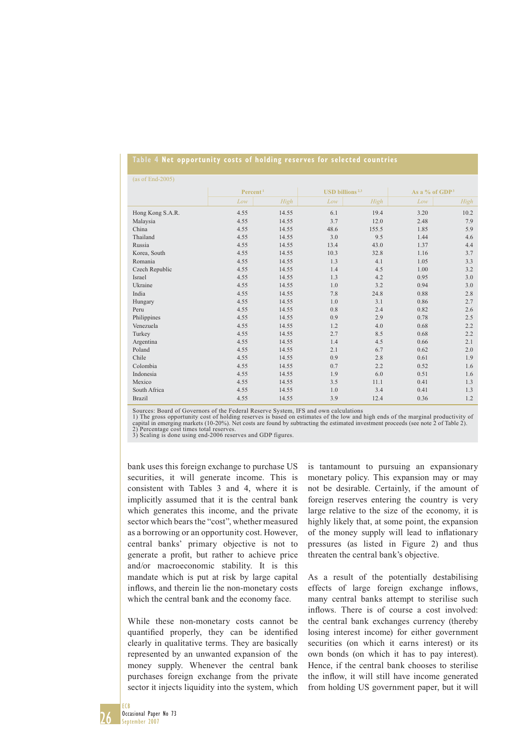**Table 4 Net opportunity costs of holding reserves for selected countries**

(as of End-2005)

| | Percent[1] | | USD billions[2,3] | | As a % of GDP[3] | |
|---|---|---|---|---|---|---|
| | Low | High | Low | High | Low | High |
| Hong Kong S.A.R. | 4.55 | 14.55 | 6.1 | 19.4 | 3.20 | 10.2 |
| Malaysia | 4.55 | 14.55 | 3.7 | 12.0 | 2.48 | 7.9 |
| China | 4.55 | 14.55 | 48.6 | 155.5 | 1.85 | 5.9 |
| Thailand | 4.55 | 14.55 | 3.0 | 9.5 | 1.44 | 4.6 |
| Russia | 4.55 | 14.55 | 13.4 | 43.0 | 1.37 | 4.4 |
| Korea, South | 4.55 | 14.55 | 10.3 | 32.8 | 1.16 | 3.7 |
| Romania | 4.55 | 14.55 | 1.3 | 4.1 | 1.05 | 3.3 |
| Czech Republic | 4.55 | 14.55 | 1.4 | 4.5 | 1.00 | 3.2 |
| Israel | 4.55 | 14.55 | 1.3 | 4.2 | 0.95 | 3.0 |
| Ukraine | 4.55 | 14.55 | 1.0 | 3.2 | 0.94 | 3.0 |
| India | 4.55 | 14.55 | 7.8 | 24.8 | 0.88 | 2.8 |
| Hungary | 4.55 | 14.55 | 1.0 | 3.1 | 0.86 | 2.7 |
| Peru | 4.55 | 14.55 | 0.8 | 2.4 | 0.82 | 2.6 |
| Philippines | 4.55 | 14.55 | 0.9 | 2.9 | 0.78 | 2.5 |
| Venezuela | 4.55 | 14.55 | 1.2 | 4.0 | 0.68 | 2.2 |
| Turkey | 4.55 | 14.55 | 2.7 | 8.5 | 0.68 | 2.2 |
| Argentina | 4.55 | 14.55 | 1.4 | 4.5 | 0.66 | 2.1 |
| Poland | 4.55 | 14.55 | 2.1 | 6.7 | 0.62 | 2.0 |
| Chile | 4.55 | 14.55 | 0.9 | 2.8 | 0.61 | 1.9 |
| Colombia | 4.55 | 14.55 | 0.7 | 2.2 | 0.52 | 1.6 |
| Indonesia | 4.55 | 14.55 | 1.9 | 6.0 | 0.51 | 1.6 |
| Mexico | 4.55 | 14.55 | 3.5 | 11.1 | 0.41 | 1.3 |
| South Africa | 4.55 | 14.55 | 1.0 | 3.4 | 0.41 | 1.3 |
| Brazil | 4.55 | 14.55 | 3.9 | 12.4 | 0.36 | 1.2 |

Sources: Board of Governors of the Federal Reserve System, IFS and own calculations
1) The gross opportunity cost of holding reserves is based on estimates of the low and high ends of the marginal productivity of capital in emerging markets (10-20%). Net costs are found by subtracting the estimated investment proceeds (see note 2 of Table 2).
2) Percentage cost times total reserves.
3) Scaling is done using end-2006 reserves and GDP figures.

bank uses this foreign exchange to purchase US securities, it will generate income. This is consistent with Tables 3 and 4, where it is implicitly assumed that it is the central bank which generates this income, and the private sector which bears the "cost", whether measured as a borrowing or an opportunity cost. However, central banks' primary objective is not to generate a profit, but rather to achieve price and/or macroeconomic stability. It is this mandate which is put at risk by large capital inflows, and therein lie the non-monetary costs which the central bank and the economy face.

While these non-monetary costs cannot be quantified properly, they can be identified clearly in qualitative terms. They are basically represented by an unwanted expansion of the money supply. Whenever the central bank purchases foreign exchange from the private sector it injects liquidity into the system, which is tantamount to pursuing an expansionary monetary policy. This expansion may or may not be desirable. Certainly, if the amount of foreign reserves entering the country is very large relative to the size of the economy, it is highly likely that, at some point, the expansion of the money supply will lead to inflationary pressures (as listed in Figure 2) and thus threaten the central bank's objective.

As a result of the potentially destabilising effects of large foreign exchange inflows, many central banks attempt to sterilise such inflows. There is of course a cost involved: the central bank exchanges currency (thereby losing interest income) for either government securities (on which it earns interest) or its own bonds (on which it has to pay interest). Hence, if the central bank chooses to sterilise the inflow, it will still have income generated from holding US government paper, but it will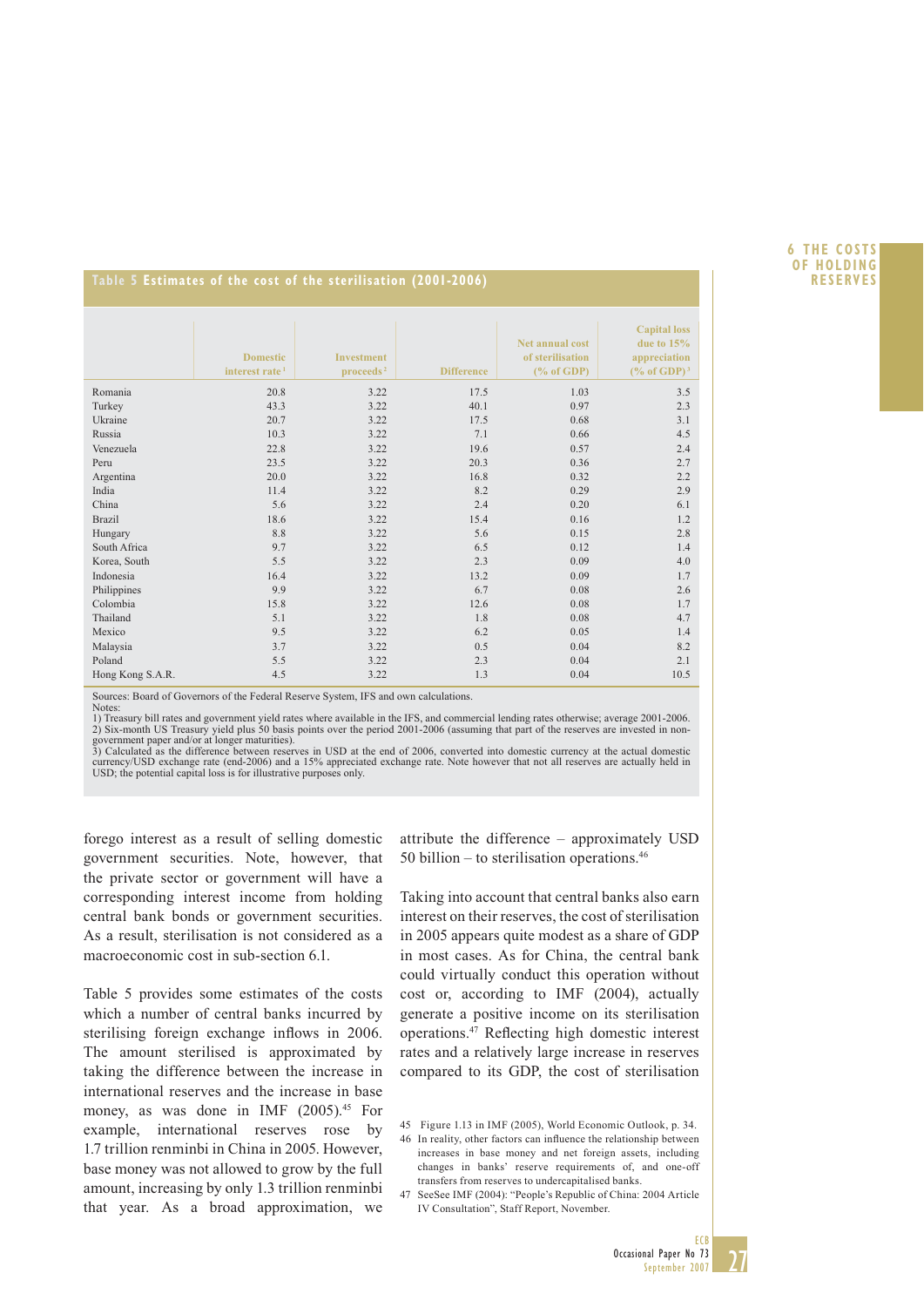**Table 5 Estimates of the cost of the sterilisation (2001-2006)**

| | Domestic interest rate[1] | Investment proceeds[2] | Difference | Net annual cost of sterilisation (% of GDP) | Capital loss due to 15% appreciation (% of GDP)[3] |
|---|---|---|---|---|---|
| Romania | 20.8 | 3.22 | 17.5 | 1.03 | 3.5 |
| Turkey | 43.3 | 3.22 | 40.1 | 0.97 | 2.3 |
| Ukraine | 20.7 | 3.22 | 17.5 | 0.68 | 3.1 |
| Russia | 10.3 | 3.22 | 7.1 | 0.66 | 4.5 |
| Venezuela | 22.8 | 3.22 | 19.6 | 0.57 | 2.4 |
| Peru | 23.5 | 3.22 | 20.3 | 0.36 | 2.7 |
| Argentina | 20.0 | 3.22 | 16.8 | 0.32 | 2.2 |
| India | 11.4 | 3.22 | 8.2 | 0.29 | 2.9 |
| China | 5.6 | 3.22 | 2.4 | 0.20 | 6.1 |
| Brazil | 18.6 | 3.22 | 15.4 | 0.16 | 1.2 |
| Hungary | 8.8 | 3.22 | 5.6 | 0.15 | 2.8 |
| South Africa | 9.7 | 3.22 | 6.5 | 0.12 | 1.4 |
| Korea, South | 5.5 | 3.22 | 2.3 | 0.09 | 4.0 |
| Indonesia | 16.4 | 3.22 | 13.2 | 0.09 | 1.7 |
| Philippines | 9.9 | 3.22 | 6.7 | 0.08 | 2.6 |
| Colombia | 15.8 | 3.22 | 12.6 | 0.08 | 1.7 |
| Thailand | 5.1 | 3.22 | 1.8 | 0.08 | 4.7 |
| Mexico | 9.5 | 3.22 | 6.2 | 0.05 | 1.4 |
| Malaysia | 3.7 | 3.22 | 0.5 | 0.04 | 8.2 |
| Poland | 5.5 | 3.22 | 2.3 | 0.04 | 2.1 |
| Hong Kong S.A.R. | 4.5 | 3.22 | 1.3 | 0.04 | 10.5 |

Sources: Board of Governors of the Federal Reserve System, IFS and own calculations.
Notes:
1) Treasury bill rates and government yield rates where available in the IFS, and commercial lending rates otherwise; average 2001-2006.
2) Six-month US Treasury yield plus 50 basis points over the period 2001-2006 (assuming that part of the reserves are invested in non-government paper and/or at longer maturities).
3) Calculated as the difference between reserves in USD at the end of 2006, converted into domestic currency at the actual domestic currency/USD exchange rate (end-2006) and a 15% appreciated exchange rate. Note however that not all reserves are actually held in USD; the potential capital loss is for illustrative purposes only.

forego interest as a result of selling domestic government securities. Note, however, that the private sector or government will have a corresponding interest income from holding central bank bonds or government securities. As a result, sterilisation is not considered as a macroeconomic cost in sub-section 6.1.

Table 5 provides some estimates of the costs which a number of central banks incurred by sterilising foreign exchange inflows in 2006. The amount sterilised is approximated by taking the difference between the increase in international reserves and the increase in base money, as was done in IMF (2005).[45] For example, international reserves rose by 1.7 trillion renminbi in China in 2005. However, base money was not allowed to grow by the full amount, increasing by only 1.3 trillion renminbi that year. As a broad approximation, we attribute the difference – approximately USD 50 billion – to sterilisation operations.[46]

Taking into account that central banks also earn interest on their reserves, the cost of sterilisation in 2005 appears quite modest as a share of GDP in most cases. As for China, the central bank could virtually conduct this operation without cost or, according to IMF (2004), actually generate a positive income on its sterilisation operations.[47] Reflecting high domestic interest rates and a relatively large increase in reserves compared to its GDP, the cost of sterilisation

45 Figure 1.13 in IMF (2005), World Economic Outlook, p. 34.

46 In reality, other factors can influence the relationship between increases in base money and net foreign assets, including changes in banks' reserve requirements of, and one-off transfers from reserves to undercapitalised banks.

47 SeeSee IMF (2004): "People's Republic of China: 2004 Article IV Consultation", Staff Report, November.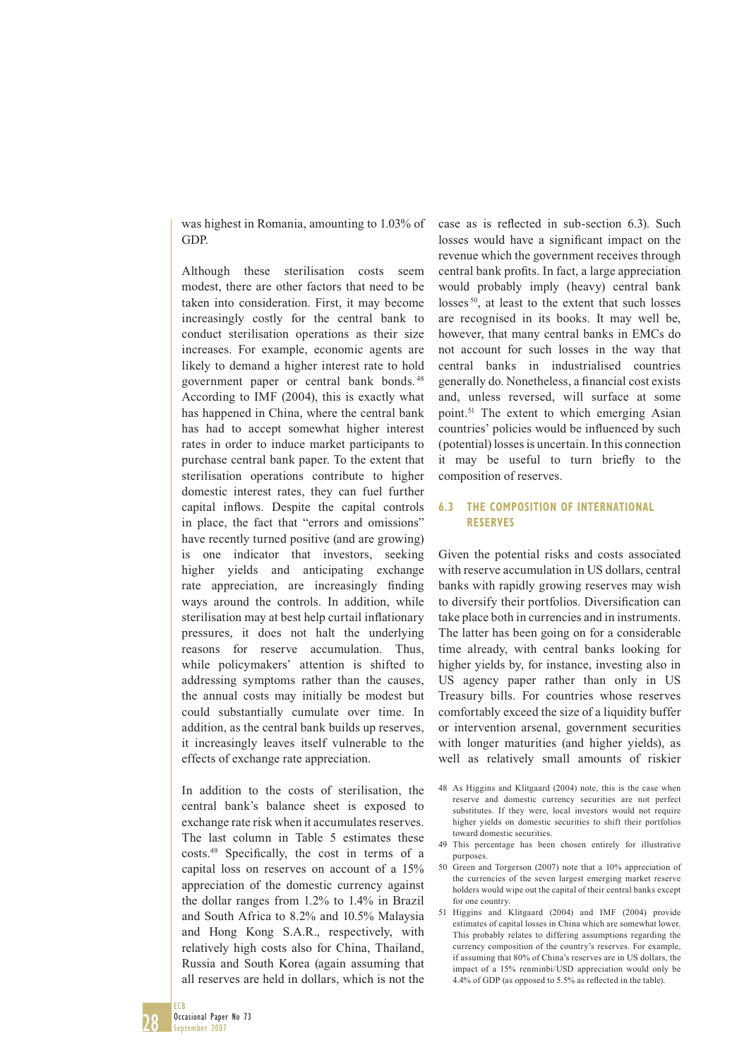was highest in Romania, amounting to 1.03% of GDP.

Although these sterilisation costs seem modest, there are other factors that need to be taken into consideration. First, it may become increasingly costly for the central bank to conduct sterilisation operations as their size increases. For example, economic agents are likely to demand a higher interest rate to hold government paper or central bank bonds.[48] According to IMF (2004), this is exactly what has happened in China, where the central bank has had to accept somewhat higher interest rates in order to induce market participants to purchase central bank paper. To the extent that sterilisation operations contribute to higher domestic interest rates, they can fuel further capital inflows. Despite the capital controls in place, the fact that "errors and omissions" have recently turned positive (and are growing) is one indicator that investors, seeking higher yields and anticipating exchange rate appreciation, are increasingly finding ways around the controls. In addition, while sterilisation may at best help curtail inflationary pressures, it does not halt the underlying reasons for reserve accumulation. Thus, while policymakers' attention is shifted to addressing symptoms rather than the causes, the annual costs may initially be modest but could substantially cumulate over time. In addition, as the central bank builds up reserves, it increasingly leaves itself vulnerable to the effects of exchange rate appreciation.

In addition to the costs of sterilisation, the central bank's balance sheet is exposed to exchange rate risk when it accumulates reserves. The last column in Table 5 estimates these costs.[49] Specifically, the cost in terms of a capital loss on reserves on account of a 15% appreciation of the domestic currency against the dollar ranges from 1.2% to 1.4% in Brazil and South Africa to 8.2% and 10.5% Malaysia and Hong Kong S.A.R., respectively, with relatively high costs also for China, Thailand, Russia and South Korea (again assuming that all reserves are held in dollars, which is not the case as is reflected in sub-section 6.3). Such losses would have a significant impact on the revenue which the government receives through central bank profits. In fact, a large appreciation would probably imply (heavy) central bank losses[50], at least to the extent that such losses are recognised in its books. It may well be, however, that many central banks in EMCs do not account for such losses in the way that central banks in industrialised countries generally do. Nonetheless, a financial cost exists and, unless reversed, will surface at some point.[51] The extent to which emerging Asian countries' policies would be influenced by such (potential) losses is uncertain. In this connection it may be useful to turn briefly to the composition of reserves.

## 6.3 THE COMPOSITION OF INTERNATIONAL RESERVES

Given the potential risks and costs associated with reserve accumulation in US dollars, central banks with rapidly growing reserves may wish to diversify their portfolios. Diversification can take place both in currencies and in instruments. The latter has been going on for a considerable time already, with central banks looking for higher yields by, for instance, investing also in US agency paper rather than only in US Treasury bills. For countries whose reserves comfortably exceed the size of a liquidity buffer or intervention arsenal, government securities with longer maturities (and higher yields), as well as relatively small amounts of riskier

48 As Higgins and Klitgaard (2004) note, this is the case when reserve and domestic currency securities are not perfect substitutes. If they were, local investors would not require higher yields on domestic securities to shift their portfolios toward domestic securities.

49 This percentage has been chosen entirely for illustrative purposes.

50 Green and Torgerson (2007) note that a 10% appreciation of the currencies of the seven largest emerging market reserve holders would wipe out the capital of their central banks except for one country.

51 Higgins and Klitgaard (2004) and IMF (2004) provide estimates of capital losses in China which are somewhat lower. This probably relates to differing assumptions regarding the currency composition of the country's reserves. For example, if assuming that 80% of China's reserves are in US dollars, the impact of a 15% renminbi/USD appreciation would only be 4.4% of GDP (as opposed to 5.5% as reflected in the table).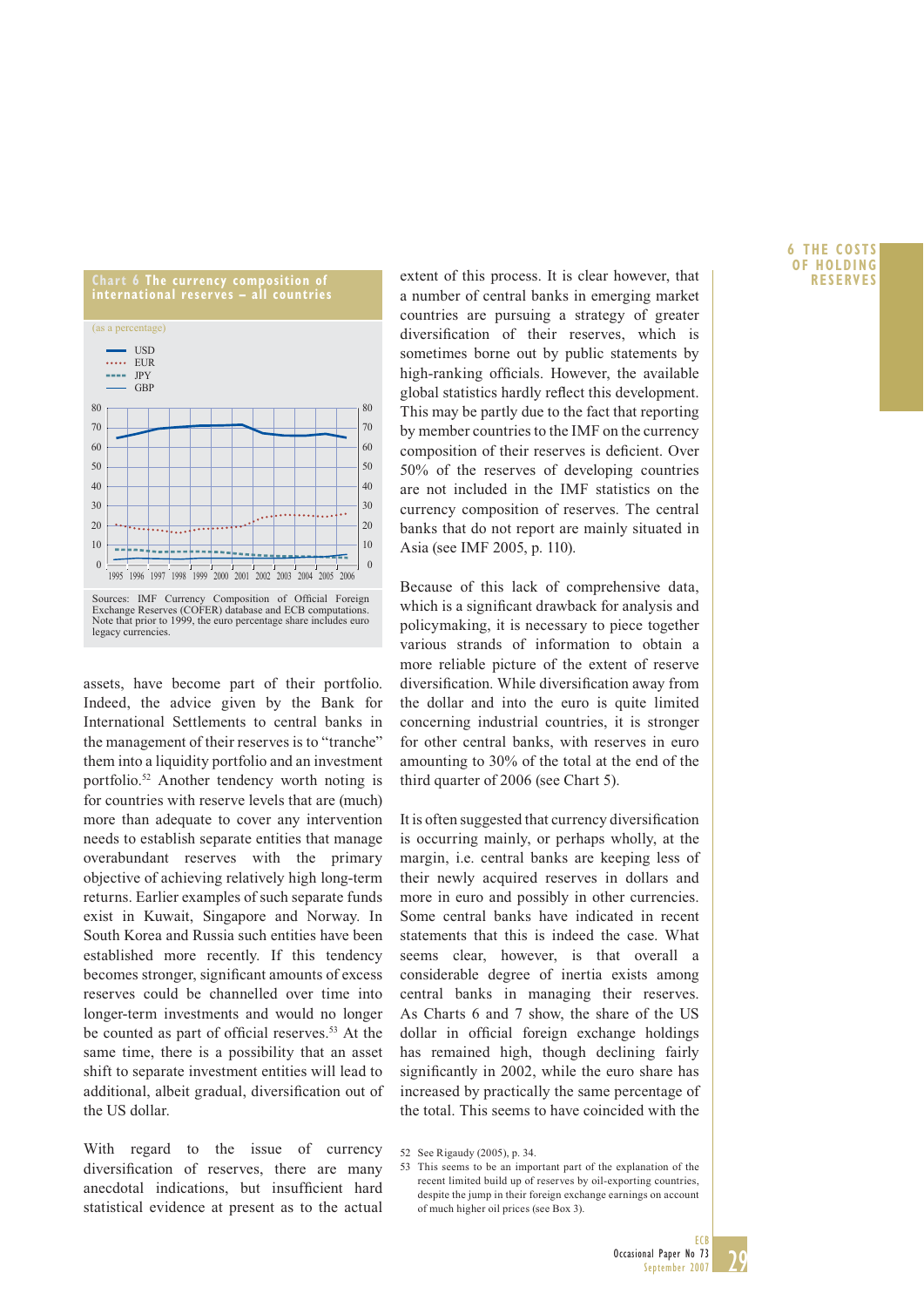**Chart 6 The currency composition of international reserves – all countries**

(as a percentage)

Legend: USD, EUR, JPY, GBP

Sources: IMF Currency Composition of Official Foreign Exchange Reserves (COFER) database and ECB computations. Note that prior to 1999, the euro percentage share includes euro legacy currencies.

assets, have become part of their portfolio. Indeed, the advice given by the Bank for International Settlements to central banks in the management of their reserves is to "tranche" them into a liquidity portfolio and an investment portfolio.[52] Another tendency worth noting is for countries with reserve levels that are (much) more than adequate to cover any intervention needs to establish separate entities that manage overabundant reserves with the primary objective of achieving relatively high long-term returns. Earlier examples of such separate funds exist in Kuwait, Singapore and Norway. In South Korea and Russia such entities have been established more recently. If this tendency becomes stronger, significant amounts of excess reserves could be channelled over time into longer-term investments and would no longer be counted as part of official reserves.[53] At the same time, there is a possibility that an asset shift to separate investment entities will lead to additional, albeit gradual, diversification out of the US dollar.

With regard to the issue of currency diversification of reserves, there are many anecdotal indications, but insufficient hard statistical evidence at present as to the actual extent of this process. It is clear however, that a number of central banks in emerging market countries are pursuing a strategy of greater diversification of their reserves, which is sometimes borne out by public statements by high-ranking officials. However, the available global statistics hardly reflect this development. This may be partly due to the fact that reporting by member countries to the IMF on the currency composition of their reserves is deficient. Over 50% of the reserves of developing countries are not included in the IMF statistics on the currency composition of reserves. The central banks that do not report are mainly situated in Asia (see IMF 2005, p. 110).

Because of this lack of comprehensive data, which is a significant drawback for analysis and policymaking, it is necessary to piece together various strands of information to obtain a more reliable picture of the extent of reserve diversification. While diversification away from the dollar and into the euro is quite limited concerning industrial countries, it is stronger for other central banks, with reserves in euro amounting to 30% of the total at the end of the third quarter of 2006 (see Chart 5).

It is often suggested that currency diversification is occurring mainly, or perhaps wholly, at the margin, i.e. central banks are keeping less of their newly acquired reserves in dollars and more in euro and possibly in other currencies. Some central banks have indicated in recent statements that this is indeed the case. What seems clear, however, is that overall a considerable degree of inertia exists among central banks in managing their reserves. As Charts 6 and 7 show, the share of the US dollar in official foreign exchange holdings has remained high, though declining fairly significantly in 2002, while the euro share has increased by practically the same percentage of the total. This seems to have coincided with the

52 See Rigaudy (2005), p. 34.

53 This seems to be an important part of the explanation of the recent limited build up of reserves by oil-exporting countries, despite the jump in their foreign exchange earnings on account of much higher oil prices (see Box 3).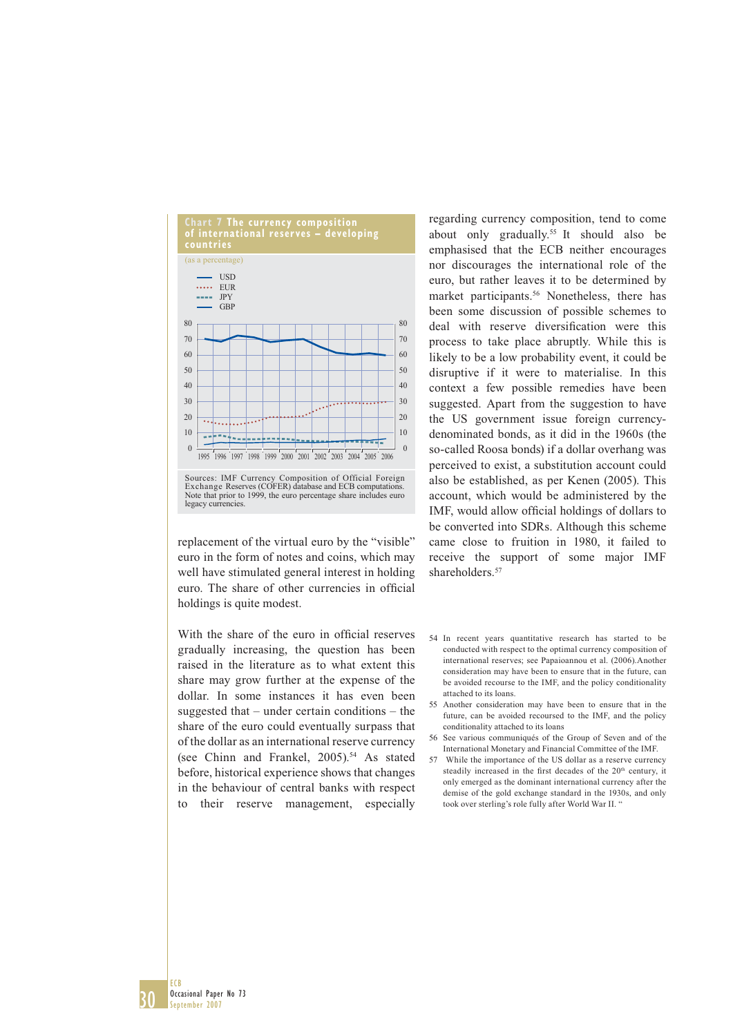**Chart 7 The currency composition of international reserves – developing countries**

(as a percentage)

Sources: IMF Currency Composition of Official Foreign Exchange Reserves (COFER) database and ECB computations. Note that prior to 1999, the euro percentage share includes euro legacy currencies.

replacement of the virtual euro by the "visible" euro in the form of notes and coins, which may well have stimulated general interest in holding euro. The share of other currencies in official holdings is quite modest.

With the share of the euro in official reserves gradually increasing, the question has been raised in the literature as to what extent this share may grow further at the expense of the dollar. In some instances it has even been suggested that – under certain conditions – the share of the euro could eventually surpass that of the dollar as an international reserve currency (see Chinn and Frankel, 2005).[54] As stated before, historical experience shows that changes in the behaviour of central banks with respect to their reserve management, especially regarding currency composition, tend to come about only gradually.[55] It should also be emphasised that the ECB neither encourages nor discourages the international role of the euro, but rather leaves it to be determined by market participants.[56] Nonetheless, there has been some discussion of possible schemes to deal with reserve diversification were this process to take place abruptly. While this is likely to be a low probability event, it could be disruptive if it were to materialise. In this context a few possible remedies have been suggested. Apart from the suggestion to have the US government issue foreign currency-denominated bonds, as it did in the 1960s (the so-called Roosa bonds) if a dollar overhang was perceived to exist, a substitution account could also be established, as per Kenen (2005). This account, which would be administered by the IMF, would allow official holdings of dollars to be converted into SDRs. Although this scheme came close to fruition in 1980, it failed to receive the support of some major IMF shareholders.[57]

54 In recent years quantitative research has started to be conducted with respect to the optimal currency composition of international reserves; see Papaioannou et al. (2006).Another consideration may have been to ensure that in the future, can be avoided recourse to the IMF, and the policy conditionality attached to its loans.

55 Another consideration may have been to ensure that in the future, can be avoided recoursed to the IMF, and the policy conditionality attached to its loans

56 See various communiqués of the Group of Seven and of the International Monetary and Financial Committee of the IMF.

57 While the importance of the US dollar as a reserve currency steadily increased in the first decades of the 20th century, it only emerged as the dominant international currency after the demise of the gold exchange standard in the 1930s, and only took over sterling's role fully after World War II. "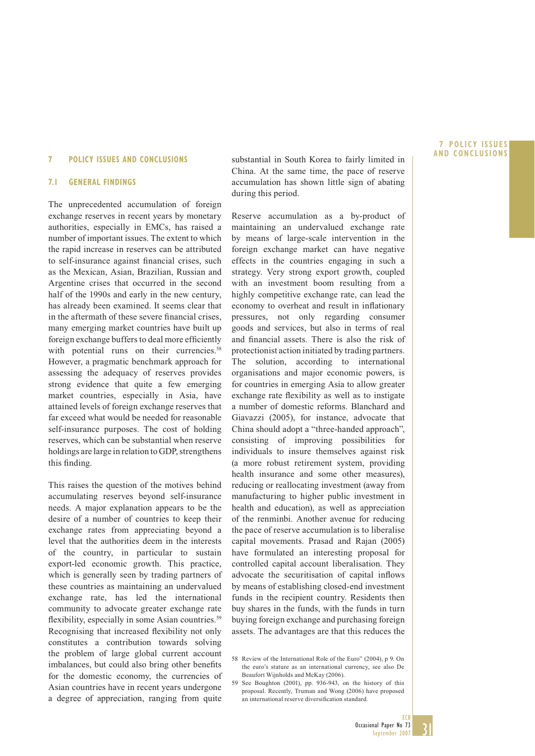## 7 POLICY ISSUES AND CONCLUSIONS

### 7.1 GENERAL FINDINGS

The unprecedented accumulation of foreign exchange reserves in recent years by monetary authorities, especially in EMCs, has raised a number of important issues. The extent to which the rapid increase in reserves can be attributed to self-insurance against financial crises, such as the Mexican, Asian, Brazilian, Russian and Argentine crises that occurred in the second half of the 1990s and early in the new century, has already been examined. It seems clear that in the aftermath of these severe financial crises, many emerging market countries have built up foreign exchange buffers to deal more efficiently with potential runs on their currencies.[58] However, a pragmatic benchmark approach for assessing the adequacy of reserves provides strong evidence that quite a few emerging market countries, especially in Asia, have attained levels of foreign exchange reserves that far exceed what would be needed for reasonable self-insurance purposes. The cost of holding reserves, which can be substantial when reserve holdings are large in relation to GDP, strengthens this finding.

This raises the question of the motives behind accumulating reserves beyond self-insurance needs. A major explanation appears to be the desire of a number of countries to keep their exchange rates from appreciating beyond a level that the authorities deem in the interests of the country, in particular to sustain export-led economic growth. This practice, which is generally seen by trading partners of these countries as maintaining an undervalued exchange rate, has led the international community to advocate greater exchange rate flexibility, especially in some Asian countries.[59] Recognising that increased flexibility not only constitutes a contribution towards solving the problem of large global current account imbalances, but could also bring other benefits for the domestic economy, the currencies of Asian countries have in recent years undergone a degree of appreciation, ranging from quite substantial in South Korea to fairly limited in China. At the same time, the pace of reserve accumulation has shown little sign of abating during this period.

Reserve accumulation as a by-product of maintaining an undervalued exchange rate by means of large-scale intervention in the foreign exchange market can have negative effects in the countries engaging in such a strategy. Very strong export growth, coupled with an investment boom resulting from a highly competitive exchange rate, can lead the economy to overheat and result in inflationary pressures, not only regarding consumer goods and services, but also in terms of real and financial assets. There is also the risk of protectionist action initiated by trading partners. The solution, according to international organisations and major economic powers, is for countries in emerging Asia to allow greater exchange rate flexibility as well as to instigate a number of domestic reforms. Blanchard and Giavazzi (2005), for instance, advocate that China should adopt a "three-handed approach", consisting of improving possibilities for individuals to insure themselves against risk (a more robust retirement system, providing health insurance and some other measures), reducing or reallocating investment (away from manufacturing to higher public investment in health and education), as well as appreciation of the renminbi. Another avenue for reducing the pace of reserve accumulation is to liberalise capital movements. Prasad and Rajan (2005) have formulated an interesting proposal for controlled capital account liberalisation. They advocate the securitisation of capital inflows by means of establishing closed-end investment funds in the recipient country. Residents then buy shares in the funds, with the funds in turn buying foreign exchange and purchasing foreign assets. The advantages are that this reduces the

58 Review of the International Role of the Euro" (2004), p 9. On the euro's stature as an international currency, see also De Beaufort Wijnholds and McKay (2006).

59 See Boughton (2001), pp. 936-943, on the history of this proposal. Recently, Truman and Wong (2006) have proposed an international reserve diversification standard.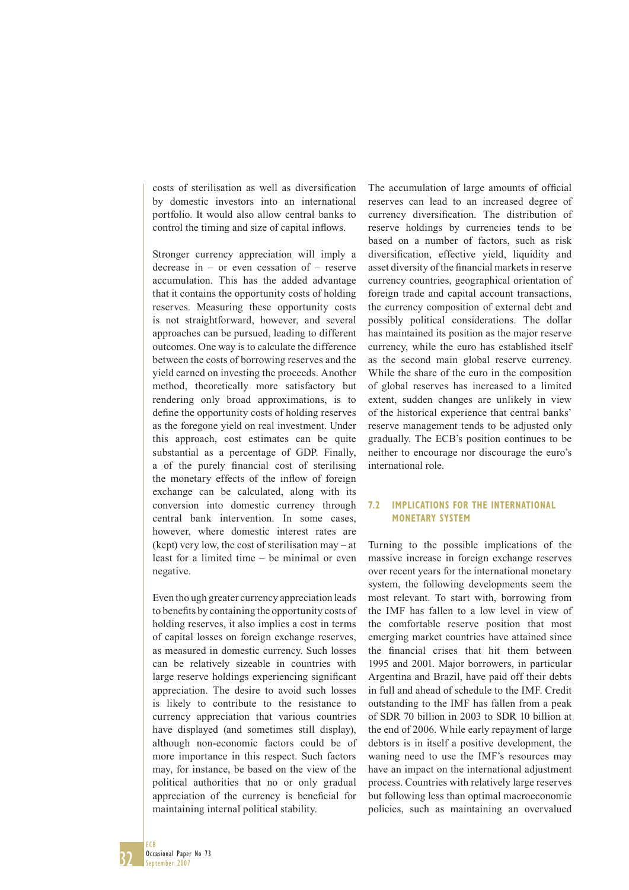costs of sterilisation as well as diversification by domestic investors into an international portfolio. It would also allow central banks to control the timing and size of capital inflows.

Stronger currency appreciation will imply a decrease in – or even cessation of – reserve accumulation. This has the added advantage that it contains the opportunity costs of holding reserves. Measuring these opportunity costs is not straightforward, however, and several approaches can be pursued, leading to different outcomes. One way is to calculate the difference between the costs of borrowing reserves and the yield earned on investing the proceeds. Another method, theoretically more satisfactory but rendering only broad approximations, is to define the opportunity costs of holding reserves as the foregone yield on real investment. Under this approach, cost estimates can be quite substantial as a percentage of GDP. Finally, a of the purely financial cost of sterilising the monetary effects of the inflow of foreign exchange can be calculated, along with its conversion into domestic currency through central bank intervention. In some cases, however, where domestic interest rates are (kept) very low, the cost of sterilisation may – at least for a limited time – be minimal or even negative.

Even tho ugh greater currency appreciation leads to benefits by containing the opportunity costs of holding reserves, it also implies a cost in terms of capital losses on foreign exchange reserves, as measured in domestic currency. Such losses can be relatively sizeable in countries with large reserve holdings experiencing significant appreciation. The desire to avoid such losses is likely to contribute to the resistance to currency appreciation that various countries have displayed (and sometimes still display), although non-economic factors could be of more importance in this respect. Such factors may, for instance, be based on the view of the political authorities that no or only gradual appreciation of the currency is beneficial for maintaining internal political stability.

The accumulation of large amounts of official reserves can lead to an increased degree of currency diversification. The distribution of reserve holdings by currencies tends to be based on a number of factors, such as risk diversification, effective yield, liquidity and asset diversity of the financial markets in reserve currency countries, geographical orientation of foreign trade and capital account transactions, the currency composition of external debt and possibly political considerations. The dollar has maintained its position as the major reserve currency, while the euro has established itself as the second main global reserve currency. While the share of the euro in the composition of global reserves has increased to a limited extent, sudden changes are unlikely in view of the historical experience that central banks' reserve management tends to be adjusted only gradually. The ECB's position continues to be neither to encourage nor discourage the euro's international role.

## 7.2 IMPLICATIONS FOR THE INTERNATIONAL MONETARY SYSTEM

Turning to the possible implications of the massive increase in foreign exchange reserves over recent years for the international monetary system, the following developments seem the most relevant. To start with, borrowing from the IMF has fallen to a low level in view of the comfortable reserve position that most emerging market countries have attained since the financial crises that hit them between 1995 and 2001. Major borrowers, in particular Argentina and Brazil, have paid off their debts in full and ahead of schedule to the IMF. Credit outstanding to the IMF has fallen from a peak of SDR 70 billion in 2003 to SDR 10 billion at the end of 2006. While early repayment of large debtors is in itself a positive development, the waning need to use the IMF's resources may have an impact on the international adjustment process. Countries with relatively large reserves but following less than optimal macroeconomic policies, such as maintaining an overvalued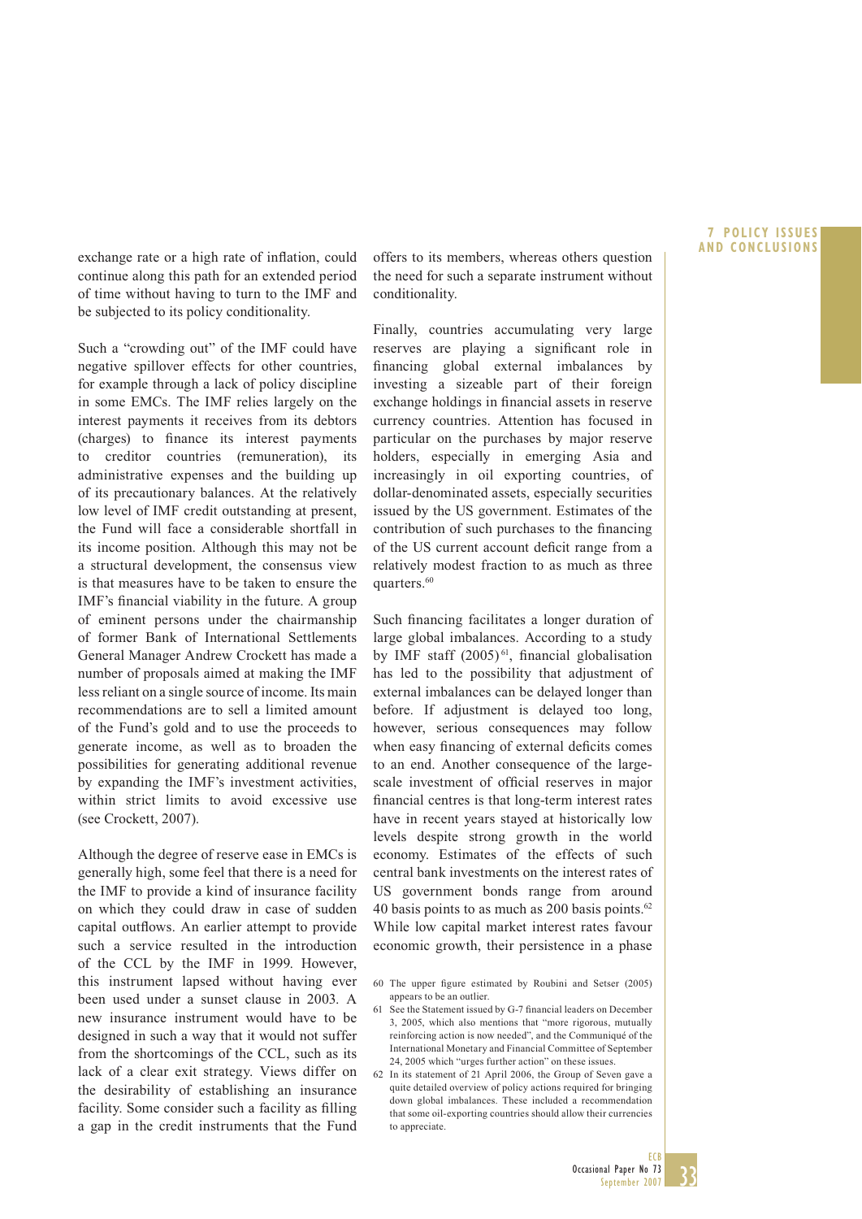exchange rate or a high rate of inflation, could continue along this path for an extended period of time without having to turn to the IMF and be subjected to its policy conditionality.

Such a "crowding out" of the IMF could have negative spillover effects for other countries, for example through a lack of policy discipline in some EMCs. The IMF relies largely on the interest payments it receives from its debtors (charges) to finance its interest payments to creditor countries (remuneration), its administrative expenses and the building up of its precautionary balances. At the relatively low level of IMF credit outstanding at present, the Fund will face a considerable shortfall in its income position. Although this may not be a structural development, the consensus view is that measures have to be taken to ensure the IMF's financial viability in the future. A group of eminent persons under the chairmanship of former Bank of International Settlements General Manager Andrew Crockett has made a number of proposals aimed at making the IMF less reliant on a single source of income. Its main recommendations are to sell a limited amount of the Fund's gold and to use the proceeds to generate income, as well as to broaden the possibilities for generating additional revenue by expanding the IMF's investment activities, within strict limits to avoid excessive use (see Crockett, 2007).

Although the degree of reserve ease in EMCs is generally high, some feel that there is a need for the IMF to provide a kind of insurance facility on which they could draw in case of sudden capital outflows. An earlier attempt to provide such a service resulted in the introduction of the CCL by the IMF in 1999. However, this instrument lapsed without having ever been used under a sunset clause in 2003. A new insurance instrument would have to be designed in such a way that it would not suffer from the shortcomings of the CCL, such as its lack of a clear exit strategy. Views differ on the desirability of establishing an insurance facility. Some consider such a facility as filling a gap in the credit instruments that the Fund offers to its members, whereas others question the need for such a separate instrument without conditionality.

Finally, countries accumulating very large reserves are playing a significant role in financing global external imbalances by investing a sizeable part of their foreign exchange holdings in financial assets in reserve currency countries. Attention has focused in particular on the purchases by major reserve holders, especially in emerging Asia and increasingly in oil exporting countries, of dollar-denominated assets, especially securities issued by the US government. Estimates of the contribution of such purchases to the financing of the US current account deficit range from a relatively modest fraction to as much as three quarters.[60]

Such financing facilitates a longer duration of large global imbalances. According to a study by IMF staff (2005)[61], financial globalisation has led to the possibility that adjustment of external imbalances can be delayed longer than before. If adjustment is delayed too long, however, serious consequences may follow when easy financing of external deficits comes to an end. Another consequence of the large-scale investment of official reserves in major financial centres is that long-term interest rates have in recent years stayed at historically low levels despite strong growth in the world economy. Estimates of the effects of such central bank investments on the interest rates of US government bonds range from around 40 basis points to as much as 200 basis points.[62] While low capital market interest rates favour economic growth, their persistence in a phase

60 The upper figure estimated by Roubini and Setser (2005) appears to be an outlier.

61 See the Statement issued by G-7 financial leaders on December 3, 2005, which also mentions that "more rigorous, mutually reinforcing action is now needed", and the Communiqué of the International Monetary and Financial Committee of September 24, 2005 which "urges further action" on these issues.

62 In its statement of 21 April 2006, the Group of Seven gave a quite detailed overview of policy actions required for bringing down global imbalances. These included a recommendation that some oil-exporting countries should allow their currencies to appreciate.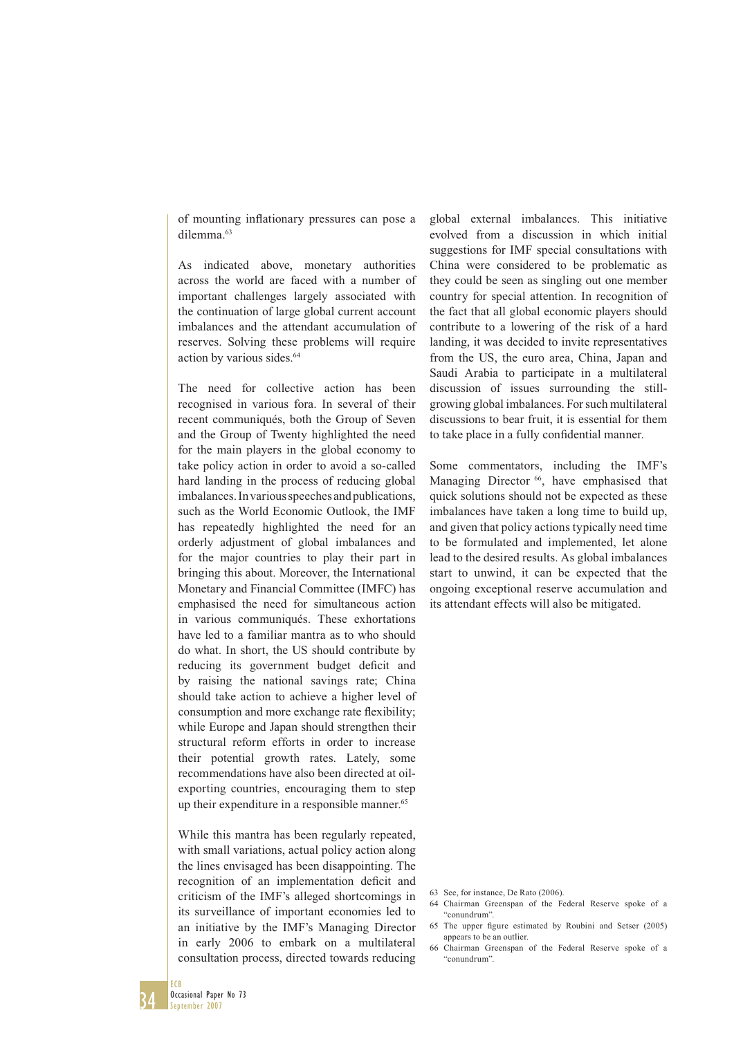of mounting inflationary pressures can pose a dilemma.[63]

As indicated above, monetary authorities across the world are faced with a number of important challenges largely associated with the continuation of large global current account imbalances and the attendant accumulation of reserves. Solving these problems will require action by various sides.[64]

The need for collective action has been recognised in various fora. In several of their recent communiqués, both the Group of Seven and the Group of Twenty highlighted the need for the main players in the global economy to take policy action in order to avoid a so-called hard landing in the process of reducing global imbalances. In various speeches and publications, such as the World Economic Outlook, the IMF has repeatedly highlighted the need for an orderly adjustment of global imbalances and for the major countries to play their part in bringing this about. Moreover, the International Monetary and Financial Committee (IMFC) has emphasised the need for simultaneous action in various communiqués. These exhortations have led to a familiar mantra as to who should do what. In short, the US should contribute by reducing its government budget deficit and by raising the national savings rate; China should take action to achieve a higher level of consumption and more exchange rate flexibility; while Europe and Japan should strengthen their structural reform efforts in order to increase their potential growth rates. Lately, some recommendations have also been directed at oil-exporting countries, encouraging them to step up their expenditure in a responsible manner.[65]

While this mantra has been regularly repeated, with small variations, actual policy action along the lines envisaged has been disappointing. The recognition of an implementation deficit and criticism of the IMF's alleged shortcomings in its surveillance of important economies led to an initiative by the IMF's Managing Director in early 2006 to embark on a multilateral consultation process, directed towards reducing global external imbalances. This initiative evolved from a discussion in which initial suggestions for IMF special consultations with China were considered to be problematic as they could be seen as singling out one member country for special attention. In recognition of the fact that all global economic players should contribute to a lowering of the risk of a hard landing, it was decided to invite representatives from the US, the euro area, China, Japan and Saudi Arabia to participate in a multilateral discussion of issues surrounding the still-growing global imbalances. For such multilateral discussions to bear fruit, it is essential for them to take place in a fully confidential manner.

Some commentators, including the IMF's Managing Director [66], have emphasised that quick solutions should not be expected as these imbalances have taken a long time to build up, and given that policy actions typically need time to be formulated and implemented, let alone lead to the desired results. As global imbalances start to unwind, it can be expected that the ongoing exceptional reserve accumulation and its attendant effects will also be mitigated.

63 See, for instance, De Rato (2006).
64 Chairman Greenspan of the Federal Reserve spoke of a "conundrum".
65 The upper figure estimated by Roubini and Setser (2005) appears to be an outlier.
66 Chairman Greenspan of the Federal Reserve spoke of a "conundrum".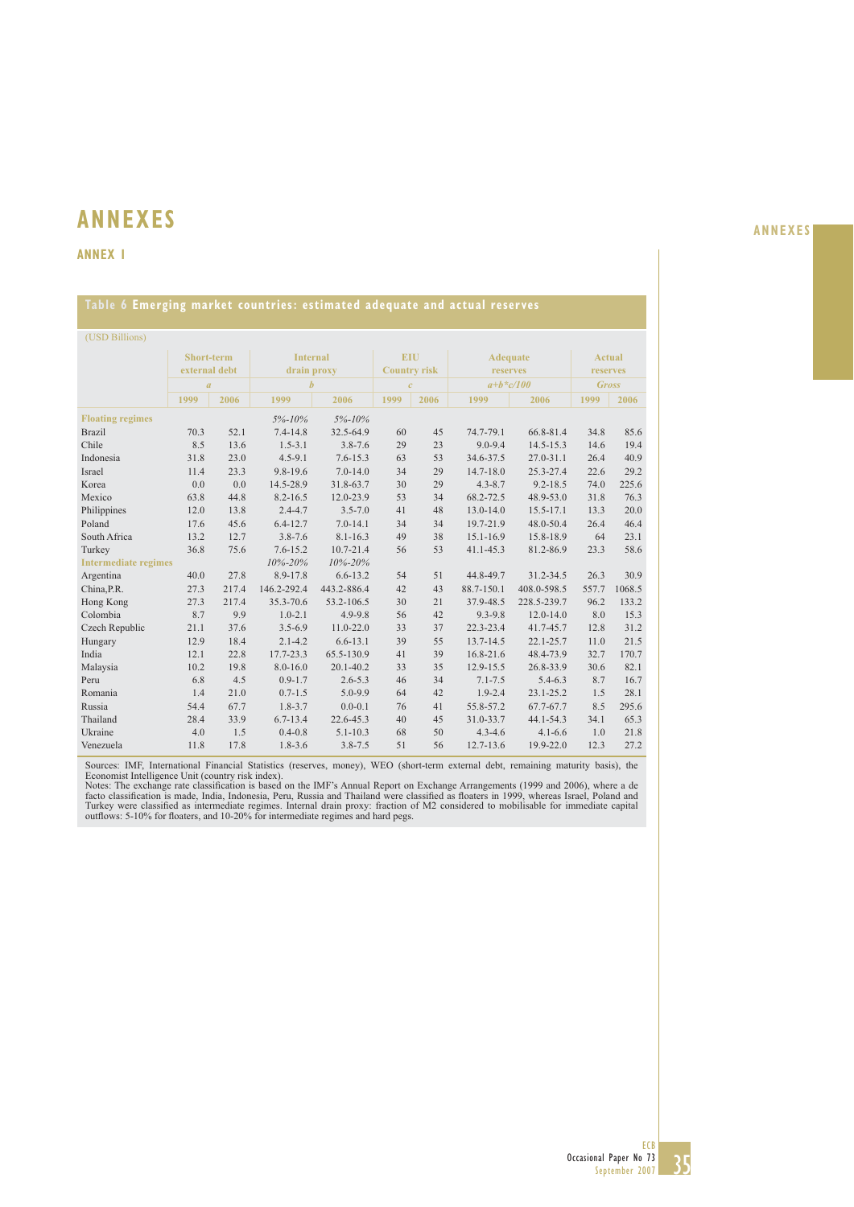# ANNEXES

## ANNEX I

**Table 6 Emerging market countries: estimated adequate and actual reserves**

(USD Billions)

| | Short-term external debt | | Internal drain proxy | | EIU Country risk | | Adequate reserves | | Actual reserves | |
|---|---|---|---|---|---|---|---|---|---|---|
| | *a* | | *b* | | *c* | | *a+b\*c/100* | | *Gross* | |
| | 1999 | 2006 | 1999 | 2006 | 1999 | 2006 | 1999 | 2006 | 1999 | 2006 |
| **Floating regimes** | | | *5%-10%* | *5%-10%* | | | | | | |
| Brazil | 70.3 | 52.1 | 7.4-14.8 | 32.5-64.9 | 60 | 45 | 74.7-79.1 | 66.8-81.4 | 34.8 | 85.6 |
| Chile | 8.5 | 13.6 | 1.5-3.1 | 3.8-7.6 | 29 | 23 | 9.0-9.4 | 14.5-15.3 | 14.6 | 19.4 |
| Indonesia | 31.8 | 23.0 | 4.5-9.1 | 7.6-15.3 | 63 | 53 | 34.6-37.5 | 27.0-31.1 | 26.4 | 40.9 |
| Israel | 11.4 | 23.3 | 9.8-19.6 | 7.0-14.0 | 34 | 29 | 14.7-18.0 | 25.3-27.4 | 22.6 | 29.2 |
| Korea | 0.0 | 0.0 | 14.5-28.9 | 31.8-63.7 | 30 | 29 | 4.3-8.7 | 9.2-18.5 | 74.0 | 225.6 |
| Mexico | 63.8 | 44.8 | 8.2-16.5 | 12.0-23.9 | 53 | 34 | 68.2-72.5 | 48.9-53.0 | 31.8 | 76.3 |
| Philippines | 12.0 | 13.8 | 2.4-4.7 | 3.5-7.0 | 41 | 48 | 13.0-14.0 | 15.5-17.1 | 13.3 | 20.0 |
| Poland | 17.6 | 45.6 | 6.4-12.7 | 7.0-14.1 | 34 | 34 | 19.7-21.9 | 48.0-50.4 | 26.4 | 46.4 |
| South Africa | 13.2 | 12.7 | 3.8-7.6 | 8.1-16.3 | 49 | 38 | 15.1-16.9 | 15.8-18.9 | 64 | 23.1 |
| Turkey | 36.8 | 75.6 | 7.6-15.2 | 10.7-21.4 | 56 | 53 | 41.1-45.3 | 81.2-86.9 | 23.3 | 58.6 |
| **Intermediate regimes** | | | *10%-20%* | *10%-20%* | | | | | | |
| Argentina | 40.0 | 27.8 | 8.9-17.8 | 6.6-13.2 | 54 | 51 | 44.8-49.7 | 31.2-34.5 | 26.3 | 30.9 |
| China,P.R. | 27.3 | 217.4 | 146.2-292.4 | 443.2-886.4 | 42 | 43 | 88.7-150.1 | 408.0-598.5 | 557.7 | 1068.5 |
| Hong Kong | 27.3 | 217.4 | 35.3-70.6 | 53.2-106.5 | 30 | 21 | 37.9-48.5 | 228.5-239.7 | 96.2 | 133.2 |
| Colombia | 8.7 | 9.9 | 1.0-2.1 | 4.9-9.8 | 56 | 42 | 9.3-9.8 | 12.0-14.0 | 8.0 | 15.3 |
| Czech Republic | 21.1 | 37.6 | 3.5-6.9 | 11.0-22.0 | 33 | 37 | 22.3-23.4 | 41.7-45.7 | 12.8 | 31.2 |
| Hungary | 12.9 | 18.4 | 2.1-4.2 | 6.6-13.1 | 39 | 55 | 13.7-14.5 | 22.1-25.7 | 11.0 | 21.5 |
| India | 12.1 | 22.8 | 17.7-23.3 | 65.5-130.9 | 41 | 39 | 16.8-21.6 | 48.4-73.9 | 32.7 | 170.7 |
| Malaysia | 10.2 | 19.8 | 8.0-16.0 | 20.1-40.2 | 33 | 35 | 12.9-15.5 | 26.8-33.9 | 30.6 | 82.1 |
| Peru | 6.8 | 4.5 | 0.9-1.7 | 2.6-5.3 | 46 | 34 | 7.1-7.5 | 5.4-6.3 | 8.7 | 16.7 |
| Romania | 1.4 | 21.0 | 0.7-1.5 | 5.0-9.9 | 64 | 42 | 1.9-2.4 | 23.1-25.2 | 1.5 | 28.1 |
| Russia | 54.4 | 67.7 | 1.8-3.7 | 0.0-0.1 | 76 | 41 | 55.8-57.2 | 67.7-67.7 | 8.5 | 295.6 |
| Thailand | 28.4 | 33.9 | 6.7-13.4 | 22.6-45.3 | 40 | 45 | 31.0-33.7 | 44.1-54.3 | 34.1 | 65.3 |
| Ukraine | 4.0 | 1.5 | 0.4-0.8 | 5.1-10.3 | 68 | 50 | 4.3-4.6 | 4.1-6.6 | 1.0 | 21.8 |
| Venezuela | 11.8 | 17.8 | 1.8-3.6 | 3.8-7.5 | 51 | 56 | 12.7-13.6 | 19.9-22.0 | 12.3 | 27.2 |

Sources: IMF, International Financial Statistics (reserves, money), WEO (short-term external debt, remaining maturity basis), the Economist Intelligence Unit (country risk index).
Notes: The exchange rate classification is based on the IMF's Annual Report on Exchange Arrangements (1999 and 2006), where a de facto classification is made, India, Indonesia, Peru, Russia and Thailand were classified as floaters in 1999, whereas Israel, Poland and Turkey were classified as intermediate regimes. Internal drain proxy: fraction of M2 considered to mobilisable for immediate capital outflows: 5-10% for floaters, and 10-20% for intermediate regimes and hard pegs.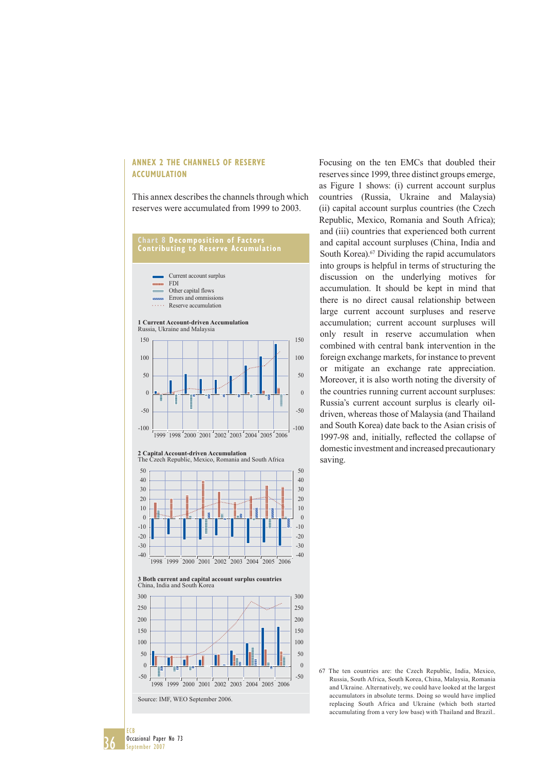## ANNEX 2 THE CHANNELS OF RESERVE ACCUMULATION

This annex describes the channels through which reserves were accumulated from 1999 to 2003.

**Chart 8 Decomposition of Factors Contributing to Reserve Accumulation**

Current account surplus
FDI
Other capital flows
Errors and ommissions
Reserve accumulation

**1 Current Account-driven Accumulation**
Russia, Ukraine and Malaysia

**2 Capital Account-driven Accumulation**
The Czech Republic, Mexico, Romania and South Africa

**3 Both current and capital account surplus countries**
China, India and South Korea

Source: IMF, WEO September 2006.

Focusing on the ten EMCs that doubled their reserves since 1999, three distinct groups emerge, as Figure 1 shows: (i) current account surplus countries (Russia, Ukraine and Malaysia) (ii) capital account surplus countries (the Czech Republic, Mexico, Romania and South Africa); and (iii) countries that experienced both current and capital account surpluses (China, India and South Korea).[67] Dividing the rapid accumulators into groups is helpful in terms of structuring the discussion on the underlying motives for accumulation. It should be kept in mind that there is no direct causal relationship between large current account surpluses and reserve accumulation; current account surpluses will only result in reserve accumulation when combined with central bank intervention in the foreign exchange markets, for instance to prevent or mitigate an exchange rate appreciation. Moreover, it is also worth noting the diversity of the countries running current account surpluses: Russia's current account surplus is clearly oil-driven, whereas those of Malaysia (and Thailand and South Korea) date back to the Asian crisis of 1997-98 and, initially, reflected the collapse of domestic investment and increased precautionary saving.

67 The ten countries are: the Czech Republic, India, Mexico, Russia, South Africa, South Korea, China, Malaysia, Romania and Ukraine. Alternatively, we could have looked at the largest accumulators in absolute terms. Doing so would have implied replacing South Africa and Ukraine (which both started accumulating from a very low base) with Thailand and Brazil..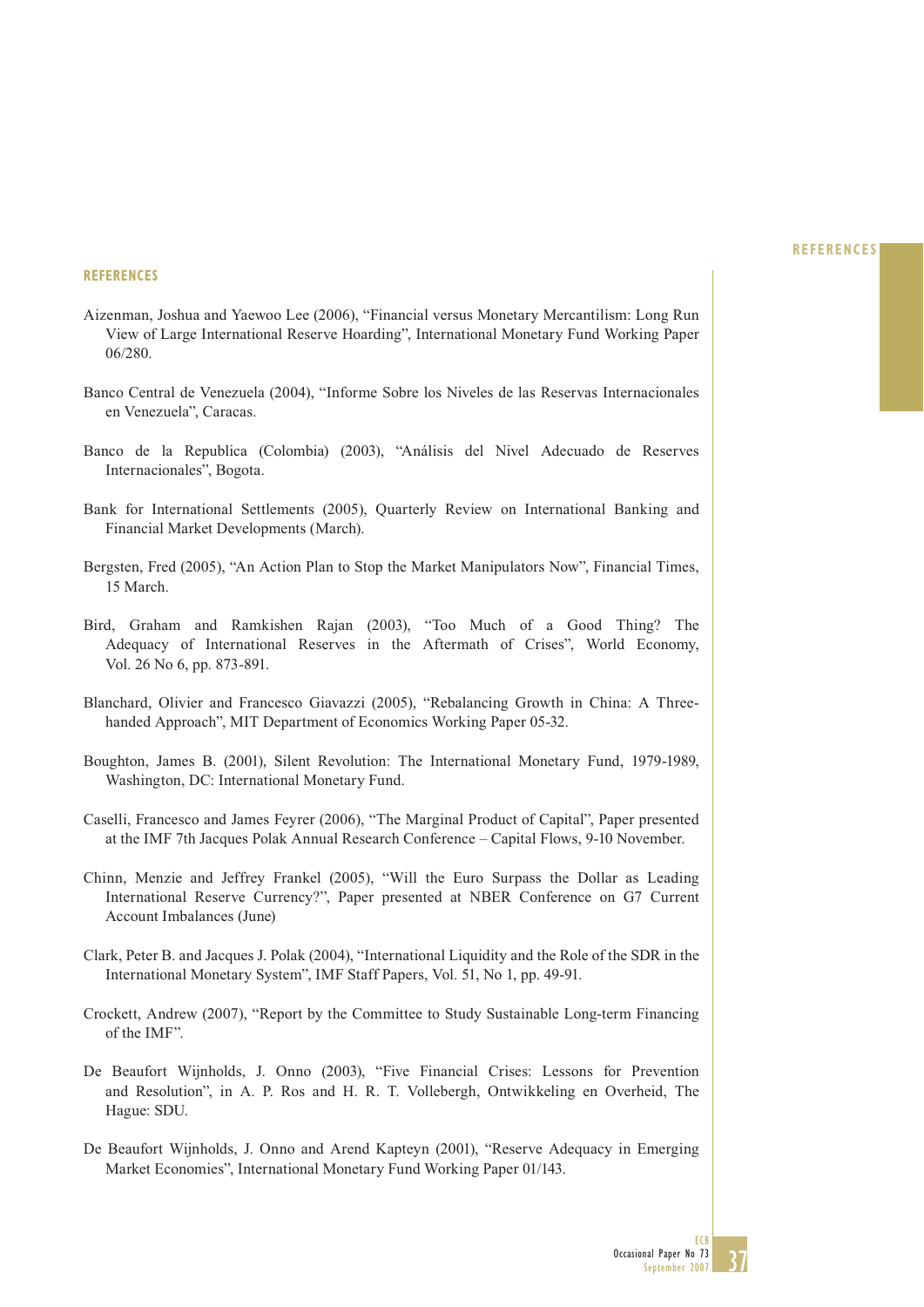## REFERENCES

Aizenman, Joshua and Yaewoo Lee (2006), "Financial versus Monetary Mercantilism: Long Run View of Large International Reserve Hoarding", International Monetary Fund Working Paper 06/280.

Banco Central de Venezuela (2004), "Informe Sobre los Niveles de las Reservas Internacionales en Venezuela", Caracas.

Banco de la Republica (Colombia) (2003), "Análisis del Nivel Adecuado de Reserves Internacionales", Bogota.

Bank for International Settlements (2005), Quarterly Review on International Banking and Financial Market Developments (March).

Bergsten, Fred (2005), "An Action Plan to Stop the Market Manipulators Now", Financial Times, 15 March.

Bird, Graham and Ramkishen Rajan (2003), "Too Much of a Good Thing? The Adequacy of International Reserves in the Aftermath of Crises", World Economy, Vol. 26 No 6, pp. 873-891.

Blanchard, Olivier and Francesco Giavazzi (2005), "Rebalancing Growth in China: A Three-handed Approach", MIT Department of Economics Working Paper 05-32.

Boughton, James B. (2001), Silent Revolution: The International Monetary Fund, 1979-1989, Washington, DC: International Monetary Fund.

Caselli, Francesco and James Feyrer (2006), "The Marginal Product of Capital", Paper presented at the IMF 7th Jacques Polak Annual Research Conference – Capital Flows, 9-10 November.

Chinn, Menzie and Jeffrey Frankel (2005), "Will the Euro Surpass the Dollar as Leading International Reserve Currency?", Paper presented at NBER Conference on G7 Current Account Imbalances (June)

Clark, Peter B. and Jacques J. Polak (2004), "International Liquidity and the Role of the SDR in the International Monetary System", IMF Staff Papers, Vol. 51, No 1, pp. 49-91.

Crockett, Andrew (2007), "Report by the Committee to Study Sustainable Long-term Financing of the IMF".

De Beaufort Wijnholds, J. Onno (2003), "Five Financial Crises: Lessons for Prevention and Resolution", in A. P. Ros and H. R. T. Vollebergh, Ontwikkeling en Overheid, The Hague: SDU.

De Beaufort Wijnholds, J. Onno and Arend Kapteyn (2001), "Reserve Adequacy in Emerging Market Economies", International Monetary Fund Working Paper 01/143.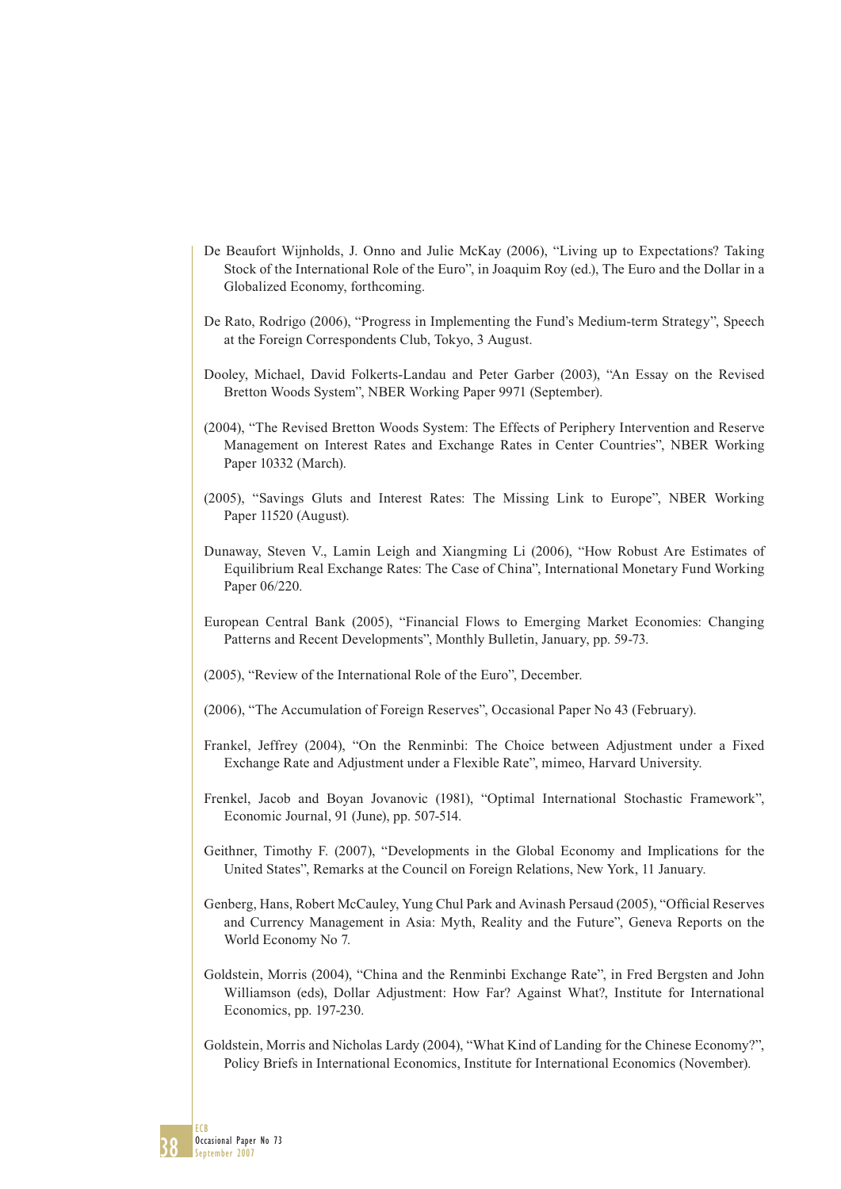De Beaufort Wijnholds, J. Onno and Julie McKay (2006), "Living up to Expectations? Taking Stock of the International Role of the Euro", in Joaquim Roy (ed.), The Euro and the Dollar in a Globalized Economy, forthcoming.

De Rato, Rodrigo (2006), "Progress in Implementing the Fund's Medium-term Strategy", Speech at the Foreign Correspondents Club, Tokyo, 3 August.

Dooley, Michael, David Folkerts-Landau and Peter Garber (2003), "An Essay on the Revised Bretton Woods System", NBER Working Paper 9971 (September).

(2004), "The Revised Bretton Woods System: The Effects of Periphery Intervention and Reserve Management on Interest Rates and Exchange Rates in Center Countries", NBER Working Paper 10332 (March).

(2005), "Savings Gluts and Interest Rates: The Missing Link to Europe", NBER Working Paper 11520 (August).

Dunaway, Steven V., Lamin Leigh and Xiangming Li (2006), "How Robust Are Estimates of Equilibrium Real Exchange Rates: The Case of China", International Monetary Fund Working Paper 06/220.

European Central Bank (2005), "Financial Flows to Emerging Market Economies: Changing Patterns and Recent Developments", Monthly Bulletin, January, pp. 59-73.

(2005), "Review of the International Role of the Euro", December.

(2006), "The Accumulation of Foreign Reserves", Occasional Paper No 43 (February).

Frankel, Jeffrey (2004), "On the Renminbi: The Choice between Adjustment under a Fixed Exchange Rate and Adjustment under a Flexible Rate", mimeo, Harvard University.

Frenkel, Jacob and Boyan Jovanovic (1981), "Optimal International Stochastic Framework", Economic Journal, 91 (June), pp. 507-514.

Geithner, Timothy F. (2007), "Developments in the Global Economy and Implications for the United States", Remarks at the Council on Foreign Relations, New York, 11 January.

Genberg, Hans, Robert McCauley, Yung Chul Park and Avinash Persaud (2005), "Official Reserves and Currency Management in Asia: Myth, Reality and the Future", Geneva Reports on the World Economy No 7.

Goldstein, Morris (2004), "China and the Renminbi Exchange Rate", in Fred Bergsten and John Williamson (eds), Dollar Adjustment: How Far? Against What?, Institute for International Economics, pp. 197-230.

Goldstein, Morris and Nicholas Lardy (2004), "What Kind of Landing for the Chinese Economy?", Policy Briefs in International Economics, Institute for International Economics (November).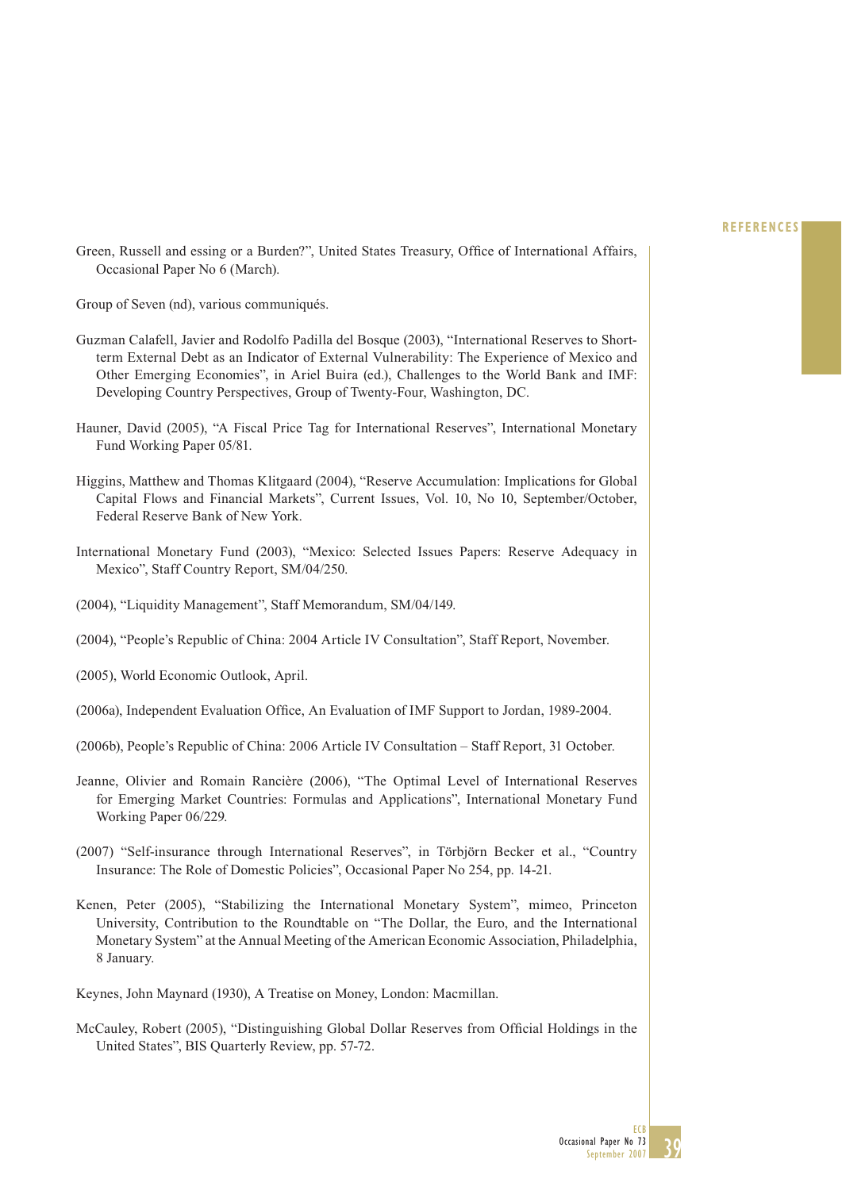Green, Russell and essing or a Burden?", United States Treasury, Office of International Affairs, Occasional Paper No 6 (March).

Group of Seven (nd), various communiqués.

Guzman Calafell, Javier and Rodolfo Padilla del Bosque (2003), "International Reserves to Short-term External Debt as an Indicator of External Vulnerability: The Experience of Mexico and Other Emerging Economies", in Ariel Buira (ed.), Challenges to the World Bank and IMF: Developing Country Perspectives, Group of Twenty-Four, Washington, DC.

Hauner, David (2005), "A Fiscal Price Tag for International Reserves", International Monetary Fund Working Paper 05/81.

Higgins, Matthew and Thomas Klitgaard (2004), "Reserve Accumulation: Implications for Global Capital Flows and Financial Markets", Current Issues, Vol. 10, No 10, September/October, Federal Reserve Bank of New York.

International Monetary Fund (2003), "Mexico: Selected Issues Papers: Reserve Adequacy in Mexico", Staff Country Report, SM/04/250.

(2004), "Liquidity Management", Staff Memorandum, SM/04/149.

(2004), "People's Republic of China: 2004 Article IV Consultation", Staff Report, November.

(2005), World Economic Outlook, April.

(2006a), Independent Evaluation Office, An Evaluation of IMF Support to Jordan, 1989-2004.

(2006b), People's Republic of China: 2006 Article IV Consultation – Staff Report, 31 October.

Jeanne, Olivier and Romain Rancière (2006), "The Optimal Level of International Reserves for Emerging Market Countries: Formulas and Applications", International Monetary Fund Working Paper 06/229.

(2007) "Self-insurance through International Reserves", in Törbjörn Becker et al., "Country Insurance: The Role of Domestic Policies", Occasional Paper No 254, pp. 14-21.

Kenen, Peter (2005), "Stabilizing the International Monetary System", mimeo, Princeton University, Contribution to the Roundtable on "The Dollar, the Euro, and the International Monetary System" at the Annual Meeting of the American Economic Association, Philadelphia, 8 January.

Keynes, John Maynard (1930), A Treatise on Money, London: Macmillan.

McCauley, Robert (2005), "Distinguishing Global Dollar Reserves from Official Holdings in the United States", BIS Quarterly Review, pp. 57-72.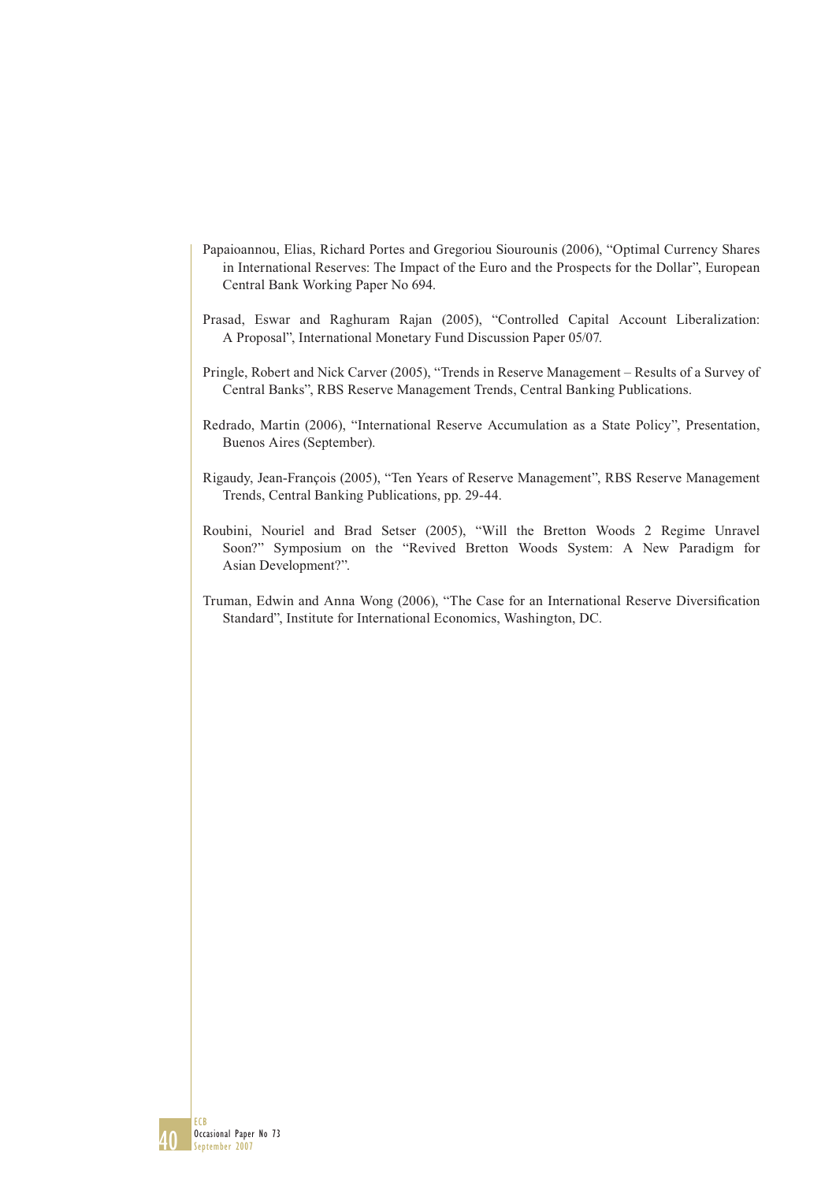Papaioannou, Elias, Richard Portes and Gregoriou Siourounis (2006), "Optimal Currency Shares in International Reserves: The Impact of the Euro and the Prospects for the Dollar", European Central Bank Working Paper No 694.

Prasad, Eswar and Raghuram Rajan (2005), "Controlled Capital Account Liberalization: A Proposal", International Monetary Fund Discussion Paper 05/07.

Pringle, Robert and Nick Carver (2005), "Trends in Reserve Management – Results of a Survey of Central Banks", RBS Reserve Management Trends, Central Banking Publications.

Redrado, Martin (2006), "International Reserve Accumulation as a State Policy", Presentation, Buenos Aires (September).

Rigaudy, Jean-François (2005), "Ten Years of Reserve Management", RBS Reserve Management Trends, Central Banking Publications, pp. 29-44.

Roubini, Nouriel and Brad Setser (2005), "Will the Bretton Woods 2 Regime Unravel Soon?" Symposium on the "Revived Bretton Woods System: A New Paradigm for Asian Development?".

Truman, Edwin and Anna Wong (2006), "The Case for an International Reserve Diversification Standard", Institute for International Economics, Washington, DC.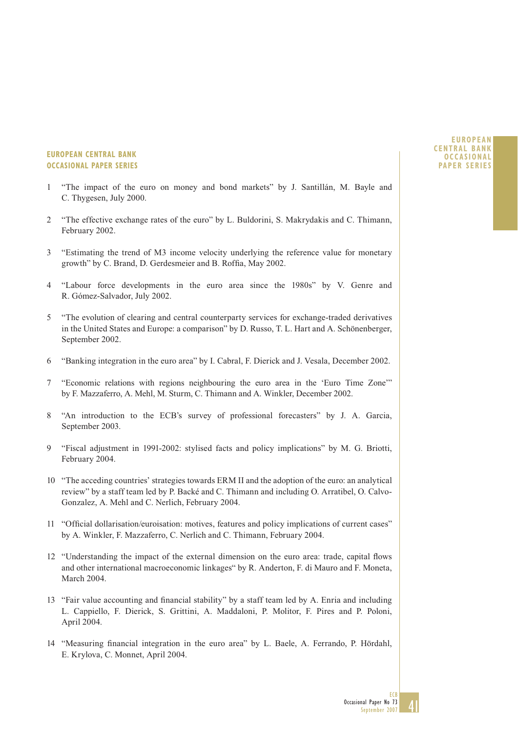## EUROPEAN CENTRAL BANK OCCASIONAL PAPER SERIES

1 "The impact of the euro on money and bond markets" by J. Santillán, M. Bayle and C. Thygesen, July 2000.

2 "The effective exchange rates of the euro" by L. Buldorini, S. Makrydakis and C. Thimann, February 2002.

3 "Estimating the trend of M3 income velocity underlying the reference value for monetary growth" by C. Brand, D. Gerdesmeier and B. Roffia, May 2002.

4 "Labour force developments in the euro area since the 1980s" by V. Genre and R. Gómez-Salvador, July 2002.

5 "The evolution of clearing and central counterparty services for exchange-traded derivatives in the United States and Europe: a comparison" by D. Russo, T. L. Hart and A. Schönenberger, September 2002.

6 "Banking integration in the euro area" by I. Cabral, F. Dierick and J. Vesala, December 2002.

7 "Economic relations with regions neighbouring the euro area in the 'Euro Time Zone'" by F. Mazzaferro, A. Mehl, M. Sturm, C. Thimann and A. Winkler, December 2002.

8 "An introduction to the ECB's survey of professional forecasters" by J. A. Garcia, September 2003.

9 "Fiscal adjustment in 1991-2002: stylised facts and policy implications" by M. G. Briotti, February 2004.

10 "The acceding countries' strategies towards ERM II and the adoption of the euro: an analytical review" by a staff team led by P. Backé and C. Thimann and including O. Arratibel, O. Calvo-Gonzalez, A. Mehl and C. Nerlich, February 2004.

11 "Official dollarisation/euroisation: motives, features and policy implications of current cases" by A. Winkler, F. Mazzaferro, C. Nerlich and C. Thimann, February 2004.

12 "Understanding the impact of the external dimension on the euro area: trade, capital flows and other international macroeconomic linkages" by R. Anderton, F. di Mauro and F. Moneta, March 2004.

13 "Fair value accounting and financial stability" by a staff team led by A. Enria and including L. Cappiello, F. Dierick, S. Grittini, A. Maddaloni, P. Molitor, F. Pires and P. Poloni, April 2004.

14 "Measuring financial integration in the euro area" by L. Baele, A. Ferrando, P. Hördahl, E. Krylova, C. Monnet, April 2004.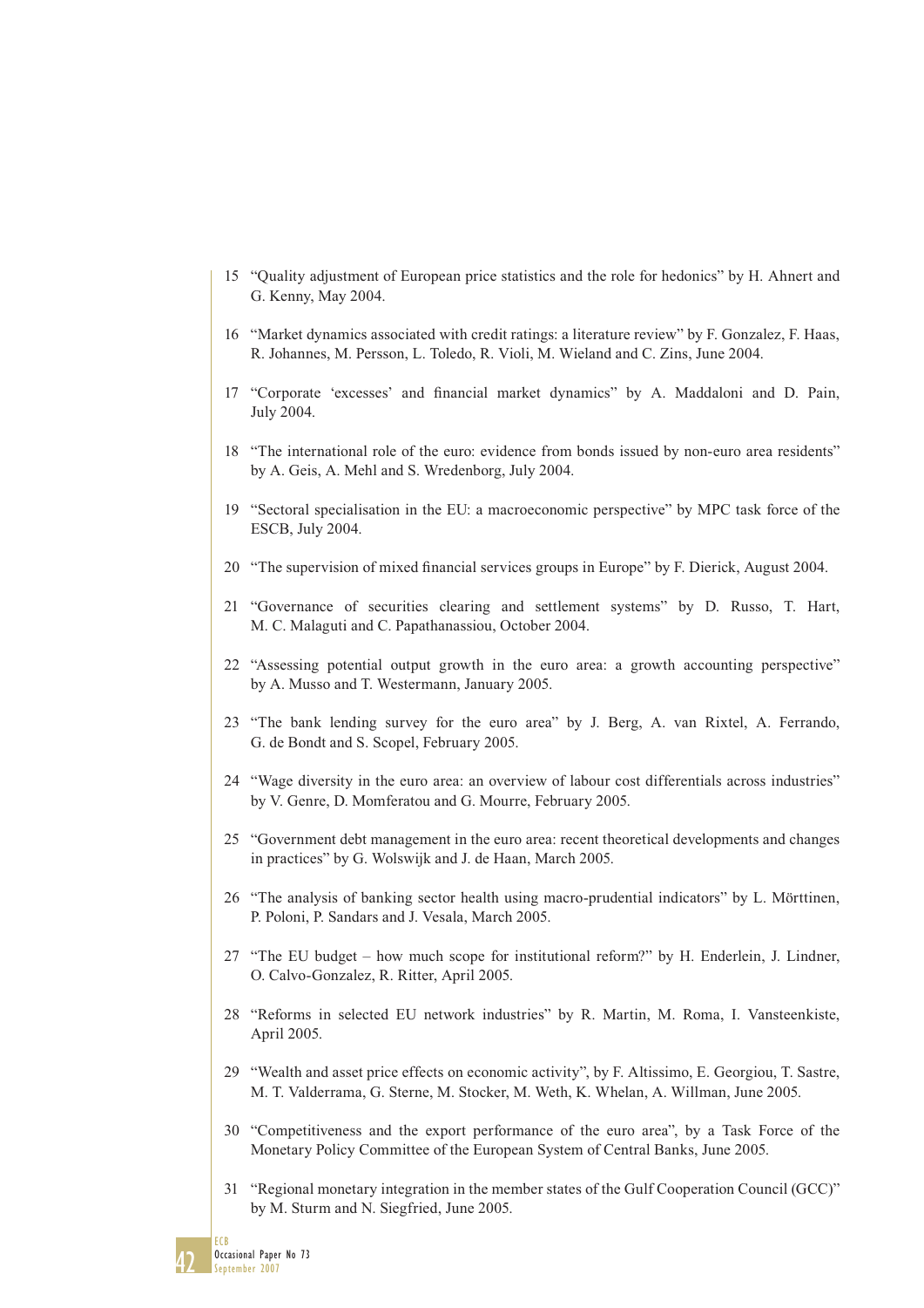15 "Quality adjustment of European price statistics and the role for hedonics" by H. Ahnert and G. Kenny, May 2004.

16 "Market dynamics associated with credit ratings: a literature review" by F. Gonzalez, F. Haas, R. Johannes, M. Persson, L. Toledo, R. Violi, M. Wieland and C. Zins, June 2004.

17 "Corporate 'excesses' and financial market dynamics" by A. Maddaloni and D. Pain, July 2004.

18 "The international role of the euro: evidence from bonds issued by non-euro area residents" by A. Geis, A. Mehl and S. Wredenborg, July 2004.

19 "Sectoral specialisation in the EU: a macroeconomic perspective" by MPC task force of the ESCB, July 2004.

20 "The supervision of mixed financial services groups in Europe" by F. Dierick, August 2004.

21 "Governance of securities clearing and settlement systems" by D. Russo, T. Hart, M. C. Malaguti and C. Papathanassiou, October 2004.

22 "Assessing potential output growth in the euro area: a growth accounting perspective" by A. Musso and T. Westermann, January 2005.

23 "The bank lending survey for the euro area" by J. Berg, A. van Rixtel, A. Ferrando, G. de Bondt and S. Scopel, February 2005.

24 "Wage diversity in the euro area: an overview of labour cost differentials across industries" by V. Genre, D. Momferatou and G. Mourre, February 2005.

25 "Government debt management in the euro area: recent theoretical developments and changes in practices" by G. Wolswijk and J. de Haan, March 2005.

26 "The analysis of banking sector health using macro-prudential indicators" by L. Mörttinen, P. Poloni, P. Sandars and J. Vesala, March 2005.

27 "The EU budget – how much scope for institutional reform?" by H. Enderlein, J. Lindner, O. Calvo-Gonzalez, R. Ritter, April 2005.

28 "Reforms in selected EU network industries" by R. Martin, M. Roma, I. Vansteenkiste, April 2005.

29 "Wealth and asset price effects on economic activity", by F. Altissimo, E. Georgiou, T. Sastre, M. T. Valderrama, G. Sterne, M. Stocker, M. Weth, K. Whelan, A. Willman, June 2005.

30 "Competitiveness and the export performance of the euro area", by a Task Force of the Monetary Policy Committee of the European System of Central Banks, June 2005.

31 "Regional monetary integration in the member states of the Gulf Cooperation Council (GCC)" by M. Sturm and N. Siegfried, June 2005.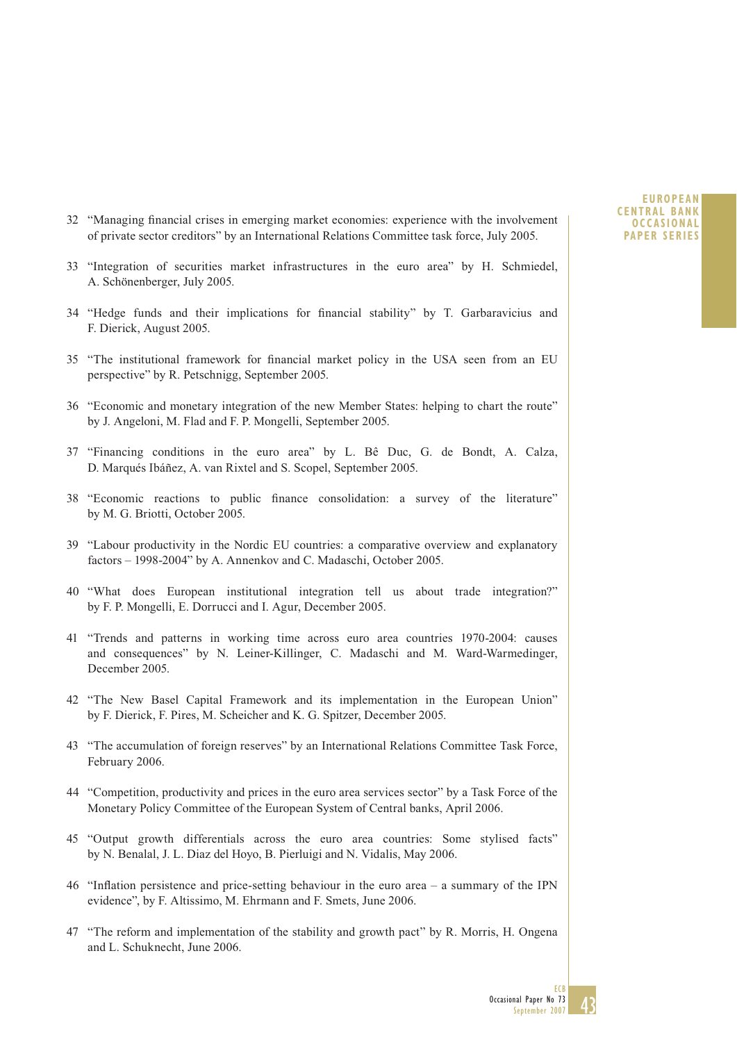32 "Managing financial crises in emerging market economies: experience with the involvement of private sector creditors" by an International Relations Committee task force, July 2005.

33 "Integration of securities market infrastructures in the euro area" by H. Schmiedel, A. Schönenberger, July 2005.

34 "Hedge funds and their implications for financial stability" by T. Garbaravicius and F. Dierick, August 2005.

35 "The institutional framework for financial market policy in the USA seen from an EU perspective" by R. Petschnigg, September 2005.

36 "Economic and monetary integration of the new Member States: helping to chart the route" by J. Angeloni, M. Flad and F. P. Mongelli, September 2005.

37 "Financing conditions in the euro area" by L. Bê Duc, G. de Bondt, A. Calza, D. Marqués Ibáñez, A. van Rixtel and S. Scopel, September 2005.

38 "Economic reactions to public finance consolidation: a survey of the literature" by M. G. Briotti, October 2005.

39 "Labour productivity in the Nordic EU countries: a comparative overview and explanatory factors – 1998-2004" by A. Annenkov and C. Madaschi, October 2005.

40 "What does European institutional integration tell us about trade integration?" by F. P. Mongelli, E. Dorrucci and I. Agur, December 2005.

41 "Trends and patterns in working time across euro area countries 1970-2004: causes and consequences" by N. Leiner-Killinger, C. Madaschi and M. Ward-Warmedinger, December 2005.

42 "The New Basel Capital Framework and its implementation in the European Union" by F. Dierick, F. Pires, M. Scheicher and K. G. Spitzer, December 2005.

43 "The accumulation of foreign reserves" by an International Relations Committee Task Force, February 2006.

44 "Competition, productivity and prices in the euro area services sector" by a Task Force of the Monetary Policy Committee of the European System of Central banks, April 2006.

45 "Output growth differentials across the euro area countries: Some stylised facts" by N. Benalal, J. L. Diaz del Hoyo, B. Pierluigi and N. Vidalis, May 2006.

46 "Inflation persistence and price-setting behaviour in the euro area – a summary of the IPN evidence", by F. Altissimo, M. Ehrmann and F. Smets, June 2006.

47 "The reform and implementation of the stability and growth pact" by R. Morris, H. Ongena and L. Schuknecht, June 2006.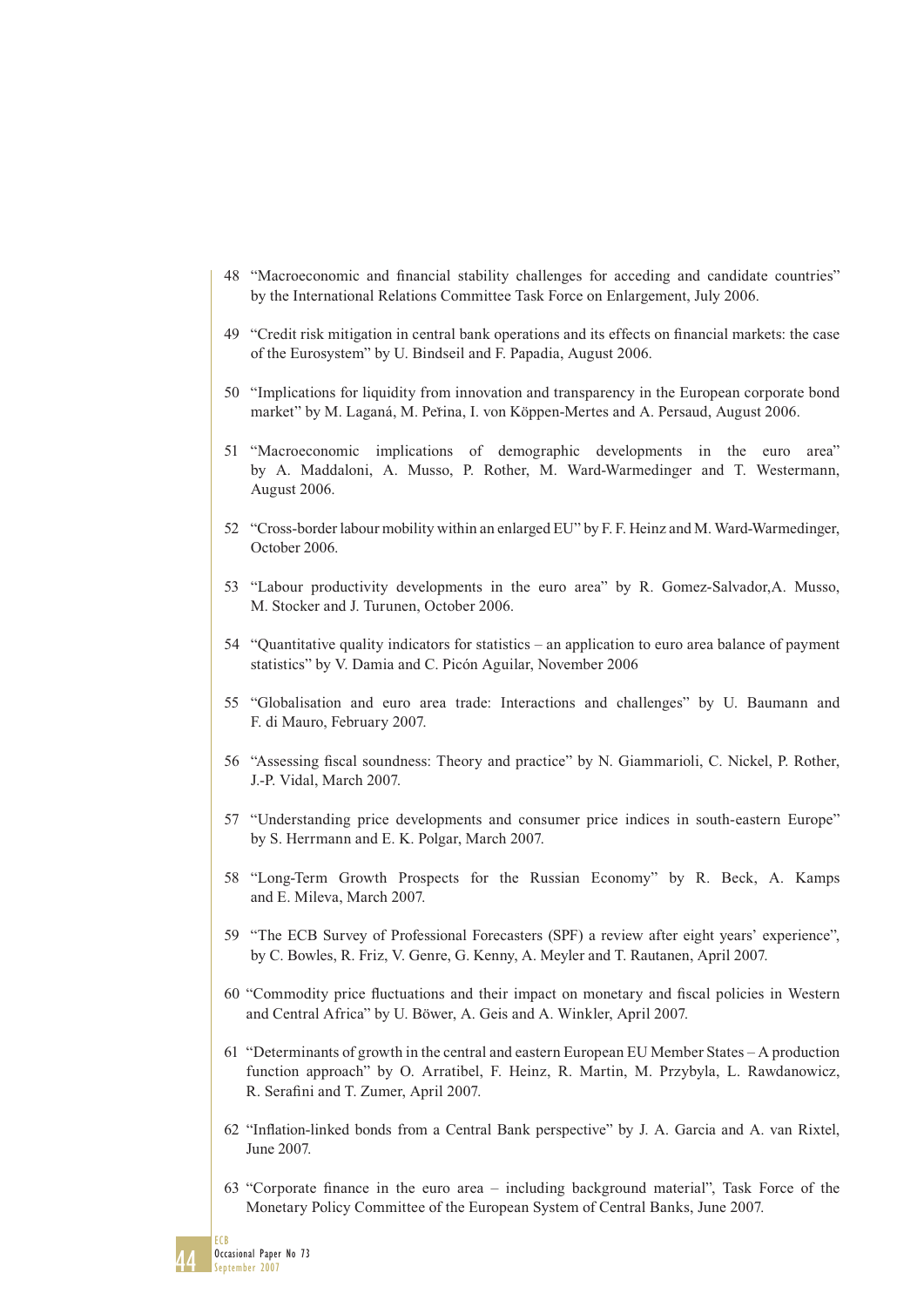48 "Macroeconomic and financial stability challenges for acceding and candidate countries" by the International Relations Committee Task Force on Enlargement, July 2006.

49 "Credit risk mitigation in central bank operations and its effects on financial markets: the case of the Eurosystem" by U. Bindseil and F. Papadia, August 2006.

50 "Implications for liquidity from innovation and transparency in the European corporate bond market" by M. Laganá, M. Peřina, I. von Köppen-Mertes and A. Persaud, August 2006.

51 "Macroeconomic implications of demographic developments in the euro area" by A. Maddaloni, A. Musso, P. Rother, M. Ward-Warmedinger and T. Westermann, August 2006.

52 "Cross-border labour mobility within an enlarged EU" by F. F. Heinz and M. Ward-Warmedinger, October 2006.

53 "Labour productivity developments in the euro area" by R. Gomez-Salvador,A. Musso, M. Stocker and J. Turunen, October 2006.

54 "Quantitative quality indicators for statistics – an application to euro area balance of payment statistics" by V. Damia and C. Picón Aguilar, November 2006

55 "Globalisation and euro area trade: Interactions and challenges" by U. Baumann and F. di Mauro, February 2007.

56 "Assessing fiscal soundness: Theory and practice" by N. Giammarioli, C. Nickel, P. Rother, J.-P. Vidal, March 2007.

57 "Understanding price developments and consumer price indices in south-eastern Europe" by S. Herrmann and E. K. Polgar, March 2007.

58 "Long-Term Growth Prospects for the Russian Economy" by R. Beck, A. Kamps and E. Mileva, March 2007.

59 "The ECB Survey of Professional Forecasters (SPF) a review after eight years' experience", by C. Bowles, R. Friz, V. Genre, G. Kenny, A. Meyler and T. Rautanen, April 2007.

60 "Commodity price fluctuations and their impact on monetary and fiscal policies in Western and Central Africa" by U. Böwer, A. Geis and A. Winkler, April 2007.

61 "Determinants of growth in the central and eastern European EU Member States – A production function approach" by O. Arratibel, F. Heinz, R. Martin, M. Przybyla, L. Rawdanowicz, R. Serafini and T. Zumer, April 2007.

62 "Inflation-linked bonds from a Central Bank perspective" by J. A. Garcia and A. van Rixtel, June 2007.

63 "Corporate finance in the euro area – including background material", Task Force of the Monetary Policy Committee of the European System of Central Banks, June 2007.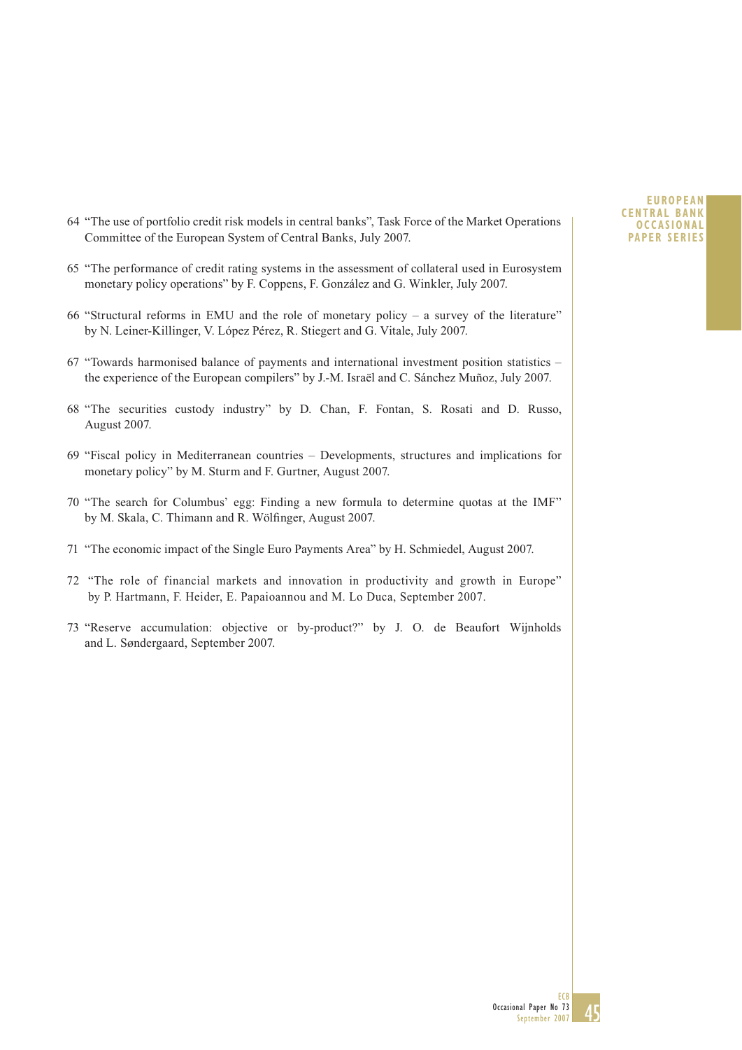64 "The use of portfolio credit risk models in central banks", Task Force of the Market Operations Committee of the European System of Central Banks, July 2007.

65 "The performance of credit rating systems in the assessment of collateral used in Eurosystem monetary policy operations" by F. Coppens, F. González and G. Winkler, July 2007.

66 "Structural reforms in EMU and the role of monetary policy – a survey of the literature" by N. Leiner-Killinger, V. López Pérez, R. Stiegert and G. Vitale, July 2007.

67 "Towards harmonised balance of payments and international investment position statistics – the experience of the European compilers" by J.-M. Israël and C. Sánchez Muñoz, July 2007.

68 "The securities custody industry" by D. Chan, F. Fontan, S. Rosati and D. Russo, August 2007.

69 "Fiscal policy in Mediterranean countries – Developments, structures and implications for monetary policy" by M. Sturm and F. Gurtner, August 2007.

70 "The search for Columbus' egg: Finding a new formula to determine quotas at the IMF" by M. Skala, C. Thimann and R. Wölfinger, August 2007.

71 "The economic impact of the Single Euro Payments Area" by H. Schmiedel, August 2007.

72 "The role of financial markets and innovation in productivity and growth in Europe" by P. Hartmann, F. Heider, E. Papaioannou and M. Lo Duca, September 2007.

73 "Reserve accumulation: objective or by-product?" by J. O. de Beaufort Wijnholds and L. Søndergaard, September 2007.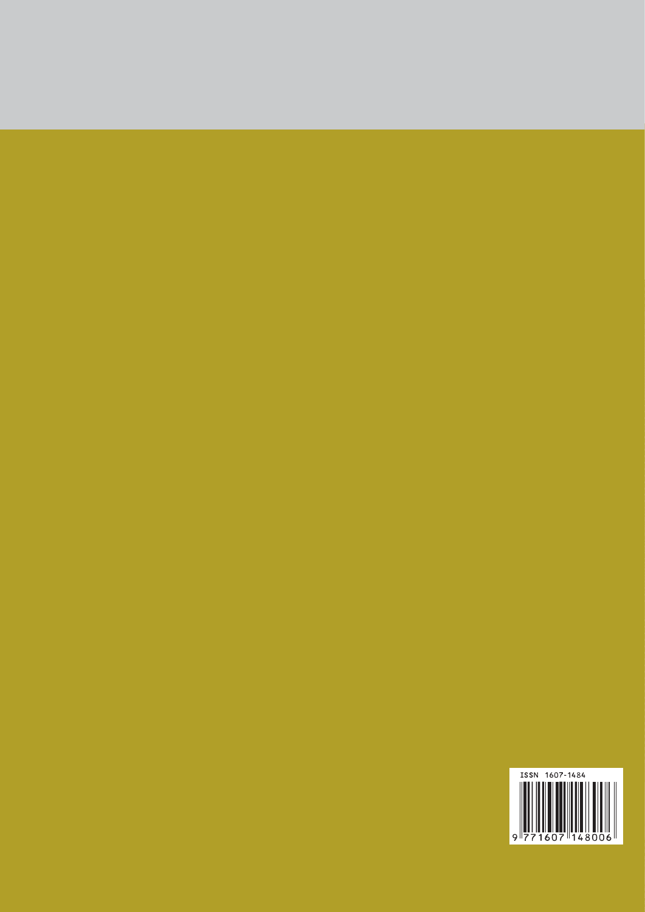ISSN 1607-1484

9 771607 148006